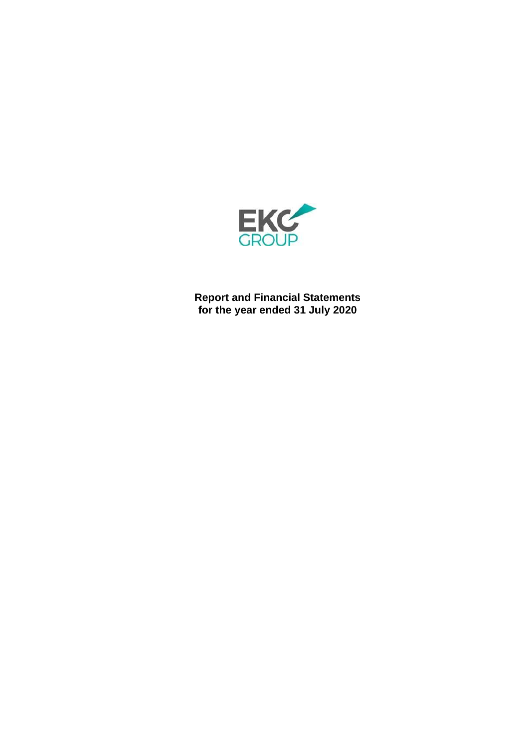EKC GROUP

**Report and Financial Statements**
**for the year ended 31 July 2020**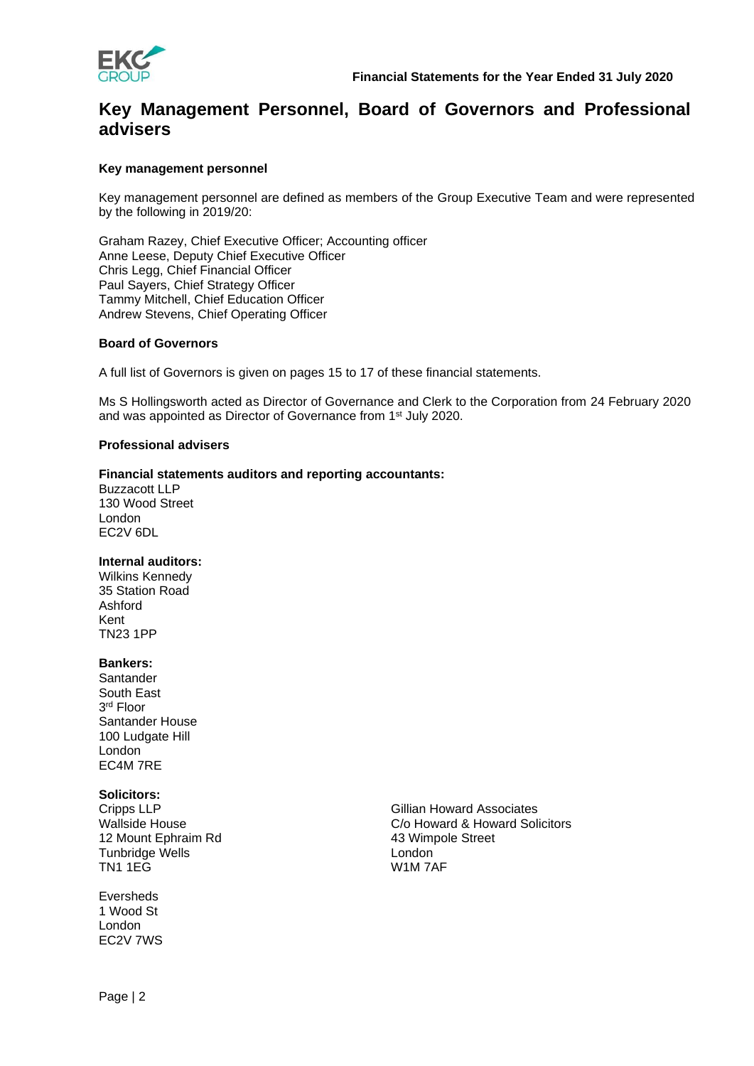# Key Management Personnel, Board of Governors and Professional advisers

### Key management personnel

Key management personnel are defined as members of the Group Executive Team and were represented by the following in 2019/20:

Graham Razey, Chief Executive Officer; Accounting officer
Anne Leese, Deputy Chief Executive Officer
Chris Legg, Chief Financial Officer
Paul Sayers, Chief Strategy Officer
Tammy Mitchell, Chief Education Officer
Andrew Stevens, Chief Operating Officer

### Board of Governors

A full list of Governors is given on pages 15 to 17 of these financial statements.

Ms S Hollingsworth acted as Director of Governance and Clerk to the Corporation from 24 February 2020 and was appointed as Director of Governance from 1st July 2020.

### Professional advisers

**Financial statements auditors and reporting accountants:**
Buzzacott LLP
130 Wood Street
London
EC2V 6DL

**Internal auditors:**
Wilkins Kennedy
35 Station Road
Ashford
Kent
TN23 1PP

**Bankers:**
Santander
South East
3rd Floor
Santander House
100 Ludgate Hill
London
EC4M 7RE

**Solicitors:**
Cripps LLP
Wallside House
12 Mount Ephraim Rd
Tunbridge Wells
TN1 1EG

Gillian Howard Associates
C/o Howard & Howard Solicitors
43 Wimpole Street
London
W1M 7AF

Eversheds
1 Wood St
London
EC2V 7WS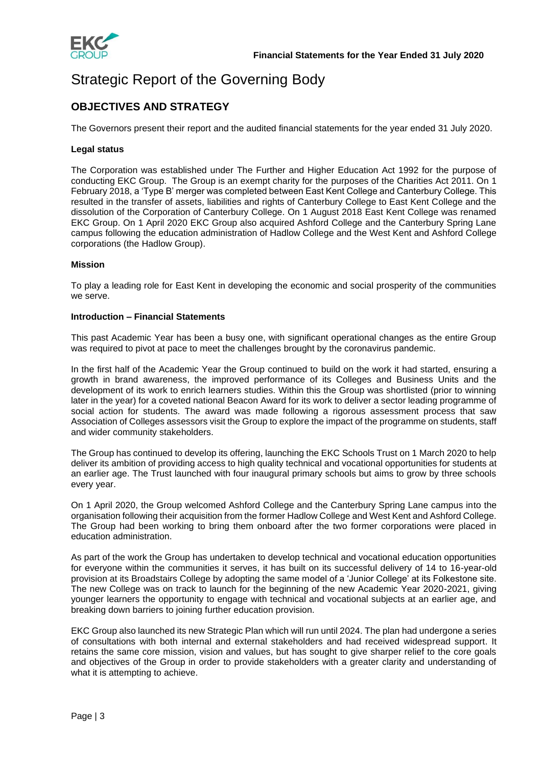# Strategic Report of the Governing Body

## OBJECTIVES AND STRATEGY

The Governors present their report and the audited financial statements for the year ended 31 July 2020.

**Legal status**

The Corporation was established under The Further and Higher Education Act 1992 for the purpose of conducting EKC Group. The Group is an exempt charity for the purposes of the Charities Act 2011. On 1 February 2018, a 'Type B' merger was completed between East Kent College and Canterbury College. This resulted in the transfer of assets, liabilities and rights of Canterbury College to East Kent College and the dissolution of the Corporation of Canterbury College. On 1 August 2018 East Kent College was renamed EKC Group. On 1 April 2020 EKC Group also acquired Ashford College and the Canterbury Spring Lane campus following the education administration of Hadlow College and the West Kent and Ashford College corporations (the Hadlow Group).

**Mission**

To play a leading role for East Kent in developing the economic and social prosperity of the communities we serve.

**Introduction – Financial Statements**

This past Academic Year has been a busy one, with significant operational changes as the entire Group was required to pivot at pace to meet the challenges brought by the coronavirus pandemic.

In the first half of the Academic Year the Group continued to build on the work it had started, ensuring a growth in brand awareness, the improved performance of its Colleges and Business Units and the development of its work to enrich learners studies. Within this the Group was shortlisted (prior to winning later in the year) for a coveted national Beacon Award for its work to deliver a sector leading programme of social action for students. The award was made following a rigorous assessment process that saw Association of Colleges assessors visit the Group to explore the impact of the programme on students, staff and wider community stakeholders.

The Group has continued to develop its offering, launching the EKC Schools Trust on 1 March 2020 to help deliver its ambition of providing access to high quality technical and vocational opportunities for students at an earlier age. The Trust launched with four inaugural primary schools but aims to grow by three schools every year.

On 1 April 2020, the Group welcomed Ashford College and the Canterbury Spring Lane campus into the organisation following their acquisition from the former Hadlow College and West Kent and Ashford College. The Group had been working to bring them onboard after the two former corporations were placed in education administration.

As part of the work the Group has undertaken to develop technical and vocational education opportunities for everyone within the communities it serves, it has built on its successful delivery of 14 to 16-year-old provision at its Broadstairs College by adopting the same model of a 'Junior College' at its Folkestone site. The new College was on track to launch for the beginning of the new Academic Year 2020-2021, giving younger learners the opportunity to engage with technical and vocational subjects at an earlier age, and breaking down barriers to joining further education provision.

EKC Group also launched its new Strategic Plan which will run until 2024. The plan had undergone a series of consultations with both internal and external stakeholders and had received widespread support. It retains the same core mission, vision and values, but has sought to give sharper relief to the core goals and objectives of the Group in order to provide stakeholders with a greater clarity and understanding of what it is attempting to achieve.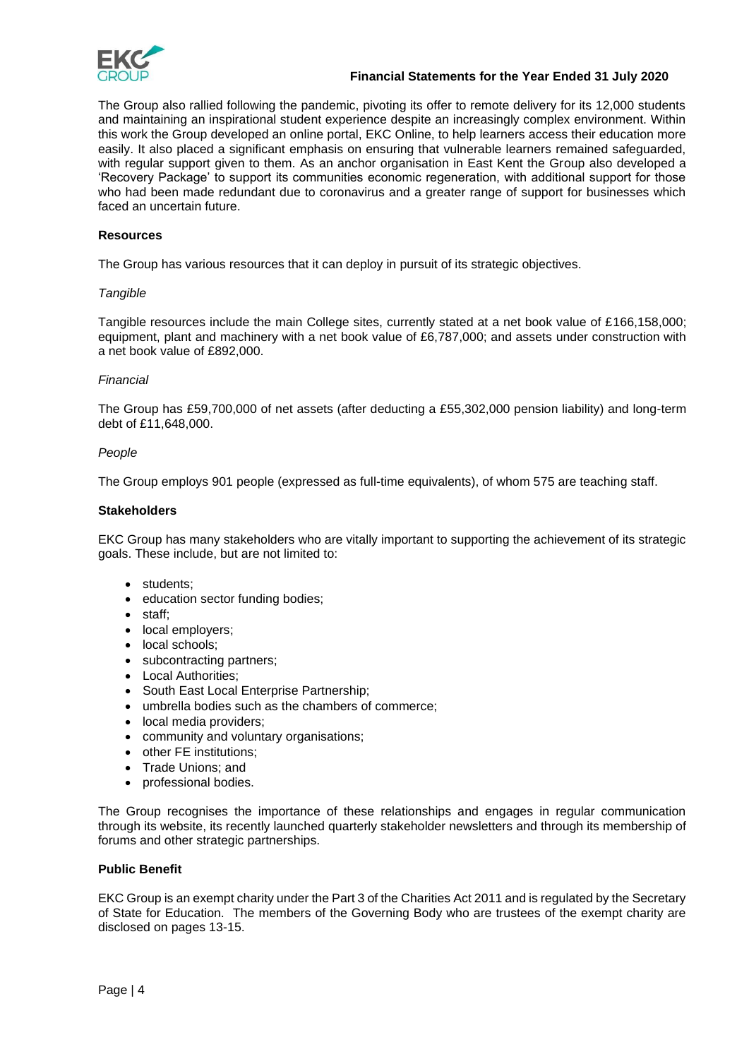The Group also rallied following the pandemic, pivoting its offer to remote delivery for its 12,000 students and maintaining an inspirational student experience despite an increasingly complex environment. Within this work the Group developed an online portal, EKC Online, to help learners access their education more easily. It also placed a significant emphasis on ensuring that vulnerable learners remained safeguarded, with regular support given to them. As an anchor organisation in East Kent the Group also developed a 'Recovery Package' to support its communities economic regeneration, with additional support for those who had been made redundant due to coronavirus and a greater range of support for businesses which faced an uncertain future.

**Resources**

The Group has various resources that it can deploy in pursuit of its strategic objectives.

*Tangible*

Tangible resources include the main College sites, currently stated at a net book value of £166,158,000; equipment, plant and machinery with a net book value of £6,787,000; and assets under construction with a net book value of £892,000.

*Financial*

The Group has £59,700,000 of net assets (after deducting a £55,302,000 pension liability) and long-term debt of £11,648,000.

*People*

The Group employs 901 people (expressed as full-time equivalents), of whom 575 are teaching staff.

**Stakeholders**

EKC Group has many stakeholders who are vitally important to supporting the achievement of its strategic goals. These include, but are not limited to:

- students;
- education sector funding bodies;
- staff;
- local employers;
- local schools;
- subcontracting partners;
- Local Authorities;
- South East Local Enterprise Partnership;
- umbrella bodies such as the chambers of commerce;
- local media providers;
- community and voluntary organisations;
- other FE institutions;
- Trade Unions; and
- professional bodies.

The Group recognises the importance of these relationships and engages in regular communication through its website, its recently launched quarterly stakeholder newsletters and through its membership of forums and other strategic partnerships.

**Public Benefit**

EKC Group is an exempt charity under the Part 3 of the Charities Act 2011 and is regulated by the Secretary of State for Education. The members of the Governing Body who are trustees of the exempt charity are disclosed on pages 13-15.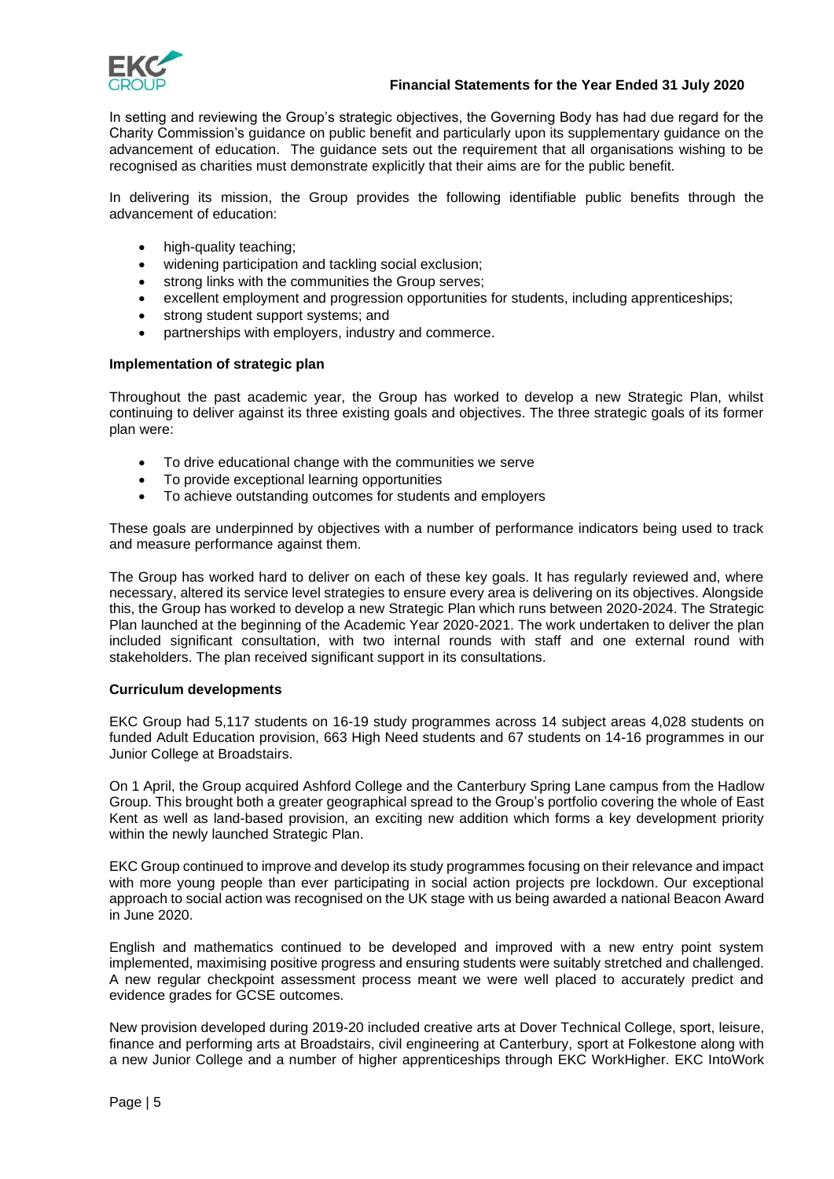In setting and reviewing the Group's strategic objectives, the Governing Body has had due regard for the Charity Commission's guidance on public benefit and particularly upon its supplementary guidance on the advancement of education. The guidance sets out the requirement that all organisations wishing to be recognised as charities must demonstrate explicitly that their aims are for the public benefit.

In delivering its mission, the Group provides the following identifiable public benefits through the advancement of education:

- high-quality teaching;
- widening participation and tackling social exclusion;
- strong links with the communities the Group serves;
- excellent employment and progression opportunities for students, including apprenticeships;
- strong student support systems; and
- partnerships with employers, industry and commerce.

**Implementation of strategic plan**

Throughout the past academic year, the Group has worked to develop a new Strategic Plan, whilst continuing to deliver against its three existing goals and objectives. The three strategic goals of its former plan were:

- To drive educational change with the communities we serve
- To provide exceptional learning opportunities
- To achieve outstanding outcomes for students and employers

These goals are underpinned by objectives with a number of performance indicators being used to track and measure performance against them.

The Group has worked hard to deliver on each of these key goals. It has regularly reviewed and, where necessary, altered its service level strategies to ensure every area is delivering on its objectives. Alongside this, the Group has worked to develop a new Strategic Plan which runs between 2020-2024. The Strategic Plan launched at the beginning of the Academic Year 2020-2021. The work undertaken to deliver the plan included significant consultation, with two internal rounds with staff and one external round with stakeholders. The plan received significant support in its consultations.

**Curriculum developments**

EKC Group had 5,117 students on 16-19 study programmes across 14 subject areas 4,028 students on funded Adult Education provision, 663 High Need students and 67 students on 14-16 programmes in our Junior College at Broadstairs.

On 1 April, the Group acquired Ashford College and the Canterbury Spring Lane campus from the Hadlow Group. This brought both a greater geographical spread to the Group's portfolio covering the whole of East Kent as well as land-based provision, an exciting new addition which forms a key development priority within the newly launched Strategic Plan.

EKC Group continued to improve and develop its study programmes focusing on their relevance and impact with more young people than ever participating in social action projects pre lockdown. Our exceptional approach to social action was recognised on the UK stage with us being awarded a national Beacon Award in June 2020.

English and mathematics continued to be developed and improved with a new entry point system implemented, maximising positive progress and ensuring students were suitably stretched and challenged. A new regular checkpoint assessment process meant we were well placed to accurately predict and evidence grades for GCSE outcomes.

New provision developed during 2019-20 included creative arts at Dover Technical College, sport, leisure, finance and performing arts at Broadstairs, civil engineering at Canterbury, sport at Folkestone along with a new Junior College and a number of higher apprenticeships through EKC WorkHigher. EKC IntoWork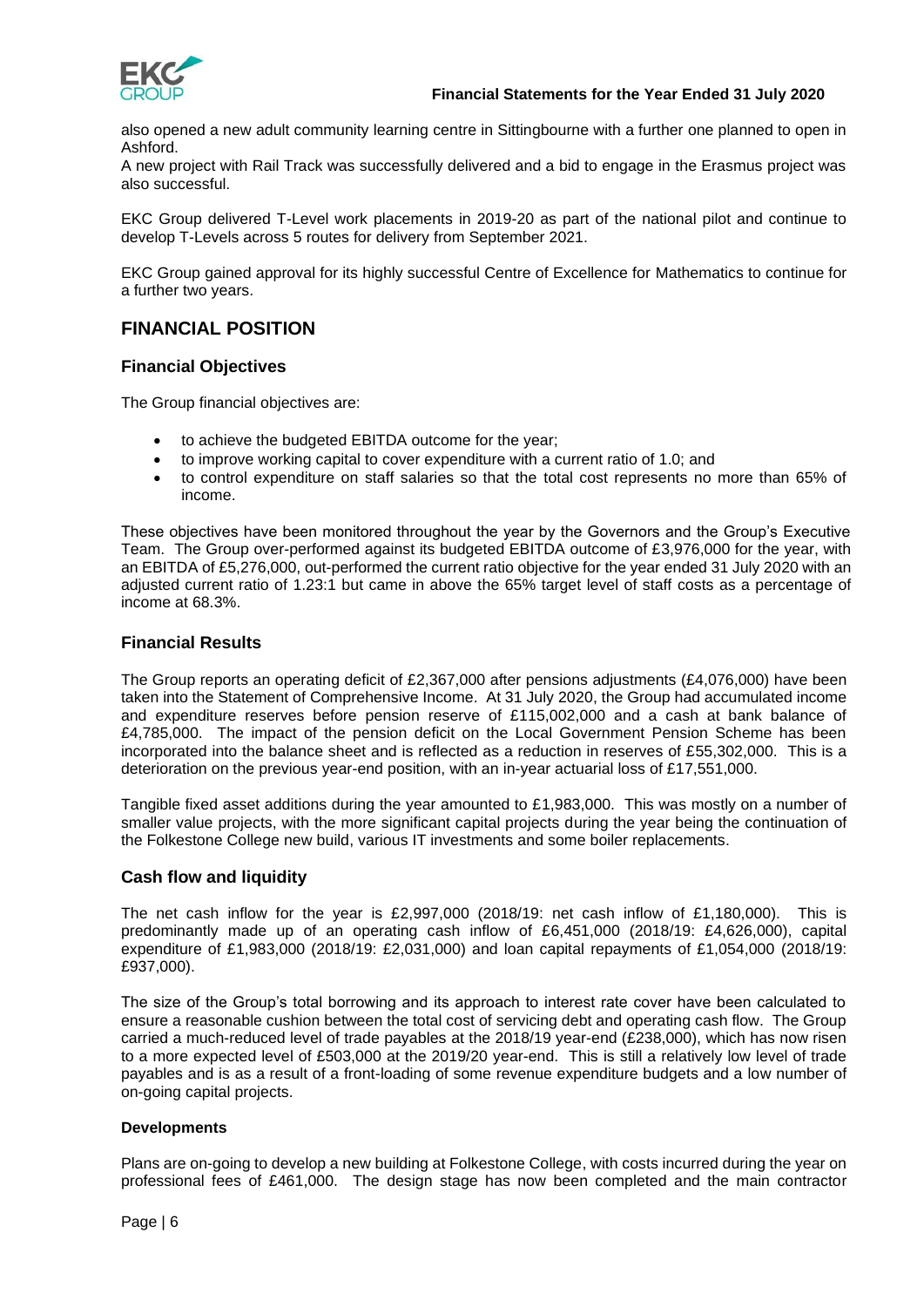also opened a new adult community learning centre in Sittingbourne with a further one planned to open in Ashford.
A new project with Rail Track was successfully delivered and a bid to engage in the Erasmus project was also successful.

EKC Group delivered T-Level work placements in 2019-20 as part of the national pilot and continue to develop T-Levels across 5 routes for delivery from September 2021.

EKC Group gained approval for its highly successful Centre of Excellence for Mathematics to continue for a further two years.

## FINANCIAL POSITION

### Financial Objectives

The Group financial objectives are:

- to achieve the budgeted EBITDA outcome for the year;
- to improve working capital to cover expenditure with a current ratio of 1.0; and
- to control expenditure on staff salaries so that the total cost represents no more than 65% of income.

These objectives have been monitored throughout the year by the Governors and the Group's Executive Team. The Group over-performed against its budgeted EBITDA outcome of £3,976,000 for the year, with an EBITDA of £5,276,000, out-performed the current ratio objective for the year ended 31 July 2020 with an adjusted current ratio of 1.23:1 but came in above the 65% target level of staff costs as a percentage of income at 68.3%.

### Financial Results

The Group reports an operating deficit of £2,367,000 after pensions adjustments (£4,076,000) have been taken into the Statement of Comprehensive Income. At 31 July 2020, the Group had accumulated income and expenditure reserves before pension reserve of £115,002,000 and a cash at bank balance of £4,785,000. The impact of the pension deficit on the Local Government Pension Scheme has been incorporated into the balance sheet and is reflected as a reduction in reserves of £55,302,000. This is a deterioration on the previous year-end position, with an in-year actuarial loss of £17,551,000.

Tangible fixed asset additions during the year amounted to £1,983,000. This was mostly on a number of smaller value projects, with the more significant capital projects during the year being the continuation of the Folkestone College new build, various IT investments and some boiler replacements.

### Cash flow and liquidity

The net cash inflow for the year is £2,997,000 (2018/19: net cash inflow of £1,180,000). This is predominantly made up of an operating cash inflow of £6,451,000 (2018/19: £4,626,000), capital expenditure of £1,983,000 (2018/19: £2,031,000) and loan capital repayments of £1,054,000 (2018/19: £937,000).

The size of the Group's total borrowing and its approach to interest rate cover have been calculated to ensure a reasonable cushion between the total cost of servicing debt and operating cash flow. The Group carried a much-reduced level of trade payables at the 2018/19 year-end (£238,000), which has now risen to a more expected level of £503,000 at the 2019/20 year-end. This is still a relatively low level of trade payables and is as a result of a front-loading of some revenue expenditure budgets and a low number of on-going capital projects.

#### Developments

Plans are on-going to develop a new building at Folkestone College, with costs incurred during the year on professional fees of £461,000. The design stage has now been completed and the main contractor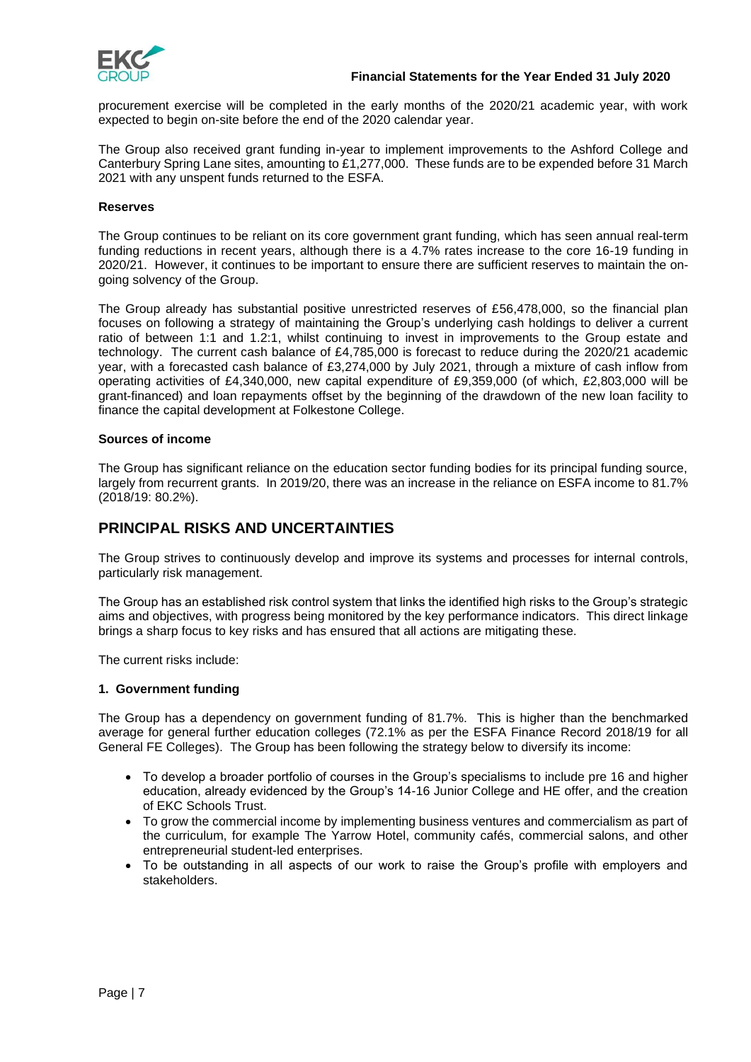procurement exercise will be completed in the early months of the 2020/21 academic year, with work expected to begin on-site before the end of the 2020 calendar year.

The Group also received grant funding in-year to implement improvements to the Ashford College and Canterbury Spring Lane sites, amounting to £1,277,000. These funds are to be expended before 31 March 2021 with any unspent funds returned to the ESFA.

**Reserves**

The Group continues to be reliant on its core government grant funding, which has seen annual real-term funding reductions in recent years, although there is a 4.7% rates increase to the core 16-19 funding in 2020/21. However, it continues to be important to ensure there are sufficient reserves to maintain the on-going solvency of the Group.

The Group already has substantial positive unrestricted reserves of £56,478,000, so the financial plan focuses on following a strategy of maintaining the Group's underlying cash holdings to deliver a current ratio of between 1:1 and 1.2:1, whilst continuing to invest in improvements to the Group estate and technology. The current cash balance of £4,785,000 is forecast to reduce during the 2020/21 academic year, with a forecasted cash balance of £3,274,000 by July 2021, through a mixture of cash inflow from operating activities of £4,340,000, new capital expenditure of £9,359,000 (of which, £2,803,000 will be grant-financed) and loan repayments offset by the beginning of the drawdown of the new loan facility to finance the capital development at Folkestone College.

**Sources of income**

The Group has significant reliance on the education sector funding bodies for its principal funding source, largely from recurrent grants. In 2019/20, there was an increase in the reliance on ESFA income to 81.7% (2018/19: 80.2%).

## PRINCIPAL RISKS AND UNCERTAINTIES

The Group strives to continuously develop and improve its systems and processes for internal controls, particularly risk management.

The Group has an established risk control system that links the identified high risks to the Group's strategic aims and objectives, with progress being monitored by the key performance indicators. This direct linkage brings a sharp focus to key risks and has ensured that all actions are mitigating these.

The current risks include:

**1. Government funding**

The Group has a dependency on government funding of 81.7%. This is higher than the benchmarked average for general further education colleges (72.1% as per the ESFA Finance Record 2018/19 for all General FE Colleges). The Group has been following the strategy below to diversify its income:

- To develop a broader portfolio of courses in the Group's specialisms to include pre 16 and higher education, already evidenced by the Group's 14-16 Junior College and HE offer, and the creation of EKC Schools Trust.
- To grow the commercial income by implementing business ventures and commercialism as part of the curriculum, for example The Yarrow Hotel, community cafés, commercial salons, and other entrepreneurial student-led enterprises.
- To be outstanding in all aspects of our work to raise the Group's profile with employers and stakeholders.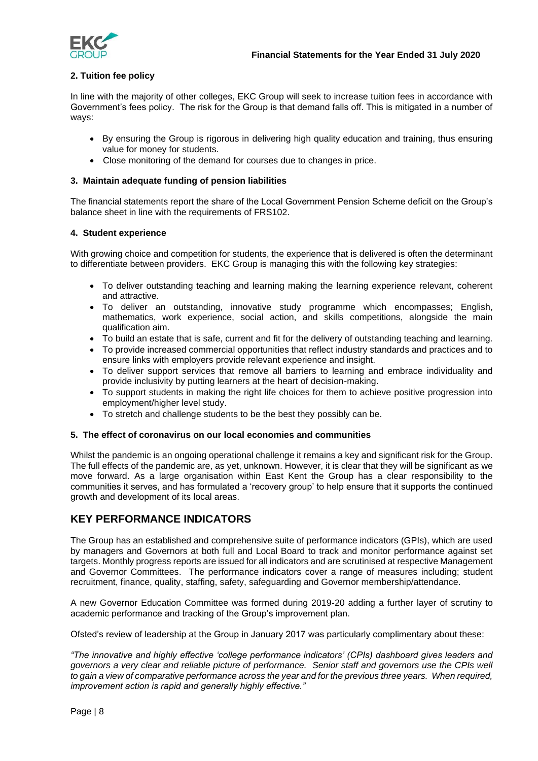### 2. Tuition fee policy

In line with the majority of other colleges, EKC Group will seek to increase tuition fees in accordance with Government's fees policy. The risk for the Group is that demand falls off. This is mitigated in a number of ways:

- By ensuring the Group is rigorous in delivering high quality education and training, thus ensuring value for money for students.
- Close monitoring of the demand for courses due to changes in price.

### 3. Maintain adequate funding of pension liabilities

The financial statements report the share of the Local Government Pension Scheme deficit on the Group's balance sheet in line with the requirements of FRS102.

### 4. Student experience

With growing choice and competition for students, the experience that is delivered is often the determinant to differentiate between providers. EKC Group is managing this with the following key strategies:

- To deliver outstanding teaching and learning making the learning experience relevant, coherent and attractive.
- To deliver an outstanding, innovative study programme which encompasses; English, mathematics, work experience, social action, and skills competitions, alongside the main qualification aim.
- To build an estate that is safe, current and fit for the delivery of outstanding teaching and learning.
- To provide increased commercial opportunities that reflect industry standards and practices and to ensure links with employers provide relevant experience and insight.
- To deliver support services that remove all barriers to learning and embrace individuality and provide inclusivity by putting learners at the heart of decision-making.
- To support students in making the right life choices for them to achieve positive progression into employment/higher level study.
- To stretch and challenge students to be the best they possibly can be.

### 5. The effect of coronavirus on our local economies and communities

Whilst the pandemic is an ongoing operational challenge it remains a key and significant risk for the Group. The full effects of the pandemic are, as yet, unknown. However, it is clear that they will be significant as we move forward. As a large organisation within East Kent the Group has a clear responsibility to the communities it serves, and has formulated a 'recovery group' to help ensure that it supports the continued growth and development of its local areas.

## KEY PERFORMANCE INDICATORS

The Group has an established and comprehensive suite of performance indicators (GPIs), which are used by managers and Governors at both full and Local Board to track and monitor performance against set targets. Monthly progress reports are issued for all indicators and are scrutinised at respective Management and Governor Committees. The performance indicators cover a range of measures including; student recruitment, finance, quality, staffing, safety, safeguarding and Governor membership/attendance.

A new Governor Education Committee was formed during 2019-20 adding a further layer of scrutiny to academic performance and tracking of the Group's improvement plan.

Ofsted's review of leadership at the Group in January 2017 was particularly complimentary about these:

*"The innovative and highly effective 'college performance indicators' (CPIs) dashboard gives leaders and governors a very clear and reliable picture of performance. Senior staff and governors use the CPIs well to gain a view of comparative performance across the year and for the previous three years. When required, improvement action is rapid and generally highly effective."*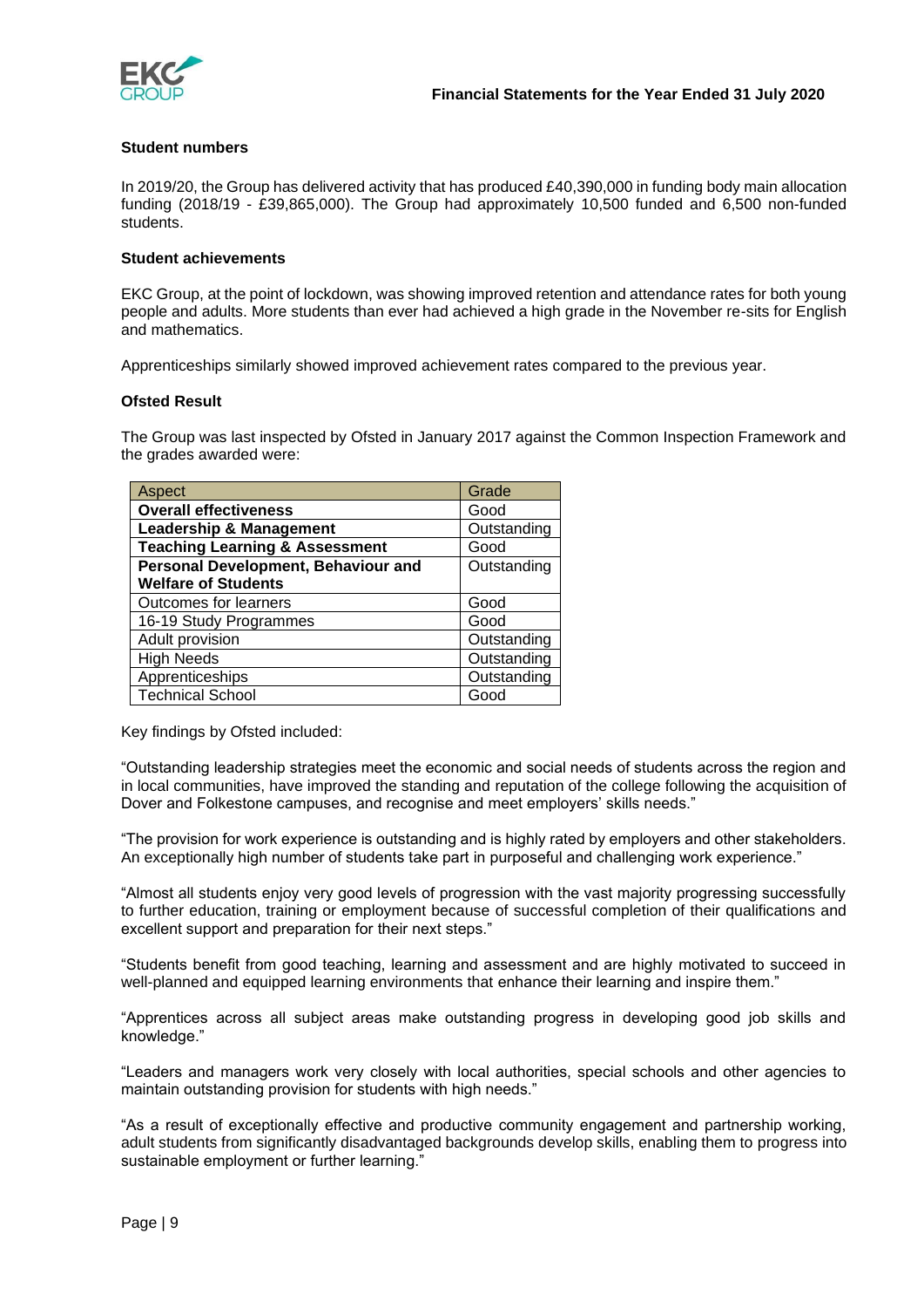### Student numbers

In 2019/20, the Group has delivered activity that has produced £40,390,000 in funding body main allocation funding (2018/19 - £39,865,000). The Group had approximately 10,500 funded and 6,500 non-funded students.

### Student achievements

EKC Group, at the point of lockdown, was showing improved retention and attendance rates for both young people and adults. More students than ever had achieved a high grade in the November re-sits for English and mathematics.

Apprenticeships similarly showed improved achievement rates compared to the previous year.

### Ofsted Result

The Group was last inspected by Ofsted in January 2017 against the Common Inspection Framework and the grades awarded were:

| Aspect | Grade |
|---|---|
| **Overall effectiveness** | Good |
| **Leadership & Management** | Outstanding |
| **Teaching Learning & Assessment** | Good |
| **Personal Development, Behaviour and Welfare of Students** | Outstanding |
| Outcomes for learners | Good |
| 16-19 Study Programmes | Good |
| Adult provision | Outstanding |
| High Needs | Outstanding |
| Apprenticeships | Outstanding |
| Technical School | Good |

Key findings by Ofsted included:

"Outstanding leadership strategies meet the economic and social needs of students across the region and in local communities, have improved the standing and reputation of the college following the acquisition of Dover and Folkestone campuses, and recognise and meet employers' skills needs."

"The provision for work experience is outstanding and is highly rated by employers and other stakeholders. An exceptionally high number of students take part in purposeful and challenging work experience."

"Almost all students enjoy very good levels of progression with the vast majority progressing successfully to further education, training or employment because of successful completion of their qualifications and excellent support and preparation for their next steps."

"Students benefit from good teaching, learning and assessment and are highly motivated to succeed in well-planned and equipped learning environments that enhance their learning and inspire them."

"Apprentices across all subject areas make outstanding progress in developing good job skills and knowledge."

"Leaders and managers work very closely with local authorities, special schools and other agencies to maintain outstanding provision for students with high needs."

"As a result of exceptionally effective and productive community engagement and partnership working, adult students from significantly disadvantaged backgrounds develop skills, enabling them to progress into sustainable employment or further learning."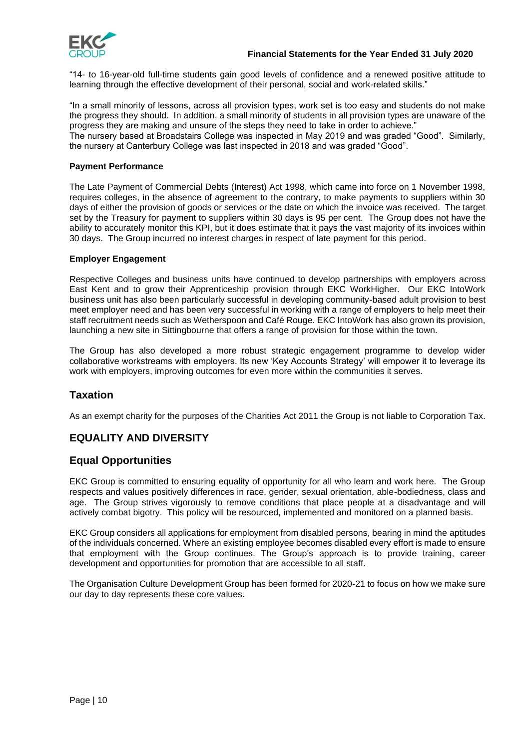"14- to 16-year-old full-time students gain good levels of confidence and a renewed positive attitude to learning through the effective development of their personal, social and work-related skills."

"In a small minority of lessons, across all provision types, work set is too easy and students do not make the progress they should. In addition, a small minority of students in all provision types are unaware of the progress they are making and unsure of the steps they need to take in order to achieve."
The nursery based at Broadstairs College was inspected in May 2019 and was graded "Good". Similarly, the nursery at Canterbury College was last inspected in 2018 and was graded "Good".

**Payment Performance**

The Late Payment of Commercial Debts (Interest) Act 1998, which came into force on 1 November 1998, requires colleges, in the absence of agreement to the contrary, to make payments to suppliers within 30 days of either the provision of goods or services or the date on which the invoice was received. The target set by the Treasury for payment to suppliers within 30 days is 95 per cent. The Group does not have the ability to accurately monitor this KPI, but it does estimate that it pays the vast majority of its invoices within 30 days. The Group incurred no interest charges in respect of late payment for this period.

**Employer Engagement**

Respective Colleges and business units have continued to develop partnerships with employers across East Kent and to grow their Apprenticeship provision through EKC WorkHigher. Our EKC IntoWork business unit has also been particularly successful in developing community-based adult provision to best meet employer need and has been very successful in working with a range of employers to help meet their staff recruitment needs such as Wetherspoon and Café Rouge. EKC IntoWork has also grown its provision, launching a new site in Sittingbourne that offers a range of provision for those within the town.

The Group has also developed a more robust strategic engagement programme to develop wider collaborative workstreams with employers. Its new 'Key Accounts Strategy' will empower it to leverage its work with employers, improving outcomes for even more within the communities it serves.

## Taxation

As an exempt charity for the purposes of the Charities Act 2011 the Group is not liable to Corporation Tax.

## EQUALITY AND DIVERSITY

## Equal Opportunities

EKC Group is committed to ensuring equality of opportunity for all who learn and work here. The Group respects and values positively differences in race, gender, sexual orientation, able-bodiedness, class and age. The Group strives vigorously to remove conditions that place people at a disadvantage and will actively combat bigotry. This policy will be resourced, implemented and monitored on a planned basis.

EKC Group considers all applications for employment from disabled persons, bearing in mind the aptitudes of the individuals concerned. Where an existing employee becomes disabled every effort is made to ensure that employment with the Group continues. The Group's approach is to provide training, career development and opportunities for promotion that are accessible to all staff.

The Organisation Culture Development Group has been formed for 2020-21 to focus on how we make sure our day to day represents these core values.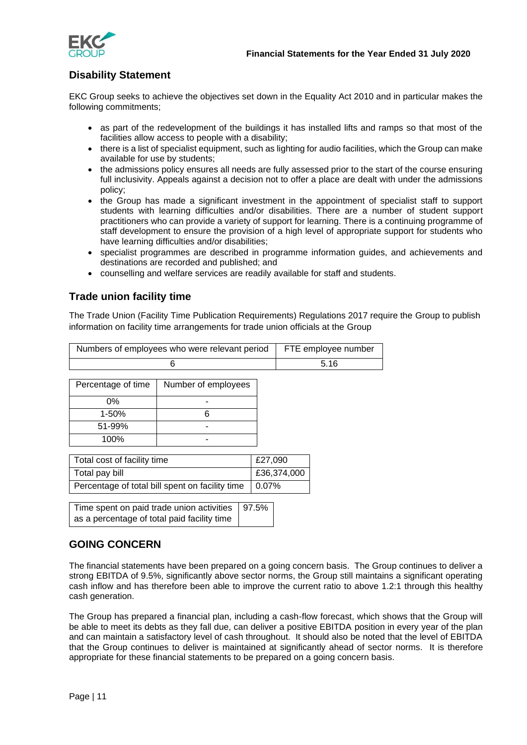## Disability Statement

EKC Group seeks to achieve the objectives set down in the Equality Act 2010 and in particular makes the following commitments;

- as part of the redevelopment of the buildings it has installed lifts and ramps so that most of the facilities allow access to people with a disability;
- there is a list of specialist equipment, such as lighting for audio facilities, which the Group can make available for use by students;
- the admissions policy ensures all needs are fully assessed prior to the start of the course ensuring full inclusivity. Appeals against a decision not to offer a place are dealt with under the admissions policy;
- the Group has made a significant investment in the appointment of specialist staff to support students with learning difficulties and/or disabilities. There are a number of student support practitioners who can provide a variety of support for learning. There is a continuing programme of staff development to ensure the provision of a high level of appropriate support for students who have learning difficulties and/or disabilities;
- specialist programmes are described in programme information guides, and achievements and destinations are recorded and published; and
- counselling and welfare services are readily available for staff and students.

## Trade union facility time

The Trade Union (Facility Time Publication Requirements) Regulations 2017 require the Group to publish information on facility time arrangements for trade union officials at the Group

| Numbers of employees who were relevant period | FTE employee number |
|---|---|
| 6 | 5.16 |

| Percentage of time | Number of employees |
|---|---|
| 0% | - |
| 1-50% | 6 |
| 51-99% | - |
| 100% | - |

| | |
|---|---|
| Total cost of facility time | £27,090 |
| Total pay bill | £36,374,000 |
| Percentage of total bill spent on facility time | 0.07% |

| | |
|---|---|
| Time spent on paid trade union activities as a percentage of total paid facility time | 97.5% |

## GOING CONCERN

The financial statements have been prepared on a going concern basis. The Group continues to deliver a strong EBITDA of 9.5%, significantly above sector norms, the Group still maintains a significant operating cash inflow and has therefore been able to improve the current ratio to above 1.2:1 through this healthy cash generation.

The Group has prepared a financial plan, including a cash-flow forecast, which shows that the Group will be able to meet its debts as they fall due, can deliver a positive EBITDA position in every year of the plan and can maintain a satisfactory level of cash throughout. It should also be noted that the level of EBITDA that the Group continues to deliver is maintained at significantly ahead of sector norms. It is therefore appropriate for these financial statements to be prepared on a going concern basis.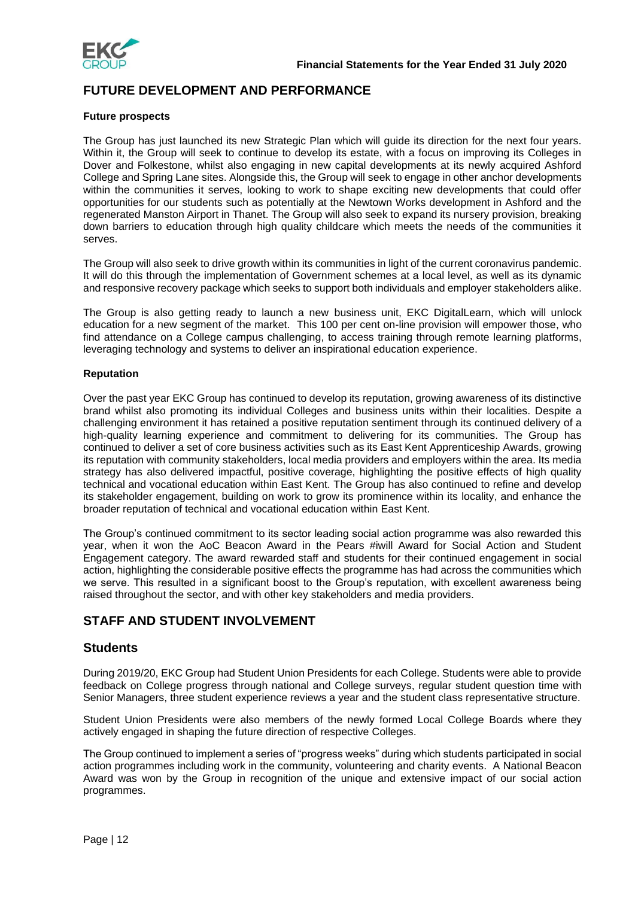## FUTURE DEVELOPMENT AND PERFORMANCE

**Future prospects**

The Group has just launched its new Strategic Plan which will guide its direction for the next four years. Within it, the Group will seek to continue to develop its estate, with a focus on improving its Colleges in Dover and Folkestone, whilst also engaging in new capital developments at its newly acquired Ashford College and Spring Lane sites. Alongside this, the Group will seek to engage in other anchor developments within the communities it serves, looking to work to shape exciting new developments that could offer opportunities for our students such as potentially at the Newtown Works development in Ashford and the regenerated Manston Airport in Thanet. The Group will also seek to expand its nursery provision, breaking down barriers to education through high quality childcare which meets the needs of the communities it serves.

The Group will also seek to drive growth within its communities in light of the current coronavirus pandemic. It will do this through the implementation of Government schemes at a local level, as well as its dynamic and responsive recovery package which seeks to support both individuals and employer stakeholders alike.

The Group is also getting ready to launch a new business unit, EKC DigitalLearn, which will unlock education for a new segment of the market. This 100 per cent on-line provision will empower those, who find attendance on a College campus challenging, to access training through remote learning platforms, leveraging technology and systems to deliver an inspirational education experience.

**Reputation**

Over the past year EKC Group has continued to develop its reputation, growing awareness of its distinctive brand whilst also promoting its individual Colleges and business units within their localities. Despite a challenging environment it has retained a positive reputation sentiment through its continued delivery of a high-quality learning experience and commitment to delivering for its communities. The Group has continued to deliver a set of core business activities such as its East Kent Apprenticeship Awards, growing its reputation with community stakeholders, local media providers and employers within the area. Its media strategy has also delivered impactful, positive coverage, highlighting the positive effects of high quality technical and vocational education within East Kent. The Group has also continued to refine and develop its stakeholder engagement, building on work to grow its prominence within its locality, and enhance the broader reputation of technical and vocational education within East Kent.

The Group's continued commitment to its sector leading social action programme was also rewarded this year, when it won the AoC Beacon Award in the Pears #iwill Award for Social Action and Student Engagement category. The award rewarded staff and students for their continued engagement in social action, highlighting the considerable positive effects the programme has had across the communities which we serve. This resulted in a significant boost to the Group's reputation, with excellent awareness being raised throughout the sector, and with other key stakeholders and media providers.

## STAFF AND STUDENT INVOLVEMENT

## Students

During 2019/20, EKC Group had Student Union Presidents for each College. Students were able to provide feedback on College progress through national and College surveys, regular student question time with Senior Managers, three student experience reviews a year and the student class representative structure.

Student Union Presidents were also members of the newly formed Local College Boards where they actively engaged in shaping the future direction of respective Colleges.

The Group continued to implement a series of "progress weeks" during which students participated in social action programmes including work in the community, volunteering and charity events. A National Beacon Award was won by the Group in recognition of the unique and extensive impact of our social action programmes.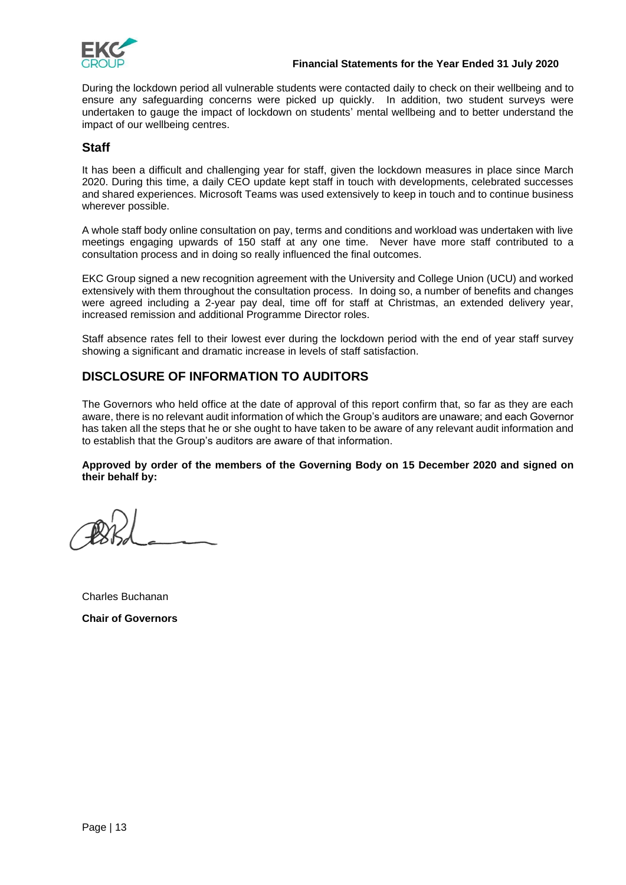During the lockdown period all vulnerable students were contacted daily to check on their wellbeing and to ensure any safeguarding concerns were picked up quickly. In addition, two student surveys were undertaken to gauge the impact of lockdown on students' mental wellbeing and to better understand the impact of our wellbeing centres.

## Staff

It has been a difficult and challenging year for staff, given the lockdown measures in place since March 2020. During this time, a daily CEO update kept staff in touch with developments, celebrated successes and shared experiences. Microsoft Teams was used extensively to keep in touch and to continue business wherever possible.

A whole staff body online consultation on pay, terms and conditions and workload was undertaken with live meetings engaging upwards of 150 staff at any one time. Never have more staff contributed to a consultation process and in doing so really influenced the final outcomes.

EKC Group signed a new recognition agreement with the University and College Union (UCU) and worked extensively with them throughout the consultation process. In doing so, a number of benefits and changes were agreed including a 2-year pay deal, time off for staff at Christmas, an extended delivery year, increased remission and additional Programme Director roles.

Staff absence rates fell to their lowest ever during the lockdown period with the end of year staff survey showing a significant and dramatic increase in levels of staff satisfaction.

## DISCLOSURE OF INFORMATION TO AUDITORS

The Governors who held office at the date of approval of this report confirm that, so far as they are each aware, there is no relevant audit information of which the Group's auditors are unaware; and each Governor has taken all the steps that he or she ought to have taken to be aware of any relevant audit information and to establish that the Group's auditors are aware of that information.

**Approved by order of the members of the Governing Body on 15 December 2020 and signed on their behalf by:**

Charles Buchanan

**Chair of Governors**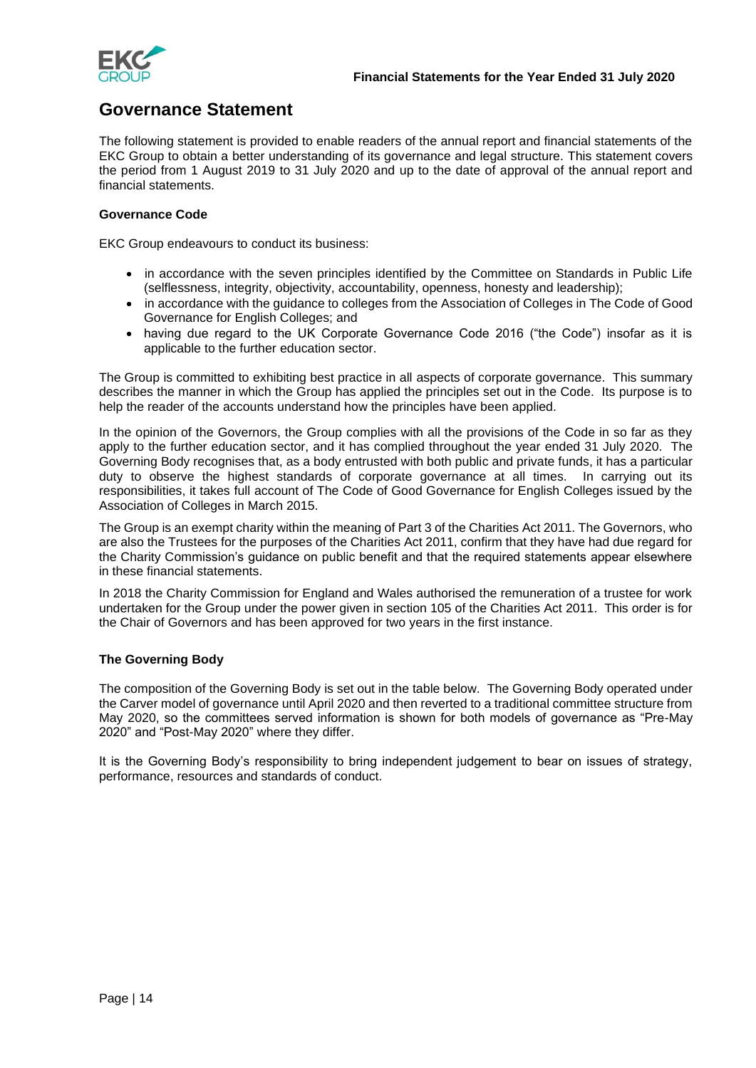# Governance Statement

The following statement is provided to enable readers of the annual report and financial statements of the EKC Group to obtain a better understanding of its governance and legal structure. This statement covers the period from 1 August 2019 to 31 July 2020 and up to the date of approval of the annual report and financial statements.

**Governance Code**

EKC Group endeavours to conduct its business:

- in accordance with the seven principles identified by the Committee on Standards in Public Life (selflessness, integrity, objectivity, accountability, openness, honesty and leadership);
- in accordance with the guidance to colleges from the Association of Colleges in The Code of Good Governance for English Colleges; and
- having due regard to the UK Corporate Governance Code 2016 ("the Code") insofar as it is applicable to the further education sector.

The Group is committed to exhibiting best practice in all aspects of corporate governance. This summary describes the manner in which the Group has applied the principles set out in the Code. Its purpose is to help the reader of the accounts understand how the principles have been applied.

In the opinion of the Governors, the Group complies with all the provisions of the Code in so far as they apply to the further education sector, and it has complied throughout the year ended 31 July 2020. The Governing Body recognises that, as a body entrusted with both public and private funds, it has a particular duty to observe the highest standards of corporate governance at all times. In carrying out its responsibilities, it takes full account of The Code of Good Governance for English Colleges issued by the Association of Colleges in March 2015.

The Group is an exempt charity within the meaning of Part 3 of the Charities Act 2011. The Governors, who are also the Trustees for the purposes of the Charities Act 2011, confirm that they have had due regard for the Charity Commission's guidance on public benefit and that the required statements appear elsewhere in these financial statements.

In 2018 the Charity Commission for England and Wales authorised the remuneration of a trustee for work undertaken for the Group under the power given in section 105 of the Charities Act 2011. This order is for the Chair of Governors and has been approved for two years in the first instance.

**The Governing Body**

The composition of the Governing Body is set out in the table below. The Governing Body operated under the Carver model of governance until April 2020 and then reverted to a traditional committee structure from May 2020, so the committees served information is shown for both models of governance as "Pre-May 2020" and "Post-May 2020" where they differ.

It is the Governing Body's responsibility to bring independent judgement to bear on issues of strategy, performance, resources and standards of conduct.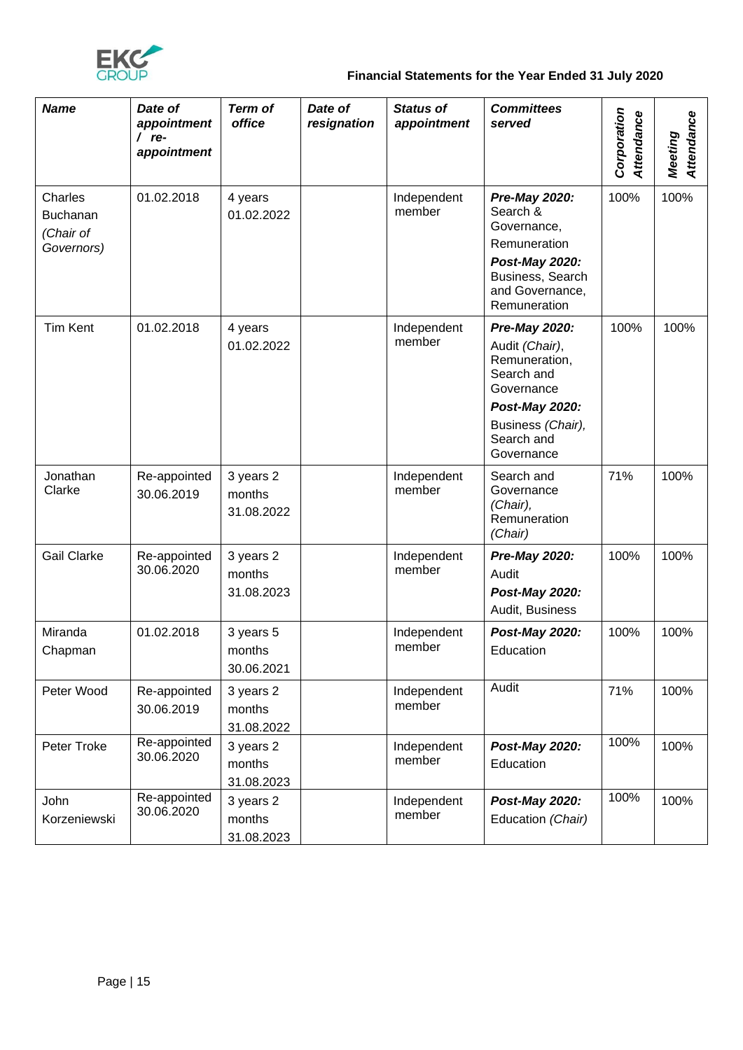| *Name* | *Date of appointment / re-appointment* | *Term of office* | *Date of resignation* | *Status of appointment* | *Committees served* | *Corporation Attendance* | *Meeting Attendance* |
|---|---|---|---|---|---|---|---|
| Charles Buchanan *(Chair of Governors)* | 01.02.2018 | 4 years 01.02.2022 | | Independent member | ***Pre-May 2020:*** Search & Governance, Remuneration ***Post-May 2020:*** Business, Search and Governance, Remuneration | 100% | 100% |
| Tim Kent | 01.02.2018 | 4 years 01.02.2022 | | Independent member | ***Pre-May 2020:*** Audit *(Chair)*, Remuneration, Search and Governance ***Post-May 2020:*** Business *(Chair)*, Search and Governance | 100% | 100% |
| Jonathan Clarke | Re-appointed 30.06.2019 | 3 years 2 months 31.08.2022 | | Independent member | Search and Governance *(Chair)*, Remuneration *(Chair)* | 71% | 100% |
| Gail Clarke | Re-appointed 30.06.2020 | 3 years 2 months 31.08.2023 | | Independent member | ***Pre-May 2020:*** Audit ***Post-May 2020:*** Audit, Business | 100% | 100% |
| Miranda Chapman | 01.02.2018 | 3 years 5 months 30.06.2021 | | Independent member | ***Post-May 2020:*** Education | 100% | 100% |
| Peter Wood | Re-appointed 30.06.2019 | 3 years 2 months 31.08.2022 | | Independent member | Audit | 71% | 100% |
| Peter Troke | Re-appointed 30.06.2020 | 3 years 2 months 31.08.2023 | | Independent member | ***Post-May 2020:*** Education | 100% | 100% |
| John Korzeniewski | Re-appointed 30.06.2020 | 3 years 2 months 31.08.2023 | | Independent member | ***Post-May 2020:*** Education *(Chair)* | 100% | 100% |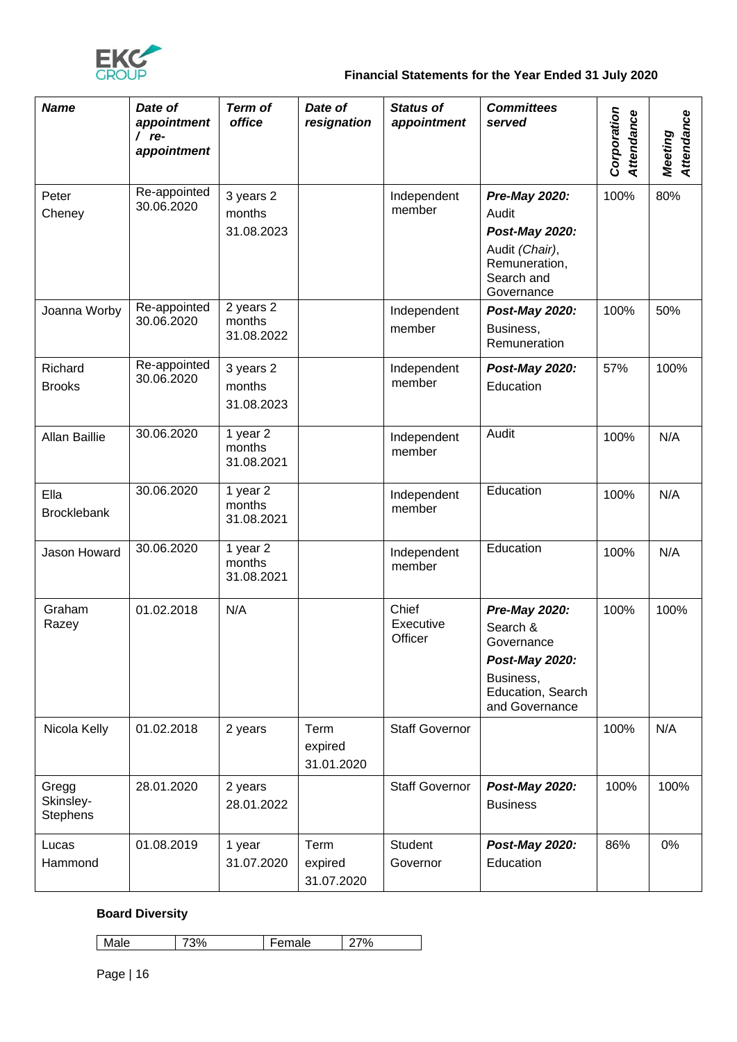| ***Name*** | ***Date of appointment / re-appointment*** | ***Term of office*** | ***Date of resignation*** | ***Status of appointment*** | ***Committees served*** | ***Corporation Attendance*** | ***Meeting Attendance*** |
|---|---|---|---|---|---|---|---|
| Peter Cheney | Re-appointed 30.06.2020 | 3 years 2 months 31.08.2023 | | Independent member | ***Pre-May 2020:*** Audit ***Post-May 2020:*** Audit *(Chair)*, Remuneration, Search and Governance | 100% | 80% |
| Joanna Worby | Re-appointed 30.06.2020 | 2 years 2 months 31.08.2022 | | Independent member | ***Post-May 2020:*** Business, Remuneration | 100% | 50% |
| Richard Brooks | Re-appointed 30.06.2020 | 3 years 2 months 31.08.2023 | | Independent member | ***Post-May 2020:*** Education | 57% | 100% |
| Allan Baillie | 30.06.2020 | 1 year 2 months 31.08.2021 | | Independent member | Audit | 100% | N/A |
| Ella Brocklebank | 30.06.2020 | 1 year 2 months 31.08.2021 | | Independent member | Education | 100% | N/A |
| Jason Howard | 30.06.2020 | 1 year 2 months 31.08.2021 | | Independent member | Education | 100% | N/A |
| Graham Razey | 01.02.2018 | N/A | | Chief Executive Officer | ***Pre-May 2020:*** Search & Governance ***Post-May 2020:*** Business, Education, Search and Governance | 100% | 100% |
| Nicola Kelly | 01.02.2018 | 2 years | Term expired 31.01.2020 | Staff Governor | | 100% | N/A |
| Gregg Skinsley-Stephens | 28.01.2020 | 2 years 28.01.2022 | | Staff Governor | ***Post-May 2020:*** Business | 100% | 100% |
| Lucas Hammond | 01.08.2019 | 1 year 31.07.2020 | Term expired 31.07.2020 | Student Governor | ***Post-May 2020:*** Education | 86% | 0% |

**Board Diversity**

| Male | 73% | Female | 27% |
|---|---|---|---|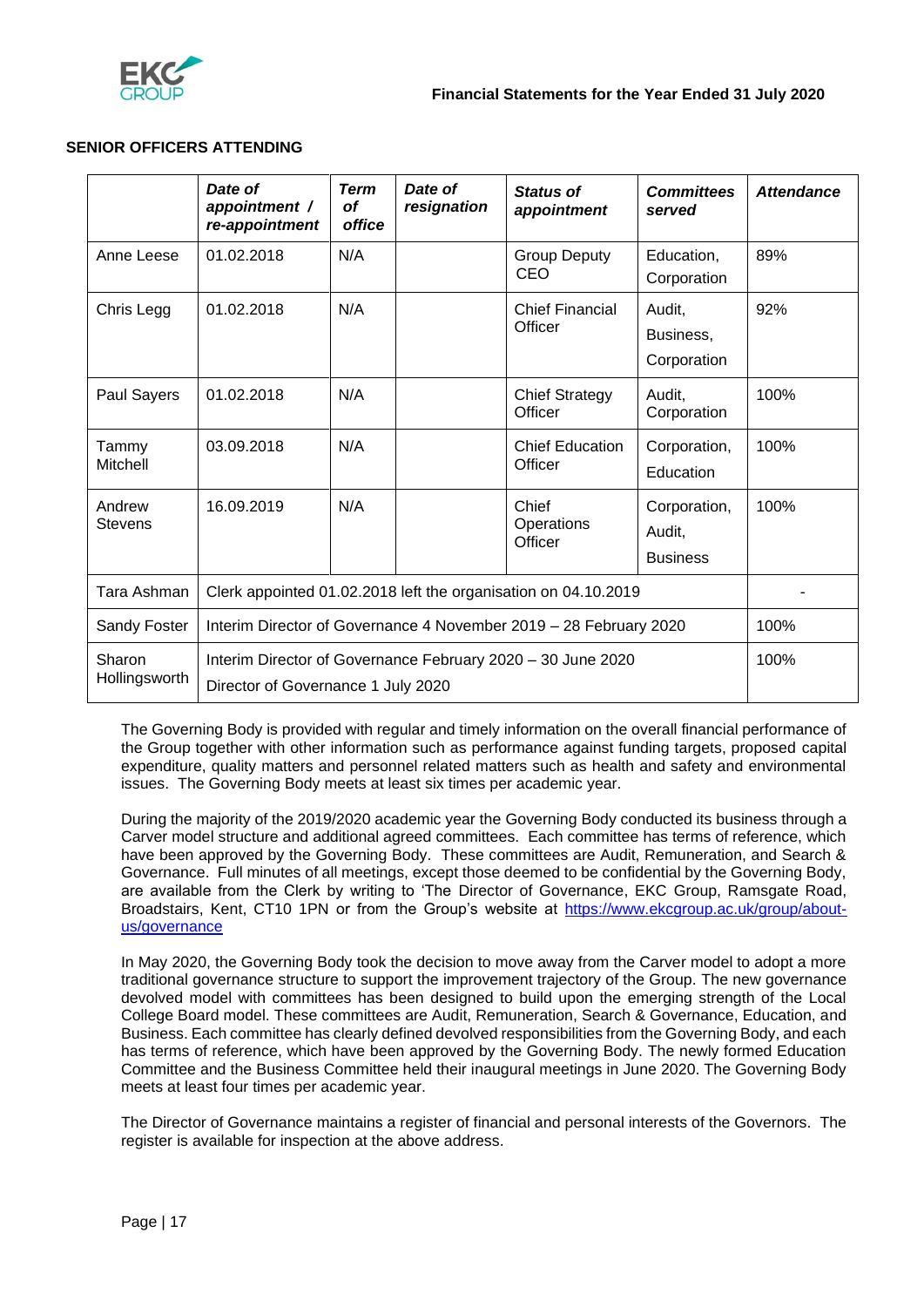## SENIOR OFFICERS ATTENDING

| | *Date of appointment / re-appointment* | *Term of office* | *Date of resignation* | *Status of appointment* | *Committees served* | *Attendance* |
|---|---|---|---|---|---|---|
| Anne Leese | 01.02.2018 | N/A | | Group Deputy CEO | Education, Corporation | 89% |
| Chris Legg | 01.02.2018 | N/A | | Chief Financial Officer | Audit, Business, Corporation | 92% |
| Paul Sayers | 01.02.2018 | N/A | | Chief Strategy Officer | Audit, Corporation | 100% |
| Tammy Mitchell | 03.09.2018 | N/A | | Chief Education Officer | Corporation, Education | 100% |
| Andrew Stevens | 16.09.2019 | N/A | | Chief Operations Officer | Corporation, Audit, Business | 100% |
| Tara Ashman | Clerk appointed 01.02.2018 left the organisation on 04.10.2019 | | | | | - |
| Sandy Foster | Interim Director of Governance 4 November 2019 – 28 February 2020 | | | | | 100% |
| Sharon Hollingsworth | Interim Director of Governance February 2020 – 30 June 2020<br>Director of Governance 1 July 2020 | | | | | 100% |

The Governing Body is provided with regular and timely information on the overall financial performance of the Group together with other information such as performance against funding targets, proposed capital expenditure, quality matters and personnel related matters such as health and safety and environmental issues. The Governing Body meets at least six times per academic year.

During the majority of the 2019/2020 academic year the Governing Body conducted its business through a Carver model structure and additional agreed committees. Each committee has terms of reference, which have been approved by the Governing Body. These committees are Audit, Remuneration, and Search & Governance. Full minutes of all meetings, except those deemed to be confidential by the Governing Body, are available from the Clerk by writing to 'The Director of Governance, EKC Group, Ramsgate Road, Broadstairs, Kent, CT10 1PN or from the Group's website at [https://www.ekcgroup.ac.uk/group/about-us/governance](https://www.ekcgroup.ac.uk/group/about-us/governance)

In May 2020, the Governing Body took the decision to move away from the Carver model to adopt a more traditional governance structure to support the improvement trajectory of the Group. The new governance devolved model with committees has been designed to build upon the emerging strength of the Local College Board model. These committees are Audit, Remuneration, Search & Governance, Education, and Business. Each committee has clearly defined devolved responsibilities from the Governing Body, and each has terms of reference, which have been approved by the Governing Body. The newly formed Education Committee and the Business Committee held their inaugural meetings in June 2020. The Governing Body meets at least four times per academic year.

The Director of Governance maintains a register of financial and personal interests of the Governors. The register is available for inspection at the above address.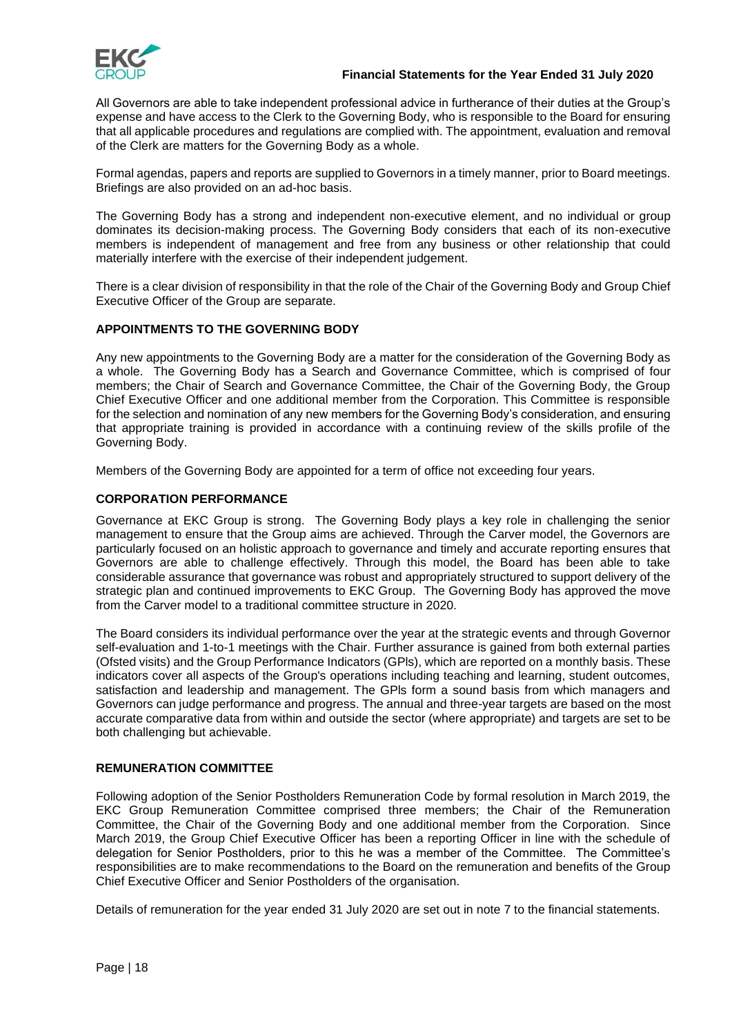All Governors are able to take independent professional advice in furtherance of their duties at the Group's expense and have access to the Clerk to the Governing Body, who is responsible to the Board for ensuring that all applicable procedures and regulations are complied with. The appointment, evaluation and removal of the Clerk are matters for the Governing Body as a whole.

Formal agendas, papers and reports are supplied to Governors in a timely manner, prior to Board meetings. Briefings are also provided on an ad-hoc basis.

The Governing Body has a strong and independent non-executive element, and no individual or group dominates its decision-making process. The Governing Body considers that each of its non-executive members is independent of management and free from any business or other relationship that could materially interfere with the exercise of their independent judgement.

There is a clear division of responsibility in that the role of the Chair of the Governing Body and Group Chief Executive Officer of the Group are separate.

## APPOINTMENTS TO THE GOVERNING BODY

Any new appointments to the Governing Body are a matter for the consideration of the Governing Body as a whole. The Governing Body has a Search and Governance Committee, which is comprised of four members; the Chair of Search and Governance Committee, the Chair of the Governing Body, the Group Chief Executive Officer and one additional member from the Corporation. This Committee is responsible for the selection and nomination of any new members for the Governing Body's consideration, and ensuring that appropriate training is provided in accordance with a continuing review of the skills profile of the Governing Body.

Members of the Governing Body are appointed for a term of office not exceeding four years.

## CORPORATION PERFORMANCE

Governance at EKC Group is strong. The Governing Body plays a key role in challenging the senior management to ensure that the Group aims are achieved. Through the Carver model, the Governors are particularly focused on an holistic approach to governance and timely and accurate reporting ensures that Governors are able to challenge effectively. Through this model, the Board has been able to take considerable assurance that governance was robust and appropriately structured to support delivery of the strategic plan and continued improvements to EKC Group. The Governing Body has approved the move from the Carver model to a traditional committee structure in 2020.

The Board considers its individual performance over the year at the strategic events and through Governor self-evaluation and 1-to-1 meetings with the Chair. Further assurance is gained from both external parties (Ofsted visits) and the Group Performance Indicators (GPIs), which are reported on a monthly basis. These indicators cover all aspects of the Group's operations including teaching and learning, student outcomes, satisfaction and leadership and management. The GPIs form a sound basis from which managers and Governors can judge performance and progress. The annual and three-year targets are based on the most accurate comparative data from within and outside the sector (where appropriate) and targets are set to be both challenging but achievable.

## REMUNERATION COMMITTEE

Following adoption of the Senior Postholders Remuneration Code by formal resolution in March 2019, the EKC Group Remuneration Committee comprised three members; the Chair of the Remuneration Committee, the Chair of the Governing Body and one additional member from the Corporation. Since March 2019, the Group Chief Executive Officer has been a reporting Officer in line with the schedule of delegation for Senior Postholders, prior to this he was a member of the Committee. The Committee's responsibilities are to make recommendations to the Board on the remuneration and benefits of the Group Chief Executive Officer and Senior Postholders of the organisation.

Details of remuneration for the year ended 31 July 2020 are set out in note 7 to the financial statements.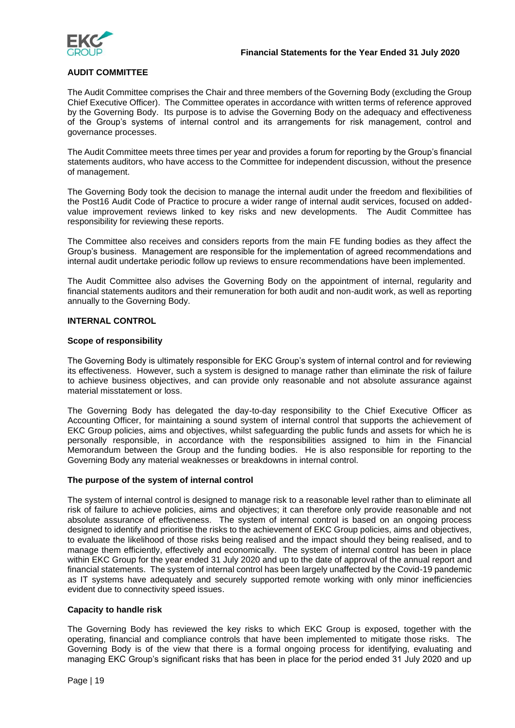## AUDIT COMMITTEE

The Audit Committee comprises the Chair and three members of the Governing Body (excluding the Group Chief Executive Officer). The Committee operates in accordance with written terms of reference approved by the Governing Body. Its purpose is to advise the Governing Body on the adequacy and effectiveness of the Group's systems of internal control and its arrangements for risk management, control and governance processes.

The Audit Committee meets three times per year and provides a forum for reporting by the Group's financial statements auditors, who have access to the Committee for independent discussion, without the presence of management.

The Governing Body took the decision to manage the internal audit under the freedom and flexibilities of the Post16 Audit Code of Practice to procure a wider range of internal audit services, focused on added-value improvement reviews linked to key risks and new developments. The Audit Committee has responsibility for reviewing these reports.

The Committee also receives and considers reports from the main FE funding bodies as they affect the Group's business. Management are responsible for the implementation of agreed recommendations and internal audit undertake periodic follow up reviews to ensure recommendations have been implemented.

The Audit Committee also advises the Governing Body on the appointment of internal, regularity and financial statements auditors and their remuneration for both audit and non-audit work, as well as reporting annually to the Governing Body.

## INTERNAL CONTROL

### Scope of responsibility

The Governing Body is ultimately responsible for EKC Group's system of internal control and for reviewing its effectiveness. However, such a system is designed to manage rather than eliminate the risk of failure to achieve business objectives, and can provide only reasonable and not absolute assurance against material misstatement or loss.

The Governing Body has delegated the day-to-day responsibility to the Chief Executive Officer as Accounting Officer, for maintaining a sound system of internal control that supports the achievement of EKC Group policies, aims and objectives, whilst safeguarding the public funds and assets for which he is personally responsible, in accordance with the responsibilities assigned to him in the Financial Memorandum between the Group and the funding bodies. He is also responsible for reporting to the Governing Body any material weaknesses or breakdowns in internal control.

### The purpose of the system of internal control

The system of internal control is designed to manage risk to a reasonable level rather than to eliminate all risk of failure to achieve policies, aims and objectives; it can therefore only provide reasonable and not absolute assurance of effectiveness. The system of internal control is based on an ongoing process designed to identify and prioritise the risks to the achievement of EKC Group policies, aims and objectives, to evaluate the likelihood of those risks being realised and the impact should they being realised, and to manage them efficiently, effectively and economically. The system of internal control has been in place within EKC Group for the year ended 31 July 2020 and up to the date of approval of the annual report and financial statements. The system of internal control has been largely unaffected by the Covid-19 pandemic as IT systems have adequately and securely supported remote working with only minor inefficiencies evident due to connectivity speed issues.

### Capacity to handle risk

The Governing Body has reviewed the key risks to which EKC Group is exposed, together with the operating, financial and compliance controls that have been implemented to mitigate those risks. The Governing Body is of the view that there is a formal ongoing process for identifying, evaluating and managing EKC Group's significant risks that has been in place for the period ended 31 July 2020 and up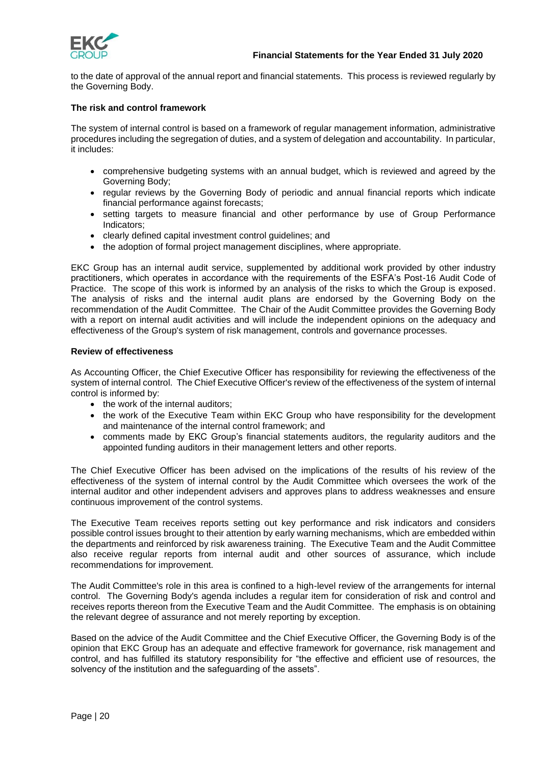to the date of approval of the annual report and financial statements. This process is reviewed regularly by the Governing Body.

**The risk and control framework**

The system of internal control is based on a framework of regular management information, administrative procedures including the segregation of duties, and a system of delegation and accountability. In particular, it includes:

- comprehensive budgeting systems with an annual budget, which is reviewed and agreed by the Governing Body;
- regular reviews by the Governing Body of periodic and annual financial reports which indicate financial performance against forecasts;
- setting targets to measure financial and other performance by use of Group Performance Indicators;
- clearly defined capital investment control guidelines; and
- the adoption of formal project management disciplines, where appropriate.

EKC Group has an internal audit service, supplemented by additional work provided by other industry practitioners, which operates in accordance with the requirements of the ESFA's Post-16 Audit Code of Practice. The scope of this work is informed by an analysis of the risks to which the Group is exposed. The analysis of risks and the internal audit plans are endorsed by the Governing Body on the recommendation of the Audit Committee. The Chair of the Audit Committee provides the Governing Body with a report on internal audit activities and will include the independent opinions on the adequacy and effectiveness of the Group's system of risk management, controls and governance processes.

**Review of effectiveness**

As Accounting Officer, the Chief Executive Officer has responsibility for reviewing the effectiveness of the system of internal control. The Chief Executive Officer's review of the effectiveness of the system of internal control is informed by:

- the work of the internal auditors;
- the work of the Executive Team within EKC Group who have responsibility for the development and maintenance of the internal control framework; and
- comments made by EKC Group's financial statements auditors, the regularity auditors and the appointed funding auditors in their management letters and other reports.

The Chief Executive Officer has been advised on the implications of the results of his review of the effectiveness of the system of internal control by the Audit Committee which oversees the work of the internal auditor and other independent advisers and approves plans to address weaknesses and ensure continuous improvement of the control systems.

The Executive Team receives reports setting out key performance and risk indicators and considers possible control issues brought to their attention by early warning mechanisms, which are embedded within the departments and reinforced by risk awareness training. The Executive Team and the Audit Committee also receive regular reports from internal audit and other sources of assurance, which include recommendations for improvement.

The Audit Committee's role in this area is confined to a high-level review of the arrangements for internal control. The Governing Body's agenda includes a regular item for consideration of risk and control and receives reports thereon from the Executive Team and the Audit Committee. The emphasis is on obtaining the relevant degree of assurance and not merely reporting by exception.

Based on the advice of the Audit Committee and the Chief Executive Officer, the Governing Body is of the opinion that EKC Group has an adequate and effective framework for governance, risk management and control, and has fulfilled its statutory responsibility for "the effective and efficient use of resources, the solvency of the institution and the safeguarding of the assets".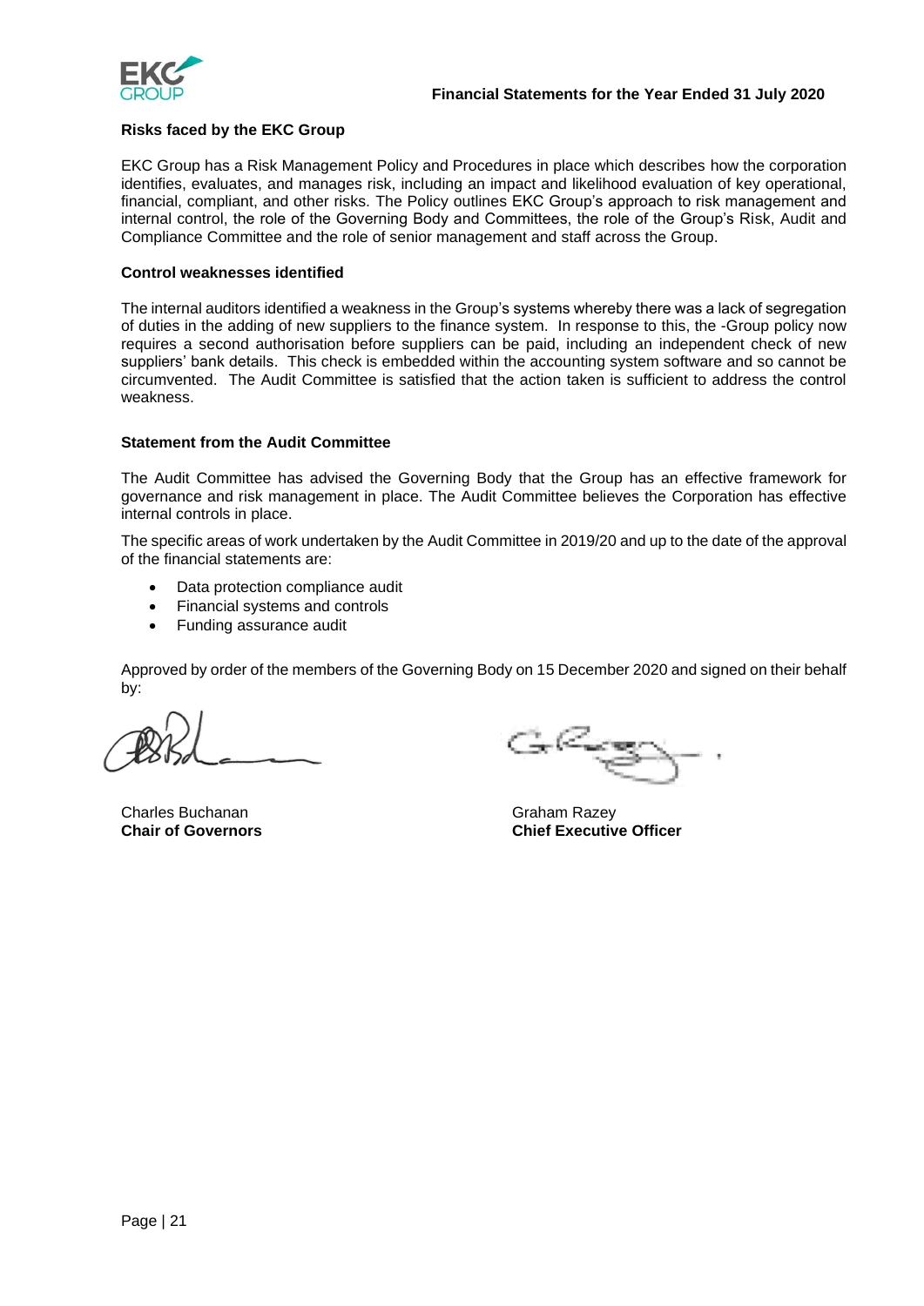### Risks faced by the EKC Group

EKC Group has a Risk Management Policy and Procedures in place which describes how the corporation identifies, evaluates, and manages risk, including an impact and likelihood evaluation of key operational, financial, compliant, and other risks. The Policy outlines EKC Group's approach to risk management and internal control, the role of the Governing Body and Committees, the role of the Group's Risk, Audit and Compliance Committee and the role of senior management and staff across the Group.

### Control weaknesses identified

The internal auditors identified a weakness in the Group's systems whereby there was a lack of segregation of duties in the adding of new suppliers to the finance system. In response to this, the -Group policy now requires a second authorisation before suppliers can be paid, including an independent check of new suppliers' bank details. This check is embedded within the accounting system software and so cannot be circumvented. The Audit Committee is satisfied that the action taken is sufficient to address the control weakness.

### Statement from the Audit Committee

The Audit Committee has advised the Governing Body that the Group has an effective framework for governance and risk management in place. The Audit Committee believes the Corporation has effective internal controls in place.

The specific areas of work undertaken by the Audit Committee in 2019/20 and up to the date of the approval of the financial statements are:

- Data protection compliance audit
- Financial systems and controls
- Funding assurance audit

Approved by order of the members of the Governing Body on 15 December 2020 and signed on their behalf by:

Charles Buchanan
**Chair of Governors**

Graham Razey
**Chief Executive Officer**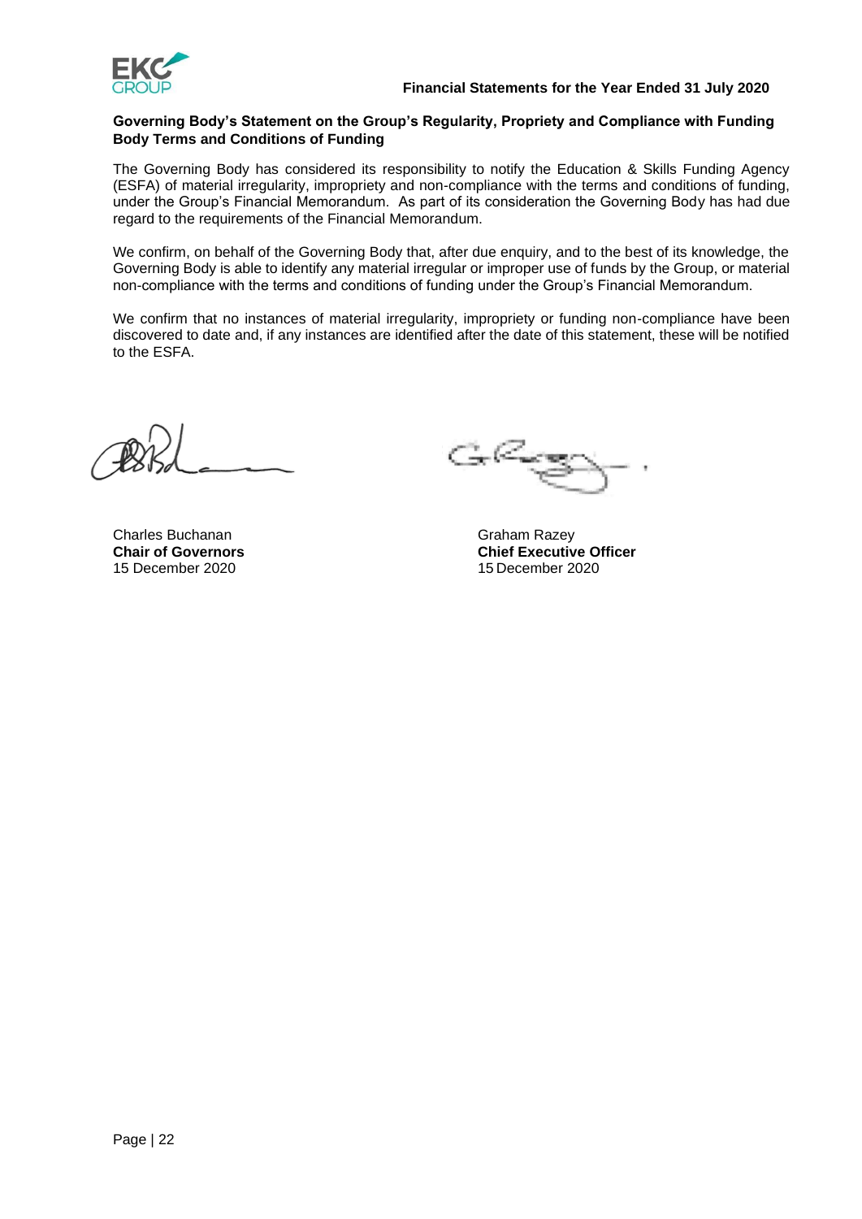## Governing Body's Statement on the Group's Regularity, Propriety and Compliance with Funding Body Terms and Conditions of Funding

The Governing Body has considered its responsibility to notify the Education & Skills Funding Agency (ESFA) of material irregularity, impropriety and non-compliance with the terms and conditions of funding, under the Group's Financial Memorandum. As part of its consideration the Governing Body has had due regard to the requirements of the Financial Memorandum.

We confirm, on behalf of the Governing Body that, after due enquiry, and to the best of its knowledge, the Governing Body is able to identify any material irregular or improper use of funds by the Group, or material non-compliance with the terms and conditions of funding under the Group's Financial Memorandum.

We confirm that no instances of material irregularity, impropriety or funding non-compliance have been discovered to date and, if any instances are identified after the date of this statement, these will be notified to the ESFA.

Charles Buchanan
**Chair of Governors**
15 December 2020

Graham Razey
**Chief Executive Officer**
15 December 2020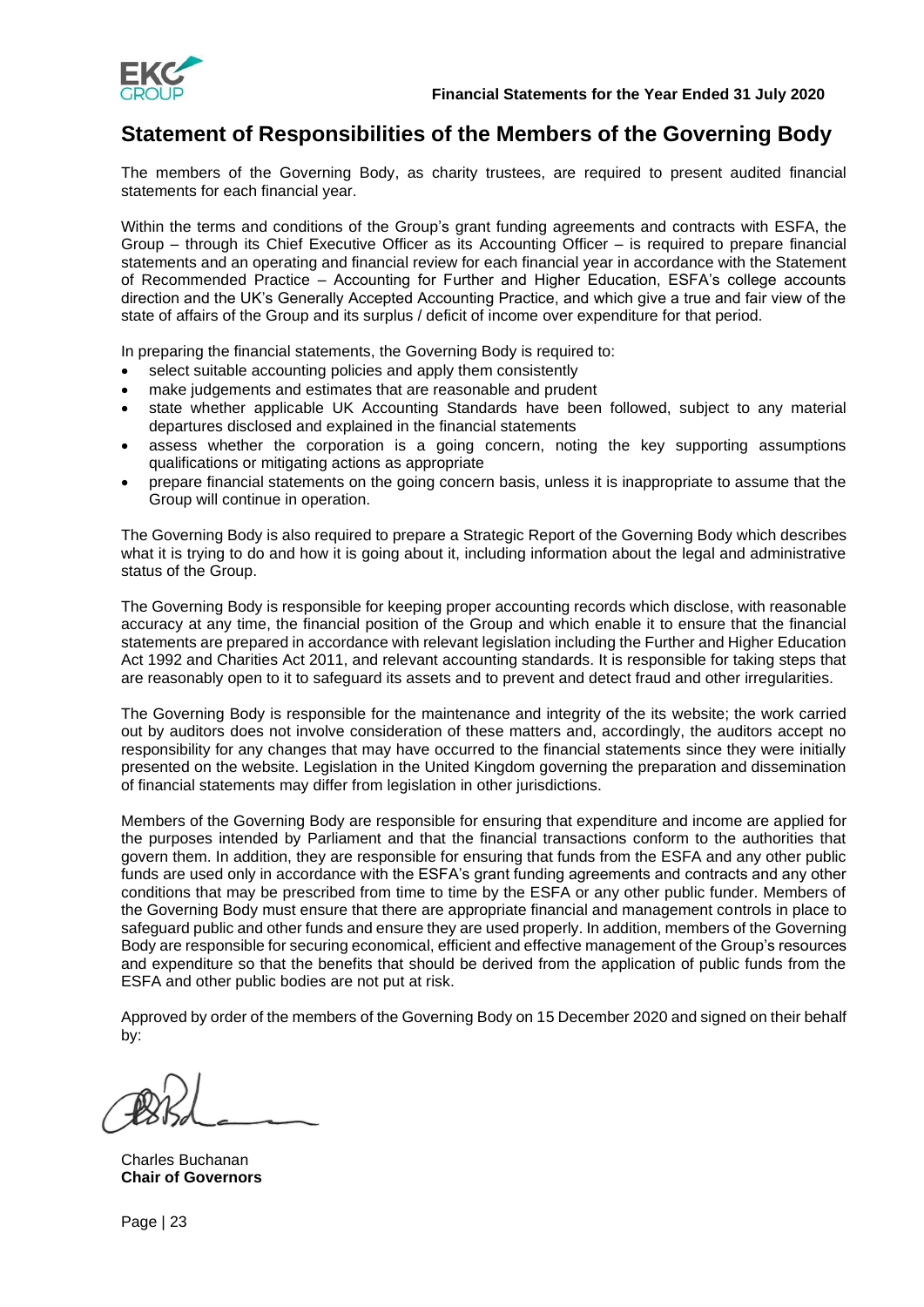# Statement of Responsibilities of the Members of the Governing Body

The members of the Governing Body, as charity trustees, are required to present audited financial statements for each financial year.

Within the terms and conditions of the Group's grant funding agreements and contracts with ESFA, the Group – through its Chief Executive Officer as its Accounting Officer – is required to prepare financial statements and an operating and financial review for each financial year in accordance with the Statement of Recommended Practice – Accounting for Further and Higher Education, ESFA's college accounts direction and the UK's Generally Accepted Accounting Practice, and which give a true and fair view of the state of affairs of the Group and its surplus / deficit of income over expenditure for that period.

In preparing the financial statements, the Governing Body is required to:

- select suitable accounting policies and apply them consistently
- make judgements and estimates that are reasonable and prudent
- state whether applicable UK Accounting Standards have been followed, subject to any material departures disclosed and explained in the financial statements
- assess whether the corporation is a going concern, noting the key supporting assumptions qualifications or mitigating actions as appropriate
- prepare financial statements on the going concern basis, unless it is inappropriate to assume that the Group will continue in operation.

The Governing Body is also required to prepare a Strategic Report of the Governing Body which describes what it is trying to do and how it is going about it, including information about the legal and administrative status of the Group.

The Governing Body is responsible for keeping proper accounting records which disclose, with reasonable accuracy at any time, the financial position of the Group and which enable it to ensure that the financial statements are prepared in accordance with relevant legislation including the Further and Higher Education Act 1992 and Charities Act 2011, and relevant accounting standards. It is responsible for taking steps that are reasonably open to it to safeguard its assets and to prevent and detect fraud and other irregularities.

The Governing Body is responsible for the maintenance and integrity of the its website; the work carried out by auditors does not involve consideration of these matters and, accordingly, the auditors accept no responsibility for any changes that may have occurred to the financial statements since they were initially presented on the website. Legislation in the United Kingdom governing the preparation and dissemination of financial statements may differ from legislation in other jurisdictions.

Members of the Governing Body are responsible for ensuring that expenditure and income are applied for the purposes intended by Parliament and that the financial transactions conform to the authorities that govern them. In addition, they are responsible for ensuring that funds from the ESFA and any other public funds are used only in accordance with the ESFA's grant funding agreements and contracts and any other conditions that may be prescribed from time to time by the ESFA or any other public funder. Members of the Governing Body must ensure that there are appropriate financial and management controls in place to safeguard public and other funds and ensure they are used properly. In addition, members of the Governing Body are responsible for securing economical, efficient and effective management of the Group's resources and expenditure so that the benefits that should be derived from the application of public funds from the ESFA and other public bodies are not put at risk.

Approved by order of the members of the Governing Body on 15 December 2020 and signed on their behalf by:

Charles Buchanan
**Chair of Governors**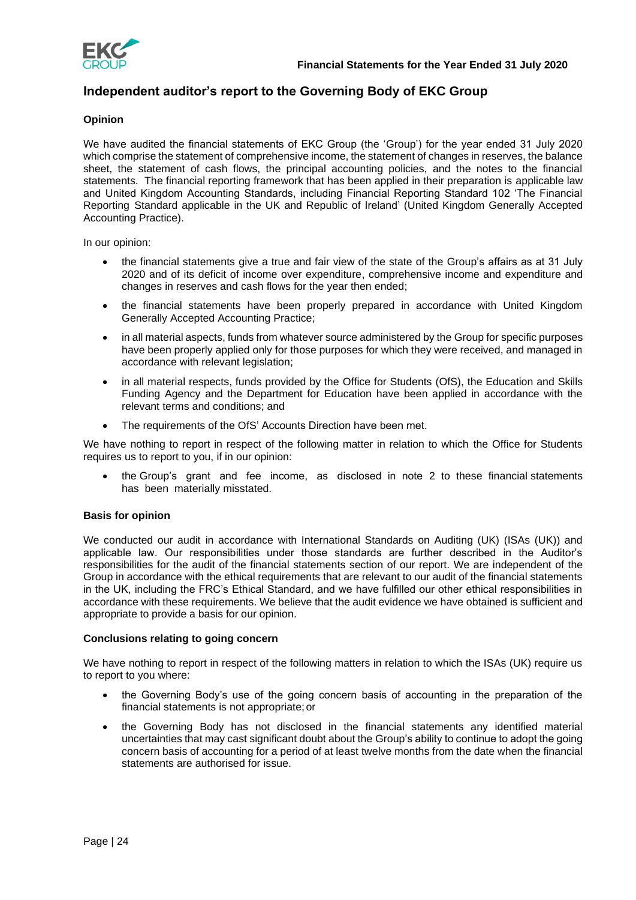## Independent auditor's report to the Governing Body of EKC Group

### Opinion

We have audited the financial statements of EKC Group (the 'Group') for the year ended 31 July 2020 which comprise the statement of comprehensive income, the statement of changes in reserves, the balance sheet, the statement of cash flows, the principal accounting policies, and the notes to the financial statements. The financial reporting framework that has been applied in their preparation is applicable law and United Kingdom Accounting Standards, including Financial Reporting Standard 102 'The Financial Reporting Standard applicable in the UK and Republic of Ireland' (United Kingdom Generally Accepted Accounting Practice).

In our opinion:

- the financial statements give a true and fair view of the state of the Group's affairs as at 31 July 2020 and of its deficit of income over expenditure, comprehensive income and expenditure and changes in reserves and cash flows for the year then ended;
- the financial statements have been properly prepared in accordance with United Kingdom Generally Accepted Accounting Practice;
- in all material aspects, funds from whatever source administered by the Group for specific purposes have been properly applied only for those purposes for which they were received, and managed in accordance with relevant legislation;
- in all material respects, funds provided by the Office for Students (OfS), the Education and Skills Funding Agency and the Department for Education have been applied in accordance with the relevant terms and conditions; and
- The requirements of the OfS' Accounts Direction have been met.

We have nothing to report in respect of the following matter in relation to which the Office for Students requires us to report to you, if in our opinion:

- the Group's grant and fee income, as disclosed in note 2 to these financial statements has been materially misstated.

### Basis for opinion

We conducted our audit in accordance with International Standards on Auditing (UK) (ISAs (UK)) and applicable law. Our responsibilities under those standards are further described in the Auditor's responsibilities for the audit of the financial statements section of our report. We are independent of the Group in accordance with the ethical requirements that are relevant to our audit of the financial statements in the UK, including the FRC's Ethical Standard, and we have fulfilled our other ethical responsibilities in accordance with these requirements. We believe that the audit evidence we have obtained is sufficient and appropriate to provide a basis for our opinion.

### Conclusions relating to going concern

We have nothing to report in respect of the following matters in relation to which the ISAs (UK) require us to report to you where:

- the Governing Body's use of the going concern basis of accounting in the preparation of the financial statements is not appropriate; or
- the Governing Body has not disclosed in the financial statements any identified material uncertainties that may cast significant doubt about the Group's ability to continue to adopt the going concern basis of accounting for a period of at least twelve months from the date when the financial statements are authorised for issue.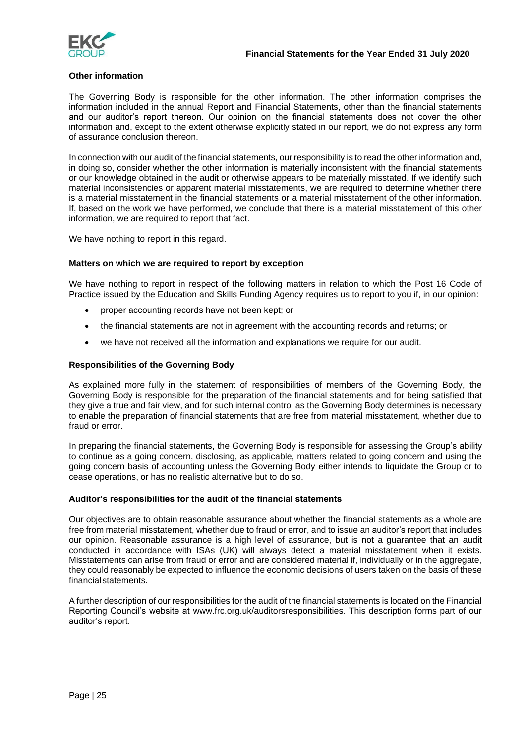### Other information

The Governing Body is responsible for the other information. The other information comprises the information included in the annual Report and Financial Statements, other than the financial statements and our auditor's report thereon. Our opinion on the financial statements does not cover the other information and, except to the extent otherwise explicitly stated in our report, we do not express any form of assurance conclusion thereon.

In connection with our audit of the financial statements, our responsibility is to read the other information and, in doing so, consider whether the other information is materially inconsistent with the financial statements or our knowledge obtained in the audit or otherwise appears to be materially misstated. If we identify such material inconsistencies or apparent material misstatements, we are required to determine whether there is a material misstatement in the financial statements or a material misstatement of the other information. If, based on the work we have performed, we conclude that there is a material misstatement of this other information, we are required to report that fact.

We have nothing to report in this regard.

### Matters on which we are required to report by exception

We have nothing to report in respect of the following matters in relation to which the Post 16 Code of Practice issued by the Education and Skills Funding Agency requires us to report to you if, in our opinion:

- proper accounting records have not been kept; or
- the financial statements are not in agreement with the accounting records and returns; or
- we have not received all the information and explanations we require for our audit.

### Responsibilities of the Governing Body

As explained more fully in the statement of responsibilities of members of the Governing Body, the Governing Body is responsible for the preparation of the financial statements and for being satisfied that they give a true and fair view, and for such internal control as the Governing Body determines is necessary to enable the preparation of financial statements that are free from material misstatement, whether due to fraud or error.

In preparing the financial statements, the Governing Body is responsible for assessing the Group's ability to continue as a going concern, disclosing, as applicable, matters related to going concern and using the going concern basis of accounting unless the Governing Body either intends to liquidate the Group or to cease operations, or has no realistic alternative but to do so.

### Auditor's responsibilities for the audit of the financial statements

Our objectives are to obtain reasonable assurance about whether the financial statements as a whole are free from material misstatement, whether due to fraud or error, and to issue an auditor's report that includes our opinion. Reasonable assurance is a high level of assurance, but is not a guarantee that an audit conducted in accordance with ISAs (UK) will always detect a material misstatement when it exists. Misstatements can arise from fraud or error and are considered material if, individually or in the aggregate, they could reasonably be expected to influence the economic decisions of users taken on the basis of these financial statements.

A further description of our responsibilities for the audit of the financial statements is located on the Financial Reporting Council's website at www.frc.org.uk/auditorsresponsibilities. This description forms part of our auditor's report.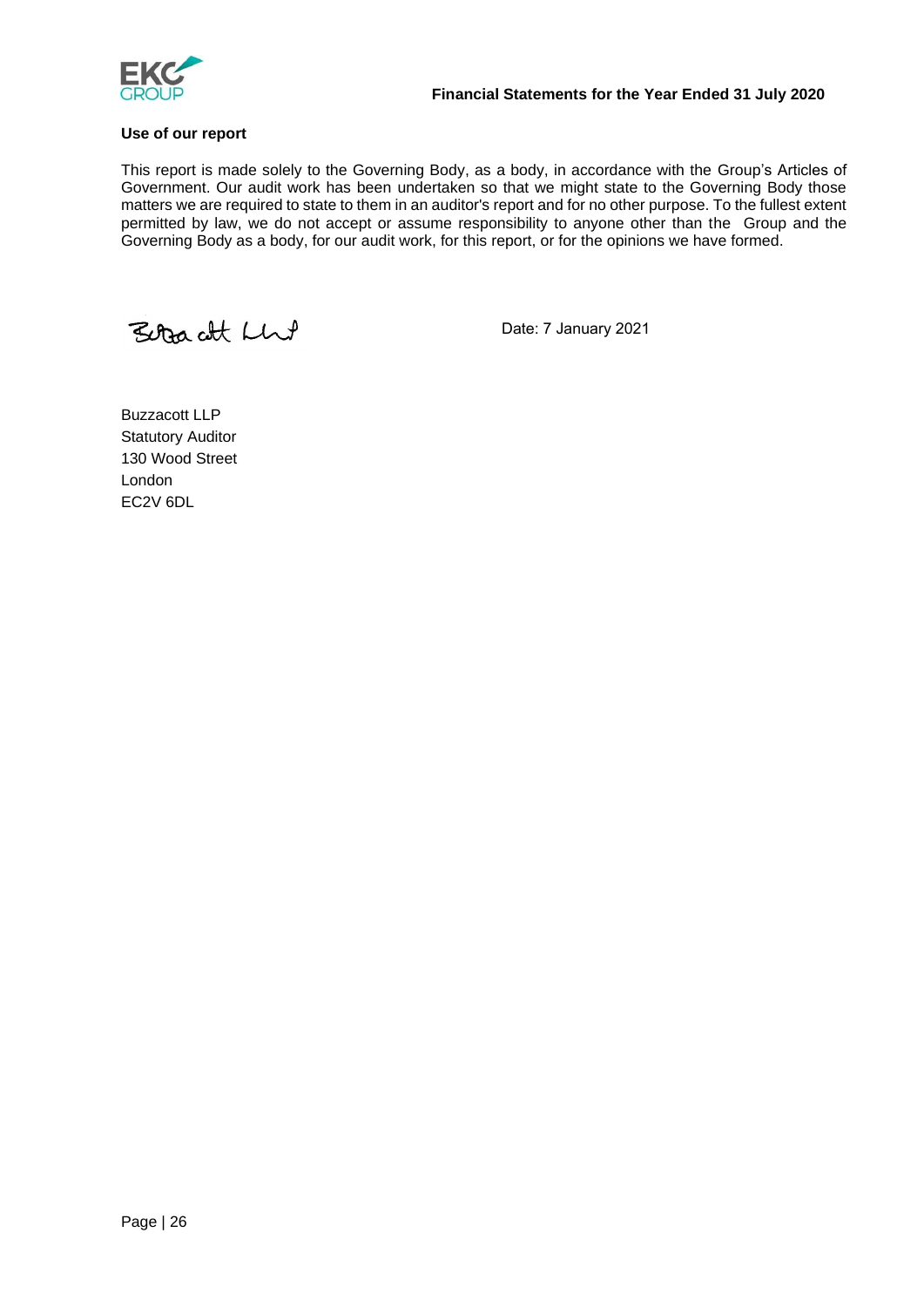### Use of our report

This report is made solely to the Governing Body, as a body, in accordance with the Group's Articles of Government. Our audit work has been undertaken so that we might state to the Governing Body those matters we are required to state to them in an auditor's report and for no other purpose. To the fullest extent permitted by law, we do not accept or assume responsibility to anyone other than the Group and the Governing Body as a body, for our audit work, for this report, or for the opinions we have formed.

Buzzacott LLP

Date: 7 January 2021

Buzzacott LLP
Statutory Auditor
130 Wood Street
London
EC2V 6DL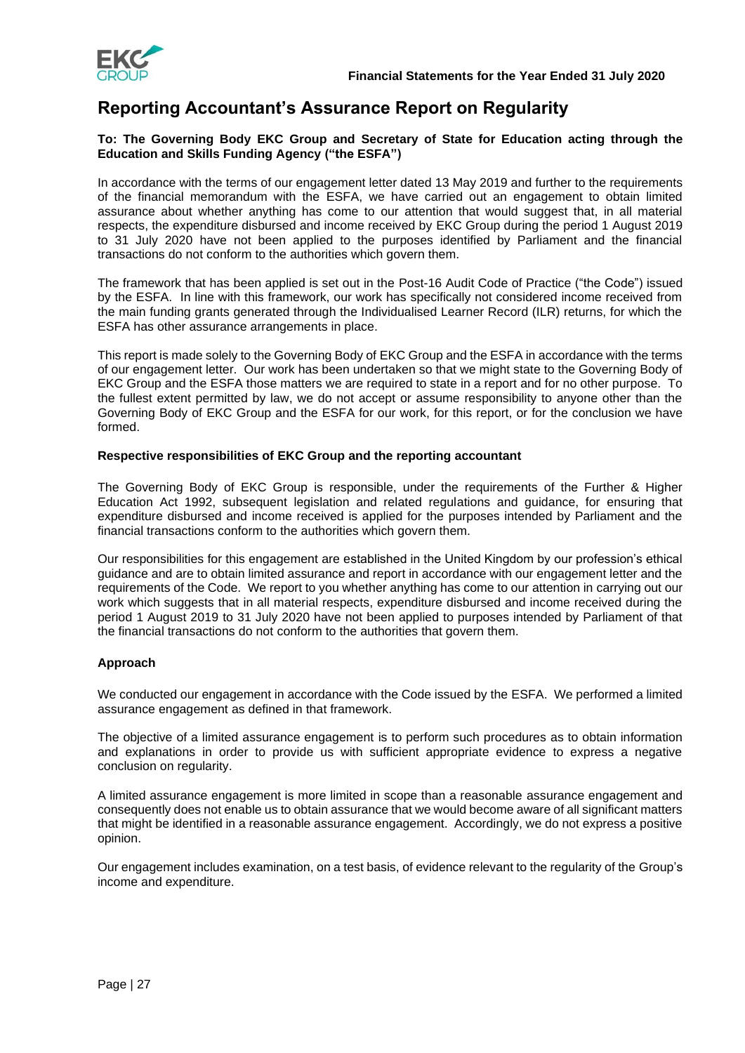# Reporting Accountant's Assurance Report on Regularity

**To: The Governing Body EKC Group and Secretary of State for Education acting through the Education and Skills Funding Agency ("the ESFA")**

In accordance with the terms of our engagement letter dated 13 May 2019 and further to the requirements of the financial memorandum with the ESFA, we have carried out an engagement to obtain limited assurance about whether anything has come to our attention that would suggest that, in all material respects, the expenditure disbursed and income received by EKC Group during the period 1 August 2019 to 31 July 2020 have not been applied to the purposes identified by Parliament and the financial transactions do not conform to the authorities which govern them.

The framework that has been applied is set out in the Post-16 Audit Code of Practice ("the Code") issued by the ESFA. In line with this framework, our work has specifically not considered income received from the main funding grants generated through the Individualised Learner Record (ILR) returns, for which the ESFA has other assurance arrangements in place.

This report is made solely to the Governing Body of EKC Group and the ESFA in accordance with the terms of our engagement letter. Our work has been undertaken so that we might state to the Governing Body of EKC Group and the ESFA those matters we are required to state in a report and for no other purpose. To the fullest extent permitted by law, we do not accept or assume responsibility to anyone other than the Governing Body of EKC Group and the ESFA for our work, for this report, or for the conclusion we have formed.

**Respective responsibilities of EKC Group and the reporting accountant**

The Governing Body of EKC Group is responsible, under the requirements of the Further & Higher Education Act 1992, subsequent legislation and related regulations and guidance, for ensuring that expenditure disbursed and income received is applied for the purposes intended by Parliament and the financial transactions conform to the authorities which govern them.

Our responsibilities for this engagement are established in the United Kingdom by our profession's ethical guidance and are to obtain limited assurance and report in accordance with our engagement letter and the requirements of the Code. We report to you whether anything has come to our attention in carrying out our work which suggests that in all material respects, expenditure disbursed and income received during the period 1 August 2019 to 31 July 2020 have not been applied to purposes intended by Parliament of that the financial transactions do not conform to the authorities that govern them.

**Approach**

We conducted our engagement in accordance with the Code issued by the ESFA. We performed a limited assurance engagement as defined in that framework.

The objective of a limited assurance engagement is to perform such procedures as to obtain information and explanations in order to provide us with sufficient appropriate evidence to express a negative conclusion on regularity.

A limited assurance engagement is more limited in scope than a reasonable assurance engagement and consequently does not enable us to obtain assurance that we would become aware of all significant matters that might be identified in a reasonable assurance engagement. Accordingly, we do not express a positive opinion.

Our engagement includes examination, on a test basis, of evidence relevant to the regularity of the Group's income and expenditure.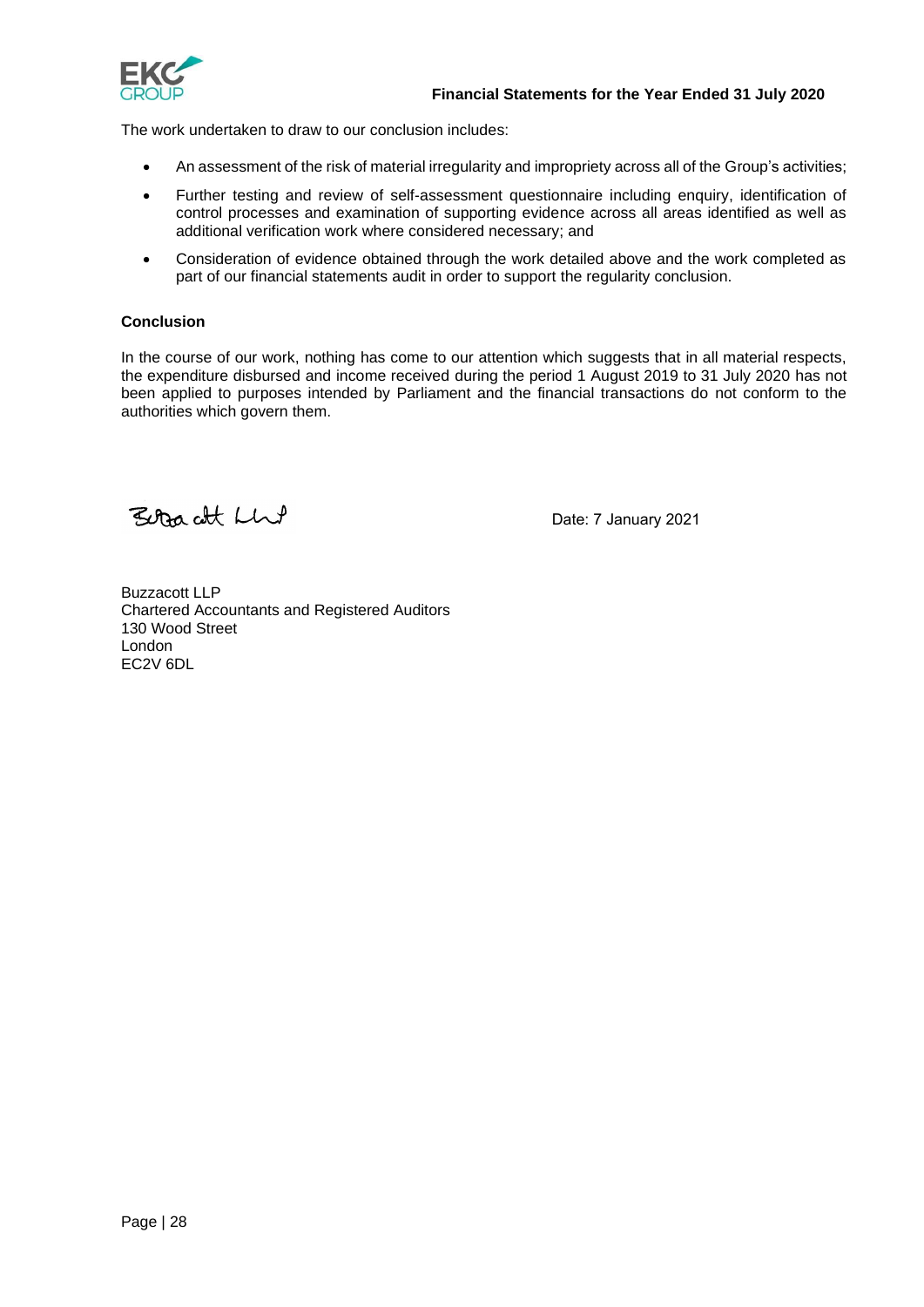The work undertaken to draw to our conclusion includes:

- An assessment of the risk of material irregularity and impropriety across all of the Group's activities;
- Further testing and review of self-assessment questionnaire including enquiry, identification of control processes and examination of supporting evidence across all areas identified as well as additional verification work where considered necessary; and
- Consideration of evidence obtained through the work detailed above and the work completed as part of our financial statements audit in order to support the regularity conclusion.

**Conclusion**

In the course of our work, nothing has come to our attention which suggests that in all material respects, the expenditure disbursed and income received during the period 1 August 2019 to 31 July 2020 has not been applied to purposes intended by Parliament and the financial transactions do not conform to the authorities which govern them.

Buzzacott LLP

Date: 7 January 2021

Buzzacott LLP
Chartered Accountants and Registered Auditors
130 Wood Street
London
EC2V 6DL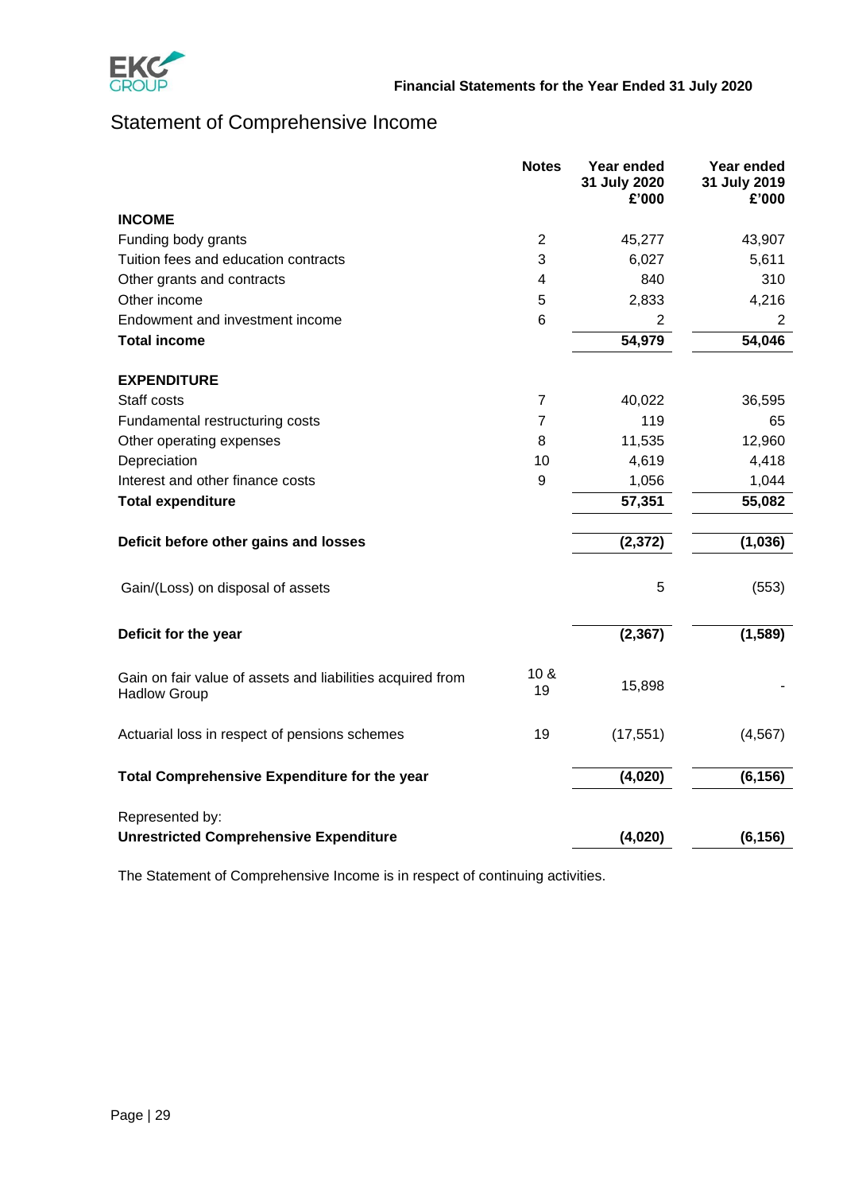# Statement of Comprehensive Income

| | Notes | Year ended 31 July 2020 £'000 | Year ended 31 July 2019 £'000 |
|---|---|---|---|
| **INCOME** | | | |
| Funding body grants | 2 | 45,277 | 43,907 |
| Tuition fees and education contracts | 3 | 6,027 | 5,611 |
| Other grants and contracts | 4 | 840 | 310 |
| Other income | 5 | 2,833 | 4,216 |
| Endowment and investment income | 6 | 2 | 2 |
| **Total income** | | **54,979** | **54,046** |
| | | | |
| **EXPENDITURE** | | | |
| Staff costs | 7 | 40,022 | 36,595 |
| Fundamental restructuring costs | 7 | 119 | 65 |
| Other operating expenses | 8 | 11,535 | 12,960 |
| Depreciation | 10 | 4,619 | 4,418 |
| Interest and other finance costs | 9 | 1,056 | 1,044 |
| **Total expenditure** | | **57,351** | **55,082** |
| | | | |
| **Deficit before other gains and losses** | | **(2,372)** | **(1,036)** |
| | | | |
| Gain/(Loss) on disposal of assets | | 5 | (553) |
| | | | |
| **Deficit for the year** | | **(2,367)** | **(1,589)** |
| | | | |
| Gain on fair value of assets and liabilities acquired from Hadlow Group | 10 & 19 | 15,898 | - |
| | | | |
| Actuarial loss in respect of pensions schemes | 19 | (17,551) | (4,567) |
| | | | |
| **Total Comprehensive Expenditure for the year** | | **(4,020)** | **(6,156)** |
| | | | |
| Represented by: | | | |
| **Unrestricted Comprehensive Expenditure** | | **(4,020)** | **(6,156)** |

The Statement of Comprehensive Income is in respect of continuing activities.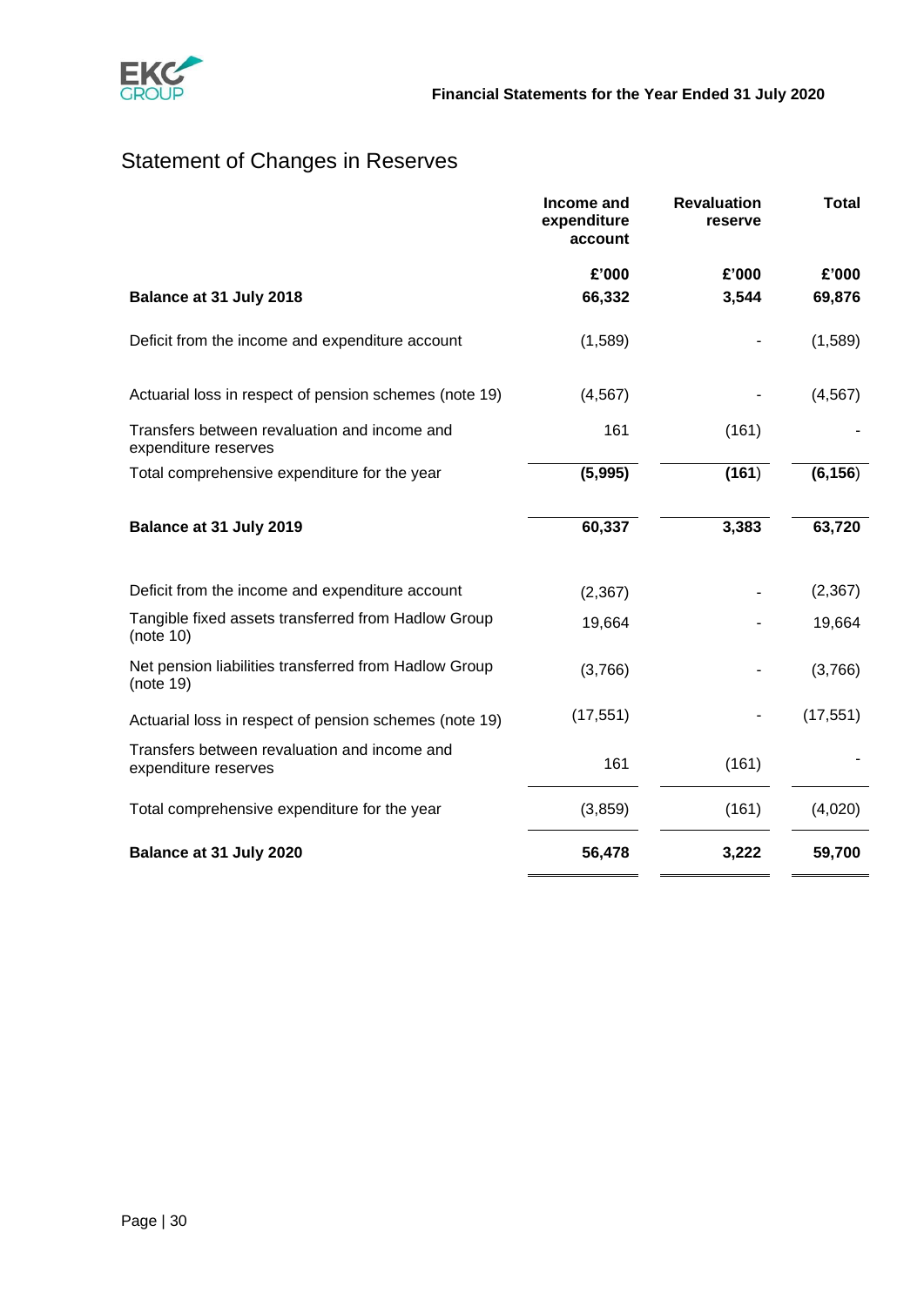## Statement of Changes in Reserves

| | Income and expenditure account | Revaluation reserve | Total |
|---|---|---|---|
| | £'000 | £'000 | £'000 |
| **Balance at 31 July 2018** | **66,332** | **3,544** | **69,876** |
| Deficit from the income and expenditure account | (1,589) | - | (1,589) |
| Actuarial loss in respect of pension schemes (note 19) | (4,567) | - | (4,567) |
| Transfers between revaluation and income and expenditure reserves | 161 | (161) | - |
| Total comprehensive expenditure for the year | **(5,995)** | **(161)** | **(6,156)** |
| **Balance at 31 July 2019** | **60,337** | **3,383** | **63,720** |
| Deficit from the income and expenditure account | (2,367) | - | (2,367) |
| Tangible fixed assets transferred from Hadlow Group (note 10) | 19,664 | - | 19,664 |
| Net pension liabilities transferred from Hadlow Group (note 19) | (3,766) | - | (3,766) |
| Actuarial loss in respect of pension schemes (note 19) | (17,551) | - | (17,551) |
| Transfers between revaluation and income and expenditure reserves | 161 | (161) | - |
| Total comprehensive expenditure for the year | (3,859) | (161) | (4,020) |
| **Balance at 31 July 2020** | **56,478** | **3,222** | **59,700** |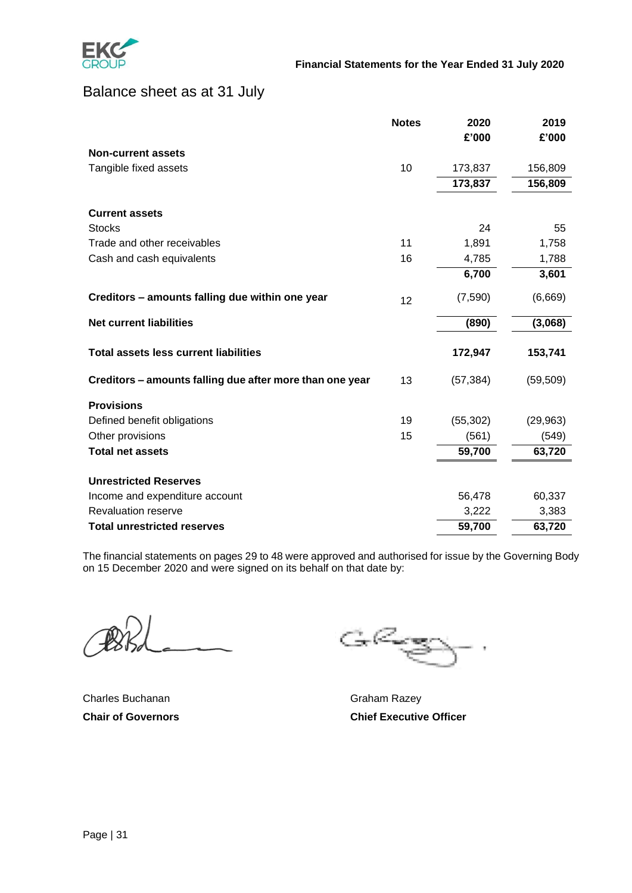## Balance sheet as at 31 July

| | Notes | 2020 £'000 | 2019 £'000 |
|---|---|---|---|
| **Non-current assets** | | | |
| Tangible fixed assets | 10 | 173,837 | 156,809 |
| | | **173,837** | **156,809** |
| **Current assets** | | | |
| Stocks | | 24 | 55 |
| Trade and other receivables | 11 | 1,891 | 1,758 |
| Cash and cash equivalents | 16 | 4,785 | 1,788 |
| | | **6,700** | **3,601** |
| **Creditors – amounts falling due within one year** | 12 | (7,590) | (6,669) |
| **Net current liabilities** | | **(890)** | **(3,068)** |
| **Total assets less current liabilities** | | **172,947** | **153,741** |
| **Creditors – amounts falling due after more than one year** | 13 | (57,384) | (59,509) |
| **Provisions** | | | |
| Defined benefit obligations | 19 | (55,302) | (29,963) |
| Other provisions | 15 | (561) | (549) |
| **Total net assets** | | **59,700** | **63,720** |
| **Unrestricted Reserves** | | | |
| Income and expenditure account | | 56,478 | 60,337 |
| Revaluation reserve | | 3,222 | 3,383 |
| **Total unrestricted reserves** | | **59,700** | **63,720** |

The financial statements on pages 29 to 48 were approved and authorised for issue by the Governing Body on 15 December 2020 and were signed on its behalf on that date by:

Charles Buchanan
**Chair of Governors**

Graham Razey
**Chief Executive Officer**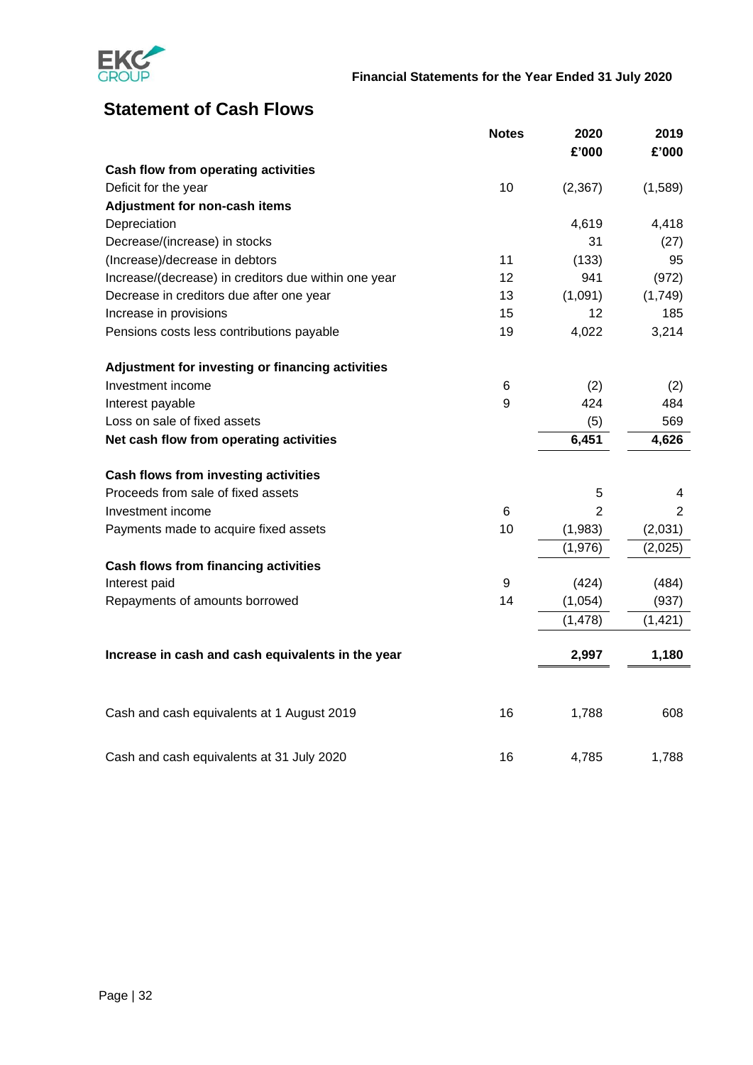## Statement of Cash Flows

| | Notes | 2020 £'000 | 2019 £'000 |
|---|---|---|---|
| **Cash flow from operating activities** | | | |
| Deficit for the year | 10 | (2,367) | (1,589) |
| **Adjustment for non-cash items** | | | |
| Depreciation | | 4,619 | 4,418 |
| Decrease/(increase) in stocks | | 31 | (27) |
| (Increase)/decrease in debtors | 11 | (133) | 95 |
| Increase/(decrease) in creditors due within one year | 12 | 941 | (972) |
| Decrease in creditors due after one year | 13 | (1,091) | (1,749) |
| Increase in provisions | 15 | 12 | 185 |
| Pensions costs less contributions payable | 19 | 4,022 | 3,214 |
| **Adjustment for investing or financing activities** | | | |
| Investment income | 6 | (2) | (2) |
| Interest payable | 9 | 424 | 484 |
| Loss on sale of fixed assets | | (5) | 569 |
| **Net cash flow from operating activities** | | **6,451** | **4,626** |
| **Cash flows from investing activities** | | | |
| Proceeds from sale of fixed assets | | 5 | 4 |
| Investment income | 6 | 2 | 2 |
| Payments made to acquire fixed assets | 10 | (1,983) | (2,031) |
| | | (1,976) | (2,025) |
| **Cash flows from financing activities** | | | |
| Interest paid | 9 | (424) | (484) |
| Repayments of amounts borrowed | 14 | (1,054) | (937) |
| | | (1,478) | (1,421) |
| **Increase in cash and cash equivalents in the year** | | **2,997** | **1,180** |
| Cash and cash equivalents at 1 August 2019 | 16 | 1,788 | 608 |
| Cash and cash equivalents at 31 July 2020 | 16 | 4,785 | 1,788 |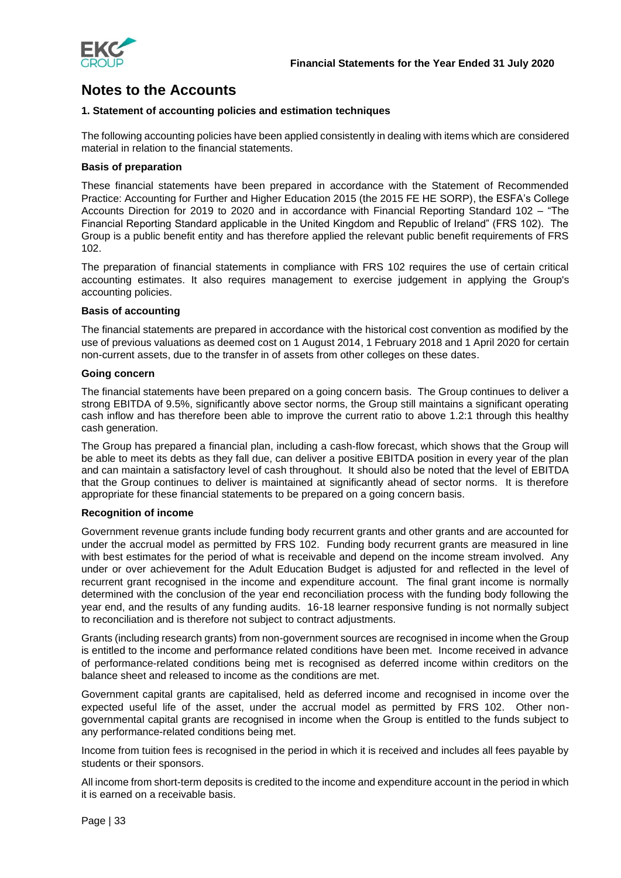# Notes to the Accounts

### 1. Statement of accounting policies and estimation techniques

The following accounting policies have been applied consistently in dealing with items which are considered material in relation to the financial statements.

#### Basis of preparation

These financial statements have been prepared in accordance with the Statement of Recommended Practice: Accounting for Further and Higher Education 2015 (the 2015 FE HE SORP), the ESFA's College Accounts Direction for 2019 to 2020 and in accordance with Financial Reporting Standard 102 – "The Financial Reporting Standard applicable in the United Kingdom and Republic of Ireland" (FRS 102). The Group is a public benefit entity and has therefore applied the relevant public benefit requirements of FRS 102.

The preparation of financial statements in compliance with FRS 102 requires the use of certain critical accounting estimates. It also requires management to exercise judgement in applying the Group's accounting policies.

#### Basis of accounting

The financial statements are prepared in accordance with the historical cost convention as modified by the use of previous valuations as deemed cost on 1 August 2014, 1 February 2018 and 1 April 2020 for certain non-current assets, due to the transfer in of assets from other colleges on these dates.

#### Going concern

The financial statements have been prepared on a going concern basis. The Group continues to deliver a strong EBITDA of 9.5%, significantly above sector norms, the Group still maintains a significant operating cash inflow and has therefore been able to improve the current ratio to above 1.2:1 through this healthy cash generation.

The Group has prepared a financial plan, including a cash-flow forecast, which shows that the Group will be able to meet its debts as they fall due, can deliver a positive EBITDA position in every year of the plan and can maintain a satisfactory level of cash throughout. It should also be noted that the level of EBITDA that the Group continues to deliver is maintained at significantly ahead of sector norms. It is therefore appropriate for these financial statements to be prepared on a going concern basis.

#### Recognition of income

Government revenue grants include funding body recurrent grants and other grants and are accounted for under the accrual model as permitted by FRS 102. Funding body recurrent grants are measured in line with best estimates for the period of what is receivable and depend on the income stream involved. Any under or over achievement for the Adult Education Budget is adjusted for and reflected in the level of recurrent grant recognised in the income and expenditure account. The final grant income is normally determined with the conclusion of the year end reconciliation process with the funding body following the year end, and the results of any funding audits. 16-18 learner responsive funding is not normally subject to reconciliation and is therefore not subject to contract adjustments.

Grants (including research grants) from non-government sources are recognised in income when the Group is entitled to the income and performance related conditions have been met. Income received in advance of performance-related conditions being met is recognised as deferred income within creditors on the balance sheet and released to income as the conditions are met.

Government capital grants are capitalised, held as deferred income and recognised in income over the expected useful life of the asset, under the accrual model as permitted by FRS 102. Other non-governmental capital grants are recognised in income when the Group is entitled to the funds subject to any performance-related conditions being met.

Income from tuition fees is recognised in the period in which it is received and includes all fees payable by students or their sponsors.

All income from short-term deposits is credited to the income and expenditure account in the period in which it is earned on a receivable basis.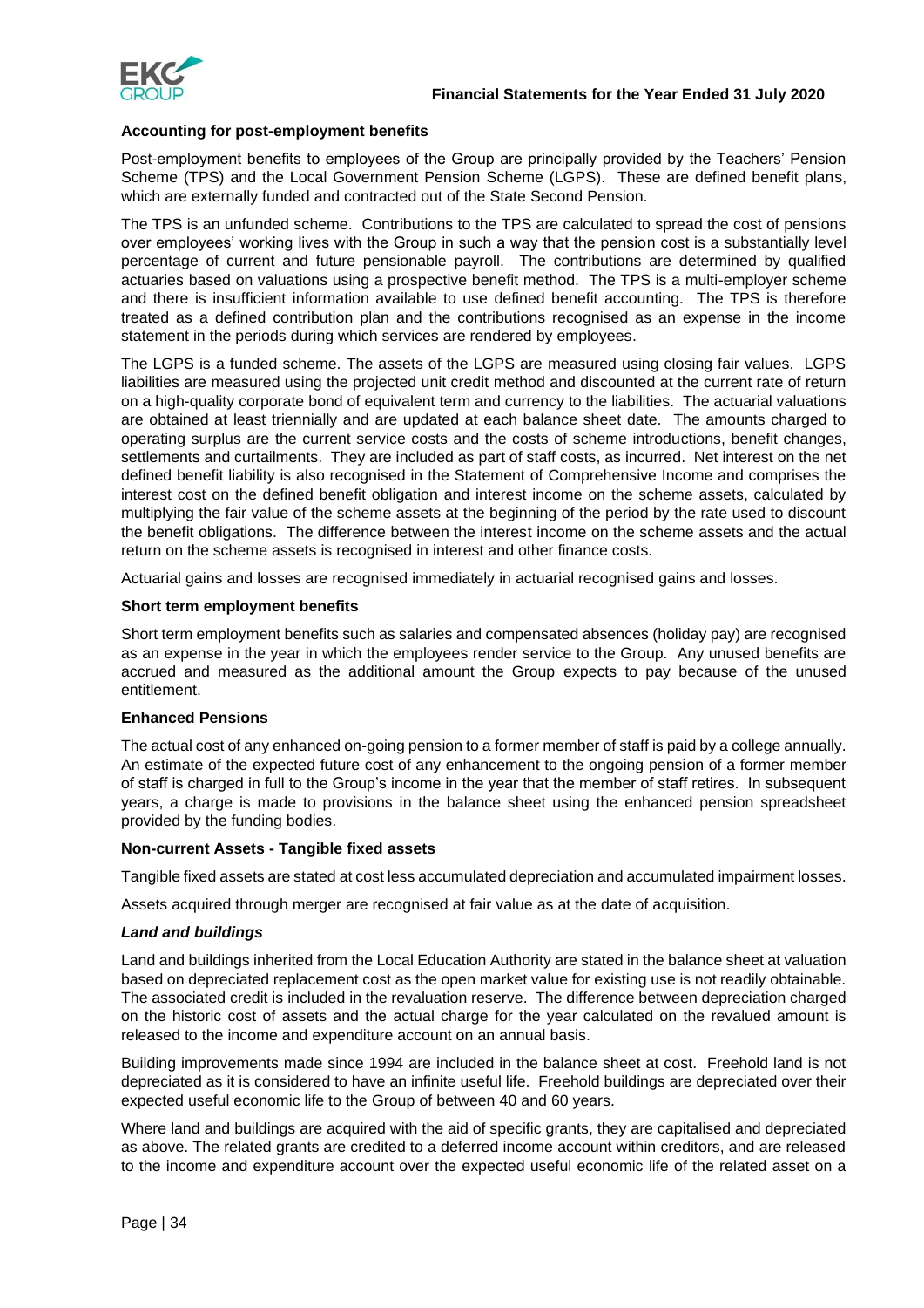#### **Accounting for post-employment benefits**

Post-employment benefits to employees of the Group are principally provided by the Teachers' Pension Scheme (TPS) and the Local Government Pension Scheme (LGPS). These are defined benefit plans, which are externally funded and contracted out of the State Second Pension.

The TPS is an unfunded scheme. Contributions to the TPS are calculated to spread the cost of pensions over employees' working lives with the Group in such a way that the pension cost is a substantially level percentage of current and future pensionable payroll. The contributions are determined by qualified actuaries based on valuations using a prospective benefit method. The TPS is a multi-employer scheme and there is insufficient information available to use defined benefit accounting. The TPS is therefore treated as a defined contribution plan and the contributions recognised as an expense in the income statement in the periods during which services are rendered by employees.

The LGPS is a funded scheme. The assets of the LGPS are measured using closing fair values. LGPS liabilities are measured using the projected unit credit method and discounted at the current rate of return on a high-quality corporate bond of equivalent term and currency to the liabilities. The actuarial valuations are obtained at least triennially and are updated at each balance sheet date. The amounts charged to operating surplus are the current service costs and the costs of scheme introductions, benefit changes, settlements and curtailments. They are included as part of staff costs, as incurred. Net interest on the net defined benefit liability is also recognised in the Statement of Comprehensive Income and comprises the interest cost on the defined benefit obligation and interest income on the scheme assets, calculated by multiplying the fair value of the scheme assets at the beginning of the period by the rate used to discount the benefit obligations. The difference between the interest income on the scheme assets and the actual return on the scheme assets is recognised in interest and other finance costs.

Actuarial gains and losses are recognised immediately in actuarial recognised gains and losses.

#### **Short term employment benefits**

Short term employment benefits such as salaries and compensated absences (holiday pay) are recognised as an expense in the year in which the employees render service to the Group. Any unused benefits are accrued and measured as the additional amount the Group expects to pay because of the unused entitlement.

#### **Enhanced Pensions**

The actual cost of any enhanced on-going pension to a former member of staff is paid by a college annually. An estimate of the expected future cost of any enhancement to the ongoing pension of a former member of staff is charged in full to the Group's income in the year that the member of staff retires. In subsequent years, a charge is made to provisions in the balance sheet using the enhanced pension spreadsheet provided by the funding bodies.

#### **Non-current Assets - Tangible fixed assets**

Tangible fixed assets are stated at cost less accumulated depreciation and accumulated impairment losses.

Assets acquired through merger are recognised at fair value as at the date of acquisition.

##### ***Land and buildings***

Land and buildings inherited from the Local Education Authority are stated in the balance sheet at valuation based on depreciated replacement cost as the open market value for existing use is not readily obtainable. The associated credit is included in the revaluation reserve. The difference between depreciation charged on the historic cost of assets and the actual charge for the year calculated on the revalued amount is released to the income and expenditure account on an annual basis.

Building improvements made since 1994 are included in the balance sheet at cost. Freehold land is not depreciated as it is considered to have an infinite useful life. Freehold buildings are depreciated over their expected useful economic life to the Group of between 40 and 60 years.

Where land and buildings are acquired with the aid of specific grants, they are capitalised and depreciated as above. The related grants are credited to a deferred income account within creditors, and are released to the income and expenditure account over the expected useful economic life of the related asset on a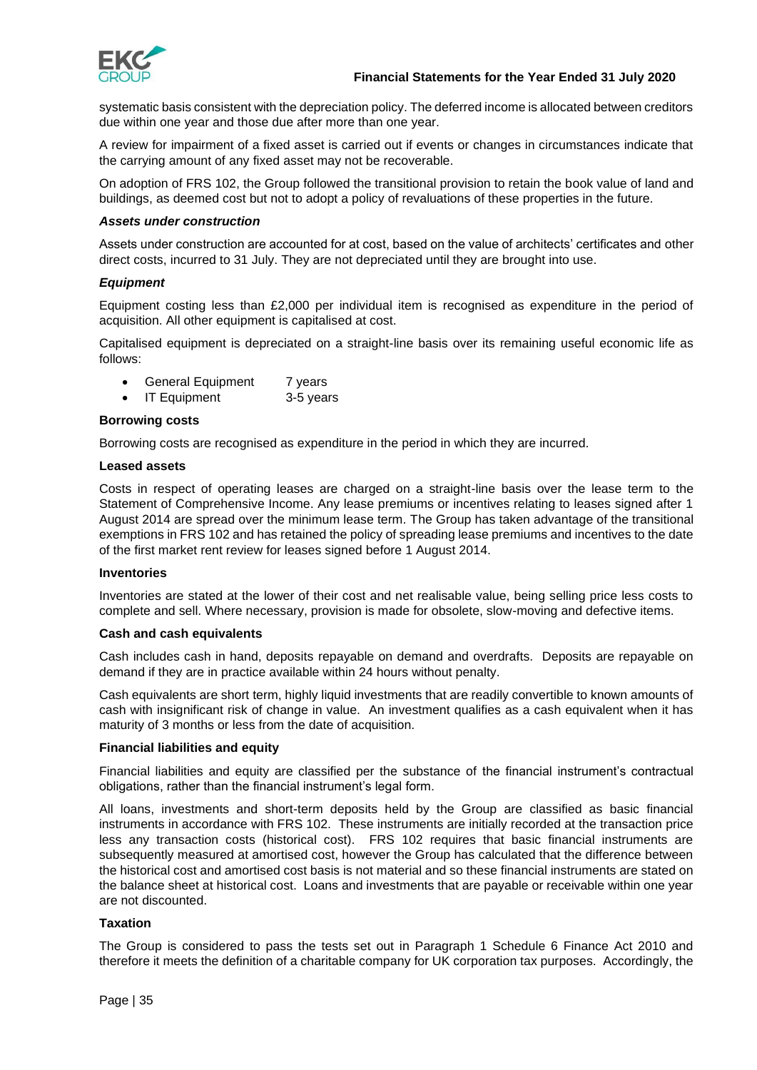systematic basis consistent with the depreciation policy. The deferred income is allocated between creditors due within one year and those due after more than one year.

A review for impairment of a fixed asset is carried out if events or changes in circumstances indicate that the carrying amount of any fixed asset may not be recoverable.

On adoption of FRS 102, the Group followed the transitional provision to retain the book value of land and buildings, as deemed cost but not to adopt a policy of revaluations of these properties in the future.

***Assets under construction***

Assets under construction are accounted for at cost, based on the value of architects' certificates and other direct costs, incurred to 31 July. They are not depreciated until they are brought into use.

***Equipment***

Equipment costing less than £2,000 per individual item is recognised as expenditure in the period of acquisition. All other equipment is capitalised at cost.

Capitalised equipment is depreciated on a straight-line basis over its remaining useful economic life as follows:

- General Equipment 7 years
- IT Equipment 3-5 years

**Borrowing costs**

Borrowing costs are recognised as expenditure in the period in which they are incurred.

**Leased assets**

Costs in respect of operating leases are charged on a straight-line basis over the lease term to the Statement of Comprehensive Income. Any lease premiums or incentives relating to leases signed after 1 August 2014 are spread over the minimum lease term. The Group has taken advantage of the transitional exemptions in FRS 102 and has retained the policy of spreading lease premiums and incentives to the date of the first market rent review for leases signed before 1 August 2014.

**Inventories**

Inventories are stated at the lower of their cost and net realisable value, being selling price less costs to complete and sell. Where necessary, provision is made for obsolete, slow-moving and defective items.

**Cash and cash equivalents**

Cash includes cash in hand, deposits repayable on demand and overdrafts. Deposits are repayable on demand if they are in practice available within 24 hours without penalty.

Cash equivalents are short term, highly liquid investments that are readily convertible to known amounts of cash with insignificant risk of change in value. An investment qualifies as a cash equivalent when it has maturity of 3 months or less from the date of acquisition.

**Financial liabilities and equity**

Financial liabilities and equity are classified per the substance of the financial instrument's contractual obligations, rather than the financial instrument's legal form.

All loans, investments and short-term deposits held by the Group are classified as basic financial instruments in accordance with FRS 102. These instruments are initially recorded at the transaction price less any transaction costs (historical cost). FRS 102 requires that basic financial instruments are subsequently measured at amortised cost, however the Group has calculated that the difference between the historical cost and amortised cost basis is not material and so these financial instruments are stated on the balance sheet at historical cost. Loans and investments that are payable or receivable within one year are not discounted.

**Taxation**

The Group is considered to pass the tests set out in Paragraph 1 Schedule 6 Finance Act 2010 and therefore it meets the definition of a charitable company for UK corporation tax purposes. Accordingly, the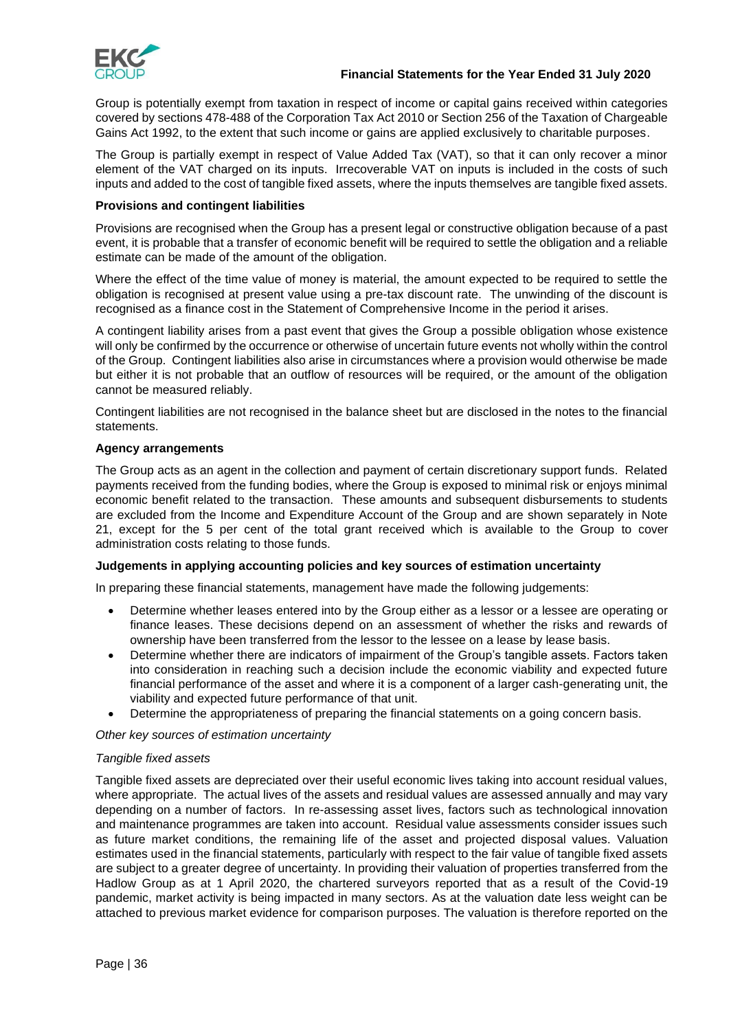Group is potentially exempt from taxation in respect of income or capital gains received within categories covered by sections 478-488 of the Corporation Tax Act 2010 or Section 256 of the Taxation of Chargeable Gains Act 1992, to the extent that such income or gains are applied exclusively to charitable purposes.

The Group is partially exempt in respect of Value Added Tax (VAT), so that it can only recover a minor element of the VAT charged on its inputs. Irrecoverable VAT on inputs is included in the costs of such inputs and added to the cost of tangible fixed assets, where the inputs themselves are tangible fixed assets.

**Provisions and contingent liabilities**

Provisions are recognised when the Group has a present legal or constructive obligation because of a past event, it is probable that a transfer of economic benefit will be required to settle the obligation and a reliable estimate can be made of the amount of the obligation.

Where the effect of the time value of money is material, the amount expected to be required to settle the obligation is recognised at present value using a pre-tax discount rate. The unwinding of the discount is recognised as a finance cost in the Statement of Comprehensive Income in the period it arises.

A contingent liability arises from a past event that gives the Group a possible obligation whose existence will only be confirmed by the occurrence or otherwise of uncertain future events not wholly within the control of the Group. Contingent liabilities also arise in circumstances where a provision would otherwise be made but either it is not probable that an outflow of resources will be required, or the amount of the obligation cannot be measured reliably.

Contingent liabilities are not recognised in the balance sheet but are disclosed in the notes to the financial statements.

**Agency arrangements**

The Group acts as an agent in the collection and payment of certain discretionary support funds. Related payments received from the funding bodies, where the Group is exposed to minimal risk or enjoys minimal economic benefit related to the transaction. These amounts and subsequent disbursements to students are excluded from the Income and Expenditure Account of the Group and are shown separately in Note 21, except for the 5 per cent of the total grant received which is available to the Group to cover administration costs relating to those funds.

**Judgements in applying accounting policies and key sources of estimation uncertainty**

In preparing these financial statements, management have made the following judgements:

- Determine whether leases entered into by the Group either as a lessor or a lessee are operating or finance leases. These decisions depend on an assessment of whether the risks and rewards of ownership have been transferred from the lessor to the lessee on a lease by lease basis.
- Determine whether there are indicators of impairment of the Group's tangible assets. Factors taken into consideration in reaching such a decision include the economic viability and expected future financial performance of the asset and where it is a component of a larger cash-generating unit, the viability and expected future performance of that unit.
- Determine the appropriateness of preparing the financial statements on a going concern basis.

*Other key sources of estimation uncertainty*

*Tangible fixed assets*

Tangible fixed assets are depreciated over their useful economic lives taking into account residual values, where appropriate. The actual lives of the assets and residual values are assessed annually and may vary depending on a number of factors. In re-assessing asset lives, factors such as technological innovation and maintenance programmes are taken into account. Residual value assessments consider issues such as future market conditions, the remaining life of the asset and projected disposal values. Valuation estimates used in the financial statements, particularly with respect to the fair value of tangible fixed assets are subject to a greater degree of uncertainty. In providing their valuation of properties transferred from the Hadlow Group as at 1 April 2020, the chartered surveyors reported that as a result of the Covid-19 pandemic, market activity is being impacted in many sectors. As at the valuation date less weight can be attached to previous market evidence for comparison purposes. The valuation is therefore reported on the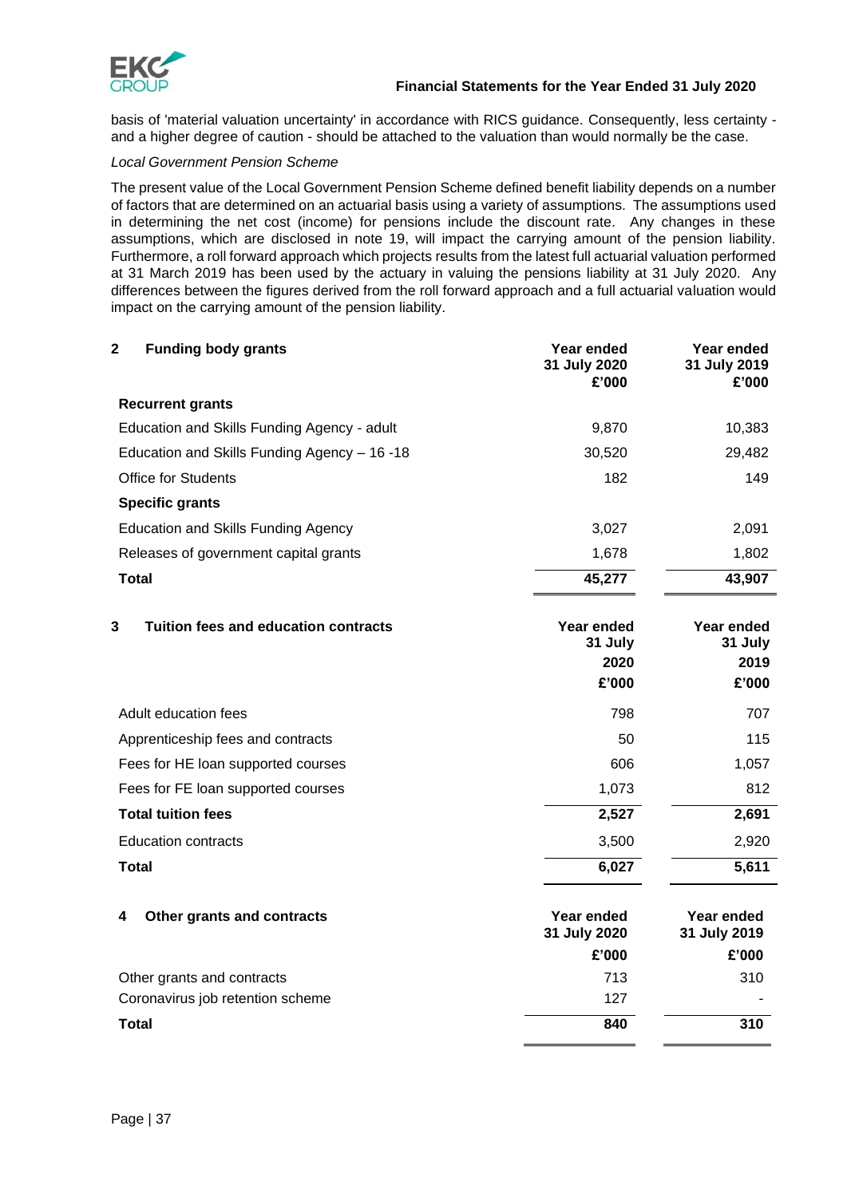basis of 'material valuation uncertainty' in accordance with RICS guidance. Consequently, less certainty - and a higher degree of caution - should be attached to the valuation than would normally be the case.

*Local Government Pension Scheme*

The present value of the Local Government Pension Scheme defined benefit liability depends on a number of factors that are determined on an actuarial basis using a variety of assumptions. The assumptions used in determining the net cost (income) for pensions include the discount rate. Any changes in these assumptions, which are disclosed in note 19, will impact the carrying amount of the pension liability. Furthermore, a roll forward approach which projects results from the latest full actuarial valuation performed at 31 March 2019 has been used by the actuary in valuing the pensions liability at 31 July 2020. Any differences between the figures derived from the roll forward approach and a full actuarial valuation would impact on the carrying amount of the pension liability.

## 2 Funding body grants

| | Year ended 31 July 2020 £'000 | Year ended 31 July 2019 £'000 |
|---|---|---|
| **Recurrent grants** | | |
| Education and Skills Funding Agency - adult | 9,870 | 10,383 |
| Education and Skills Funding Agency – 16 -18 | 30,520 | 29,482 |
| Office for Students | 182 | 149 |
| **Specific grants** | | |
| Education and Skills Funding Agency | 3,027 | 2,091 |
| Releases of government capital grants | 1,678 | 1,802 |
| **Total** | **45,277** | **43,907** |

## 3 Tuition fees and education contracts

| | Year ended 31 July 2020 £'000 | Year ended 31 July 2019 £'000 |
|---|---|---|
| Adult education fees | 798 | 707 |
| Apprenticeship fees and contracts | 50 | 115 |
| Fees for HE loan supported courses | 606 | 1,057 |
| Fees for FE loan supported courses | 1,073 | 812 |
| **Total tuition fees** | **2,527** | **2,691** |
| Education contracts | 3,500 | 2,920 |
| **Total** | **6,027** | **5,611** |

## 4 Other grants and contracts

| | Year ended 31 July 2020 £'000 | Year ended 31 July 2019 £'000 |
|---|---|---|
| Other grants and contracts | 713 | 310 |
| Coronavirus job retention scheme | 127 | - |
| **Total** | **840** | **310** |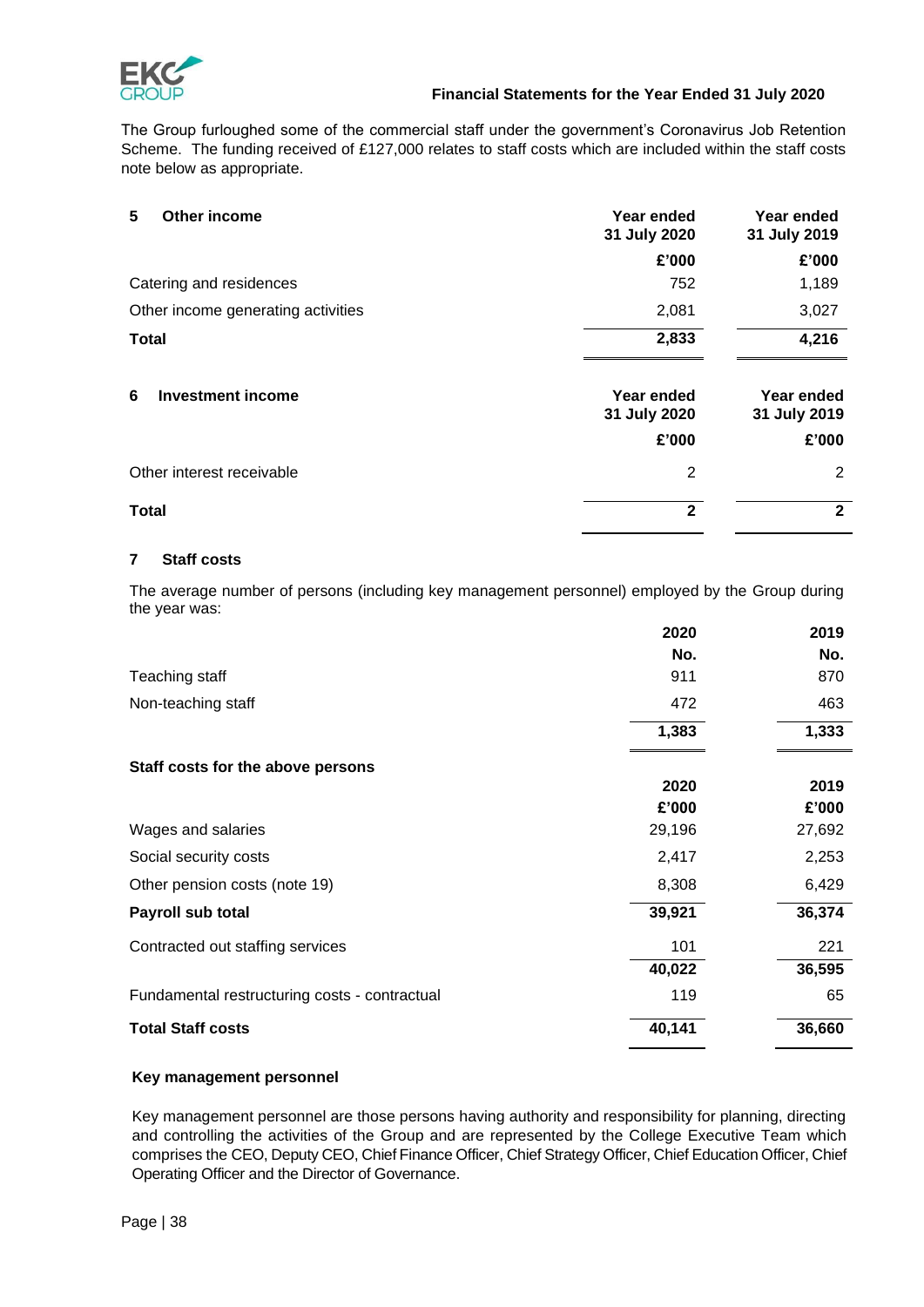The Group furloughed some of the commercial staff under the government's Coronavirus Job Retention Scheme. The funding received of £127,000 relates to staff costs which are included within the staff costs note below as appropriate.

## 5 Other income

| | Year ended 31 July 2020 | Year ended 31 July 2019 |
|---|---|---|
| | £'000 | £'000 |
| Catering and residences | 752 | 1,189 |
| Other income generating activities | 2,081 | 3,027 |
| **Total** | **2,833** | **4,216** |

## 6 Investment income

| | Year ended 31 July 2020 | Year ended 31 July 2019 |
|---|---|---|
| | £'000 | £'000 |
| Other interest receivable | 2 | 2 |
| **Total** | **2** | **2** |

## 7 Staff costs

The average number of persons (including key management personnel) employed by the Group during the year was:

| | 2020 | 2019 |
|---|---|---|
| | No. | No. |
| Teaching staff | 911 | 870 |
| Non-teaching staff | 472 | 463 |
| | **1,383** | **1,333** |

**Staff costs for the above persons**

| | 2020 | 2019 |
|---|---|---|
| | £'000 | £'000 |
| Wages and salaries | 29,196 | 27,692 |
| Social security costs | 2,417 | 2,253 |
| Other pension costs (note 19) | 8,308 | 6,429 |
| **Payroll sub total** | **39,921** | **36,374** |
| Contracted out staffing services | 101 | 221 |
| | **40,022** | **36,595** |
| Fundamental restructuring costs - contractual | 119 | 65 |
| **Total Staff costs** | **40,141** | **36,660** |

**Key management personnel**

Key management personnel are those persons having authority and responsibility for planning, directing and controlling the activities of the Group and are represented by the College Executive Team which comprises the CEO, Deputy CEO, Chief Finance Officer, Chief Strategy Officer, Chief Education Officer, Chief Operating Officer and the Director of Governance.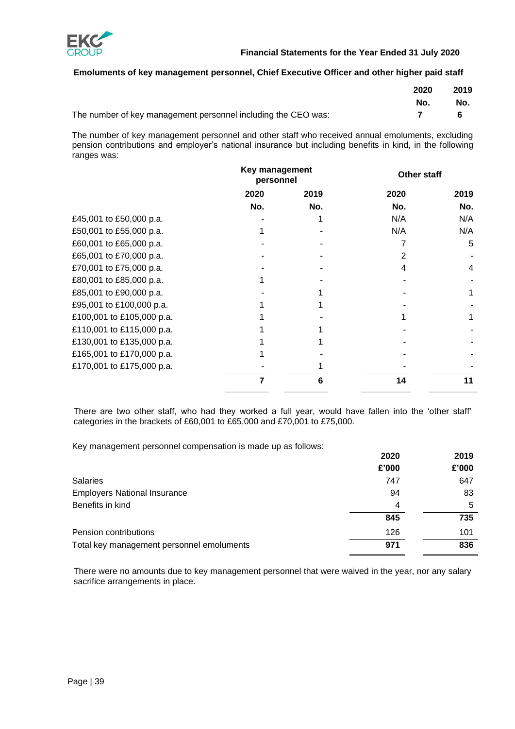## Emoluments of key management personnel, Chief Executive Officer and other higher paid staff

| | 2020 | 2019 |
|---|---|---|
| | No. | No. |
| The number of key management personnel including the CEO was: | 7 | 6 |

The number of key management personnel and other staff who received annual emoluments, excluding pension contributions and employer's national insurance but including benefits in kind, in the following ranges was:

| | Key management personnel | | Other staff | |
|---|---|---|---|---|
| | 2020 | 2019 | 2020 | 2019 |
| | No. | No. | No. | No. |
| £45,001 to £50,000 p.a. | - | 1 | N/A | N/A |
| £50,001 to £55,000 p.a. | 1 | - | N/A | N/A |
| £60,001 to £65,000 p.a. | - | - | 7 | 5 |
| £65,001 to £70,000 p.a. | - | - | 2 | - |
| £70,001 to £75,000 p.a. | - | - | 4 | 4 |
| £80,001 to £85,000 p.a. | 1 | - | - | - |
| £85,001 to £90,000 p.a. | - | 1 | - | 1 |
| £95,001 to £100,000 p.a. | 1 | 1 | - | - |
| £100,001 to £105,000 p.a. | 1 | - | 1 | 1 |
| £110,001 to £115,000 p.a. | 1 | 1 | - | - |
| £130,001 to £135,000 p.a. | 1 | 1 | - | - |
| £165,001 to £170,000 p.a. | 1 | - | - | - |
| £170,001 to £175,000 p.a. | - | 1 | - | - |
| | **7** | **6** | **14** | **11** |

There are two other staff, who had they worked a full year, would have fallen into the 'other staff' categories in the brackets of £60,001 to £65,000 and £70,001 to £75,000.

Key management personnel compensation is made up as follows:

| | 2020 | 2019 |
|---|---|---|
| | £'000 | £'000 |
| Salaries | 747 | 647 |
| Employers National Insurance | 94 | 83 |
| Benefits in kind | 4 | 5 |
| | **845** | **735** |
| Pension contributions | 126 | 101 |
| Total key management personnel emoluments | **971** | **836** |

There were no amounts due to key management personnel that were waived in the year, nor any salary sacrifice arrangements in place.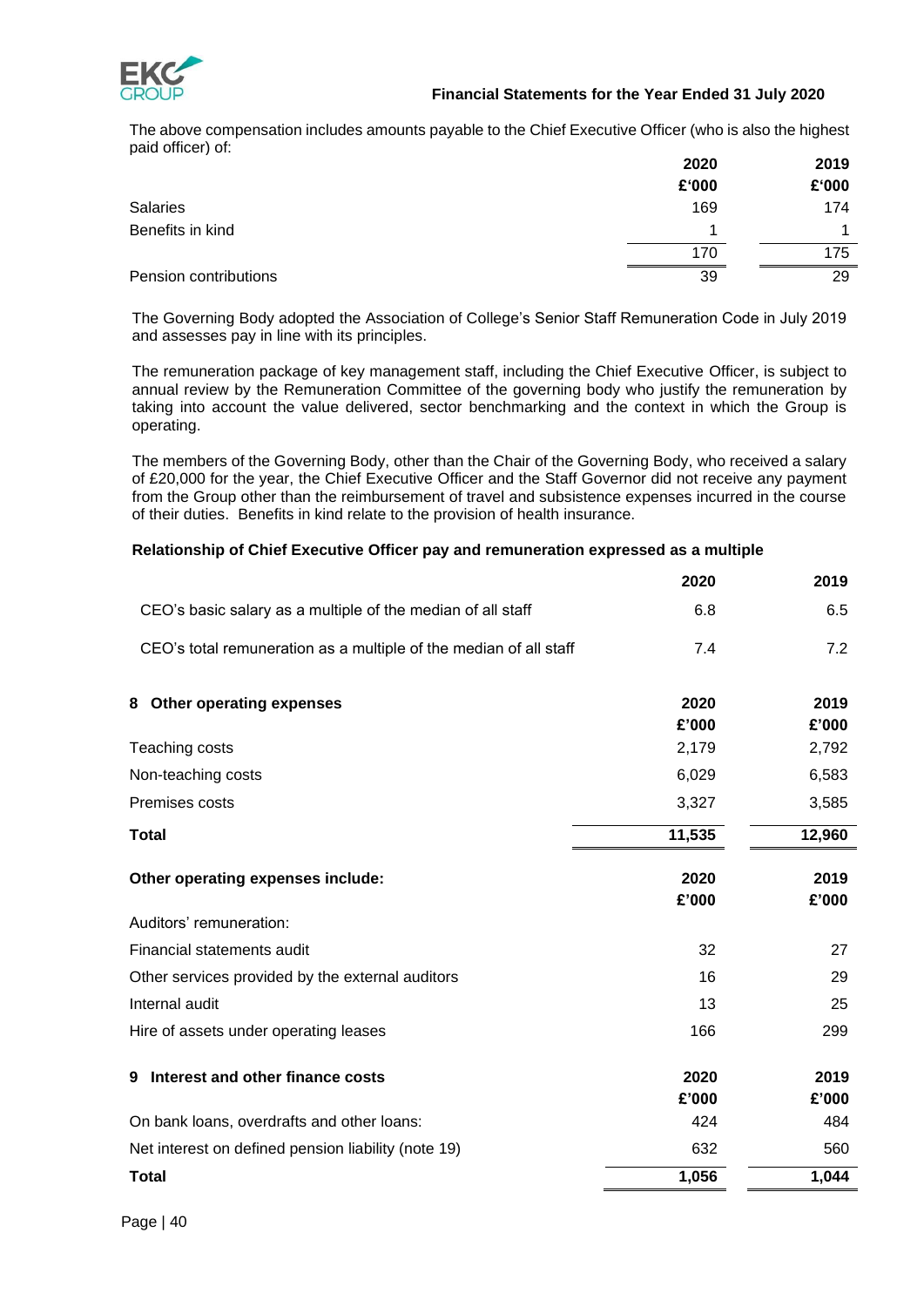The above compensation includes amounts payable to the Chief Executive Officer (who is also the highest paid officer) of:

| | 2020 | 2019 |
|---|---|---|
| | £'000 | £'000 |
| Salaries | 169 | 174 |
| Benefits in kind | 1 | 1 |
| | 170 | 175 |
| Pension contributions | 39 | 29 |

The Governing Body adopted the Association of College's Senior Staff Remuneration Code in July 2019 and assesses pay in line with its principles.

The remuneration package of key management staff, including the Chief Executive Officer, is subject to annual review by the Remuneration Committee of the governing body who justify the remuneration by taking into account the value delivered, sector benchmarking and the context in which the Group is operating.

The members of the Governing Body, other than the Chair of the Governing Body, who received a salary of £20,000 for the year, the Chief Executive Officer and the Staff Governor did not receive any payment from the Group other than the reimbursement of travel and subsistence expenses incurred in the course of their duties. Benefits in kind relate to the provision of health insurance.

**Relationship of Chief Executive Officer pay and remuneration expressed as a multiple**

| | 2020 | 2019 |
|---|---|---|
| CEO's basic salary as a multiple of the median of all staff | 6.8 | 6.5 |
| CEO's total remuneration as a multiple of the median of all staff | 7.4 | 7.2 |

## 8 Other operating expenses

| | 2020 | 2019 |
|---|---|---|
| | £'000 | £'000 |
| Teaching costs | 2,179 | 2,792 |
| Non-teaching costs | 6,029 | 6,583 |
| Premises costs | 3,327 | 3,585 |
| **Total** | **11,535** | **12,960** |

| **Other operating expenses include:** | **2020** | **2019** |
|---|---|---|
| | **£'000** | **£'000** |
| Auditors' remuneration: | | |
| Financial statements audit | 32 | 27 |
| Other services provided by the external auditors | 16 | 29 |
| Internal audit | 13 | 25 |
| Hire of assets under operating leases | 166 | 299 |

## 9 Interest and other finance costs

| | 2020 | 2019 |
|---|---|---|
| | £'000 | £'000 |
| On bank loans, overdrafts and other loans: | 424 | 484 |
| Net interest on defined pension liability (note 19) | 632 | 560 |
| **Total** | **1,056** | **1,044** |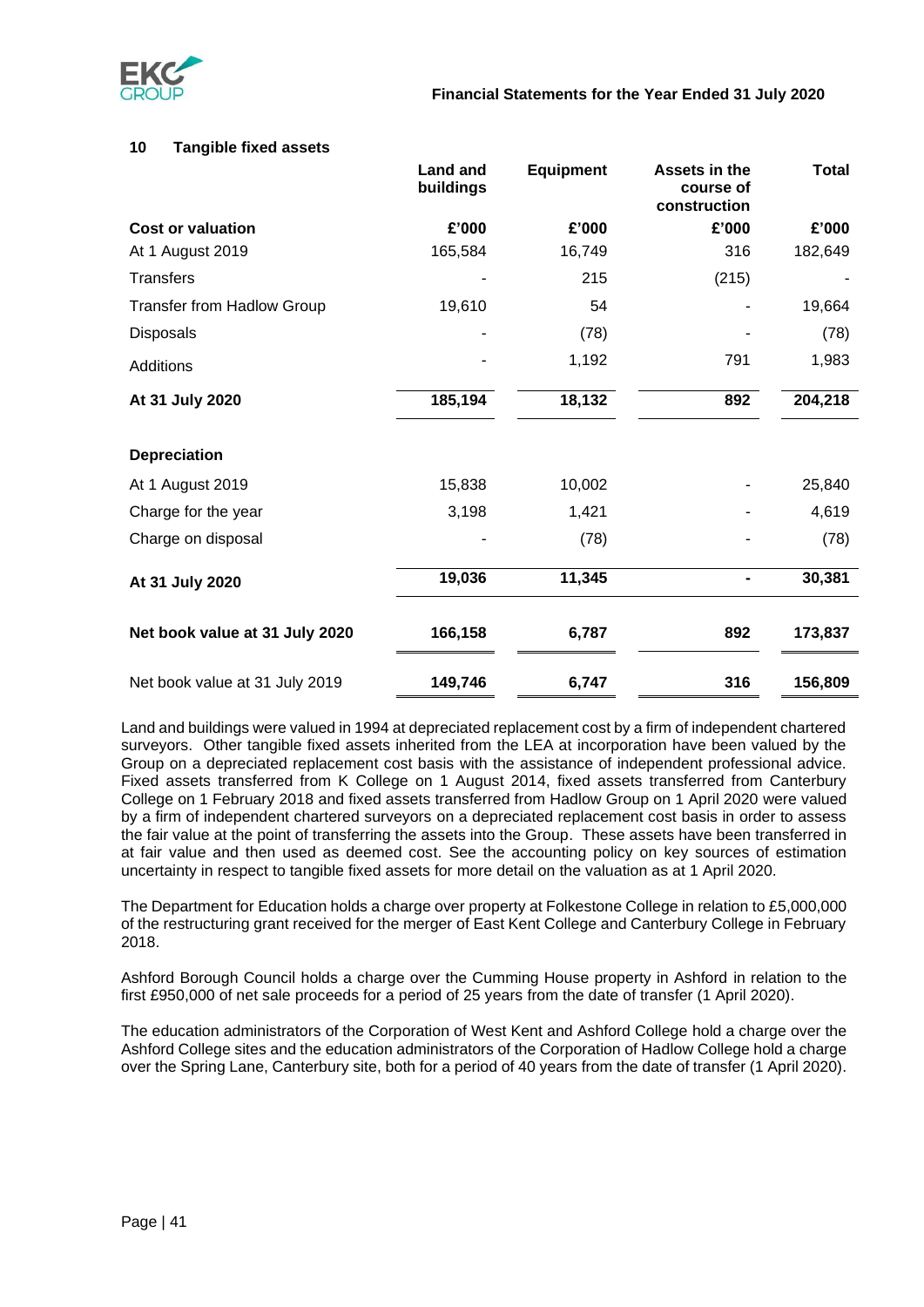## 10 Tangible fixed assets

| | Land and buildings | Equipment | Assets in the course of construction | Total |
|---|---|---|---|---|
| **Cost or valuation** | **£'000** | **£'000** | **£'000** | **£'000** |
| At 1 August 2019 | 165,584 | 16,749 | 316 | 182,649 |
| Transfers | - | 215 | (215) | - |
| Transfer from Hadlow Group | 19,610 | 54 | - | 19,664 |
| Disposals | - | (78) | - | (78) |
| Additions | - | 1,192 | 791 | 1,983 |
| **At 31 July 2020** | **185,194** | **18,132** | **892** | **204,218** |
| | | | | |
| **Depreciation** | | | | |
| At 1 August 2019 | 15,838 | 10,002 | - | 25,840 |
| Charge for the year | 3,198 | 1,421 | - | 4,619 |
| Charge on disposal | - | (78) | - | (78) |
| **At 31 July 2020** | **19,036** | **11,345** | **-** | **30,381** |
| | | | | |
| **Net book value at 31 July 2020** | **166,158** | **6,787** | **892** | **173,837** |
| Net book value at 31 July 2019 | **149,746** | **6,747** | **316** | **156,809** |

Land and buildings were valued in 1994 at depreciated replacement cost by a firm of independent chartered surveyors. Other tangible fixed assets inherited from the LEA at incorporation have been valued by the Group on a depreciated replacement cost basis with the assistance of independent professional advice. Fixed assets transferred from K College on 1 August 2014, fixed assets transferred from Canterbury College on 1 February 2018 and fixed assets transferred from Hadlow Group on 1 April 2020 were valued by a firm of independent chartered surveyors on a depreciated replacement cost basis in order to assess the fair value at the point of transferring the assets into the Group. These assets have been transferred in at fair value and then used as deemed cost. See the accounting policy on key sources of estimation uncertainty in respect to tangible fixed assets for more detail on the valuation as at 1 April 2020.

The Department for Education holds a charge over property at Folkestone College in relation to £5,000,000 of the restructuring grant received for the merger of East Kent College and Canterbury College in February 2018.

Ashford Borough Council holds a charge over the Cumming House property in Ashford in relation to the first £950,000 of net sale proceeds for a period of 25 years from the date of transfer (1 April 2020).

The education administrators of the Corporation of West Kent and Ashford College hold a charge over the Ashford College sites and the education administrators of the Corporation of Hadlow College hold a charge over the Spring Lane, Canterbury site, both for a period of 40 years from the date of transfer (1 April 2020).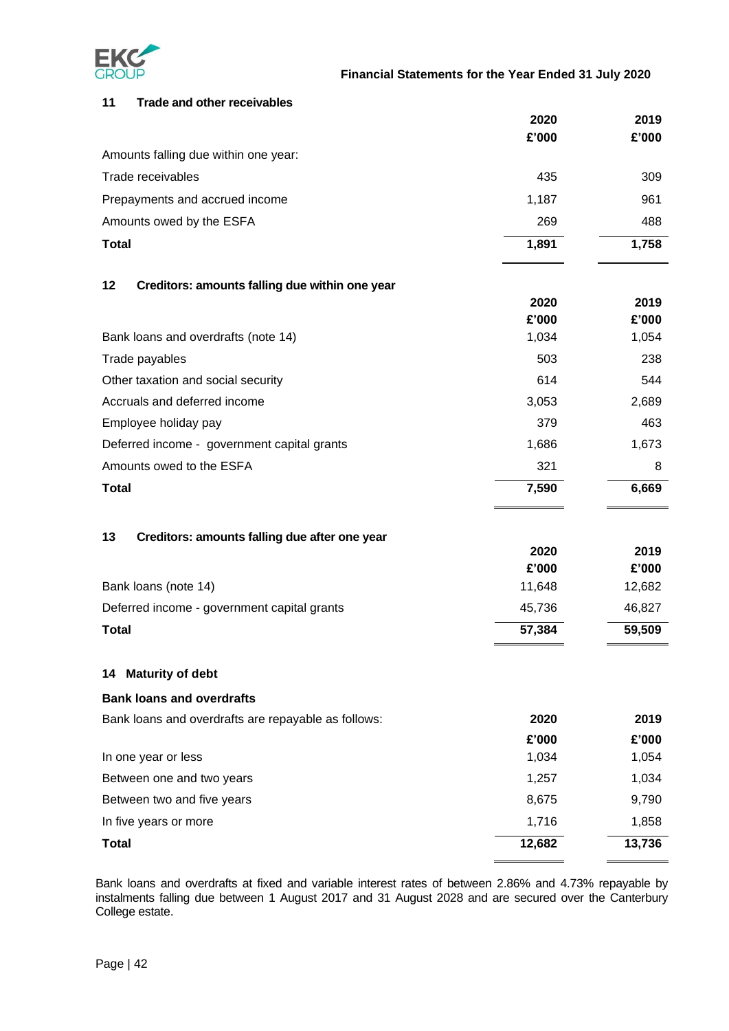## 11 Trade and other receivables

| | 2020 £'000 | 2019 £'000 |
|---|---|---|
| Amounts falling due within one year: | | |
| Trade receivables | 435 | 309 |
| Prepayments and accrued income | 1,187 | 961 |
| Amounts owed by the ESFA | 269 | 488 |
| **Total** | **1,891** | **1,758** |

## 12 Creditors: amounts falling due within one year

| | 2020 £'000 | 2019 £'000 |
|---|---|---|
| Bank loans and overdrafts (note 14) | 1,034 | 1,054 |
| Trade payables | 503 | 238 |
| Other taxation and social security | 614 | 544 |
| Accruals and deferred income | 3,053 | 2,689 |
| Employee holiday pay | 379 | 463 |
| Deferred income - government capital grants | 1,686 | 1,673 |
| Amounts owed to the ESFA | 321 | 8 |
| **Total** | **7,590** | **6,669** |

## 13 Creditors: amounts falling due after one year

| | 2020 £'000 | 2019 £'000 |
|---|---|---|
| Bank loans (note 14) | 11,648 | 12,682 |
| Deferred income - government capital grants | 45,736 | 46,827 |
| **Total** | **57,384** | **59,509** |

## 14 Maturity of debt

**Bank loans and overdrafts**

| Bank loans and overdrafts are repayable as follows: | 2020 £'000 | 2019 £'000 |
|---|---|---|
| In one year or less | 1,034 | 1,054 |
| Between one and two years | 1,257 | 1,034 |
| Between two and five years | 8,675 | 9,790 |
| In five years or more | 1,716 | 1,858 |
| **Total** | **12,682** | **13,736** |

Bank loans and overdrafts at fixed and variable interest rates of between 2.86% and 4.73% repayable by instalments falling due between 1 August 2017 and 31 August 2028 and are secured over the Canterbury College estate.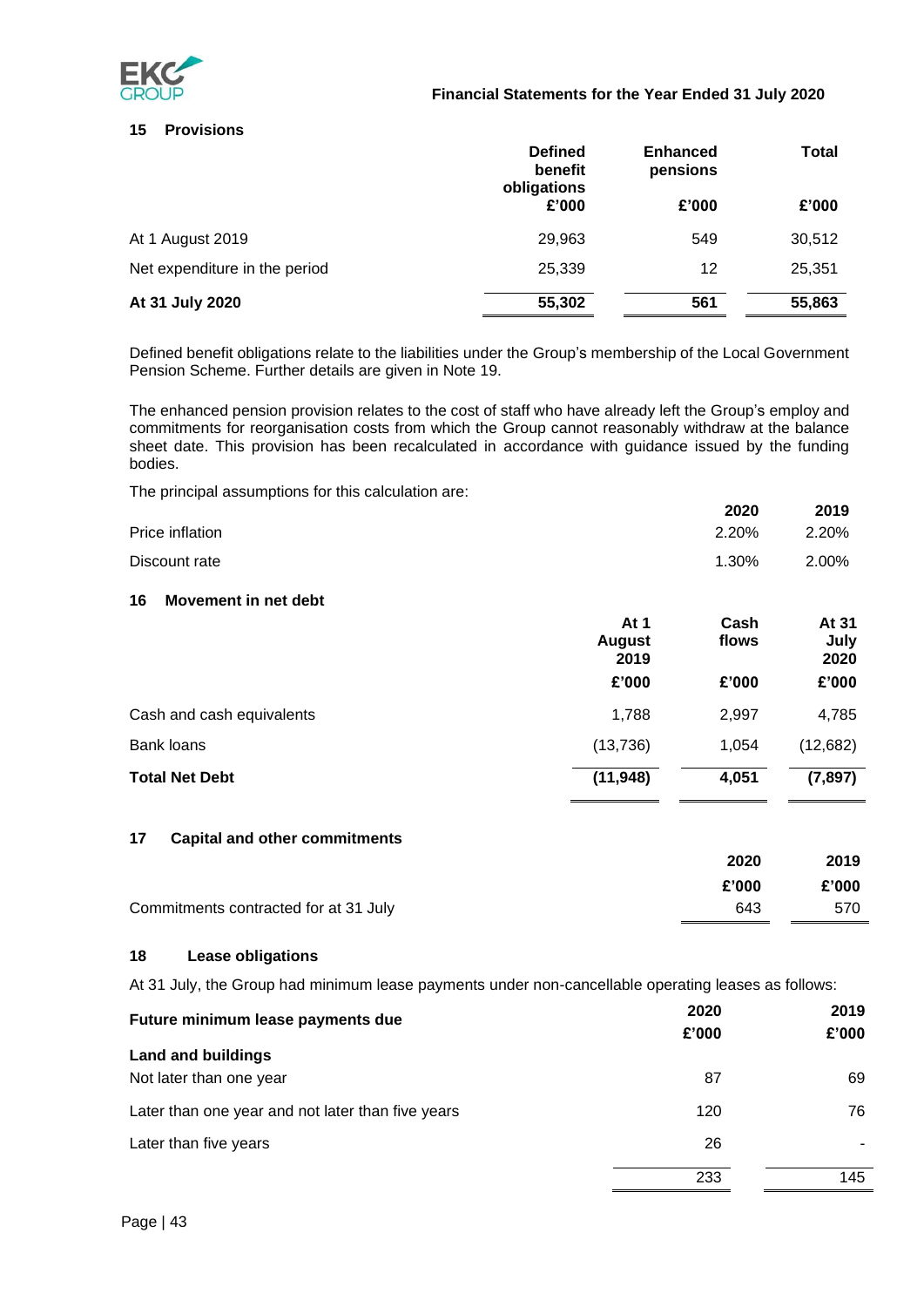## 15 Provisions

| | Defined benefit obligations | Enhanced pensions | Total |
|---|---|---|---|
| | £'000 | £'000 | £'000 |
| At 1 August 2019 | 29,963 | 549 | 30,512 |
| Net expenditure in the period | 25,339 | 12 | 25,351 |
| **At 31 July 2020** | **55,302** | **561** | **55,863** |

Defined benefit obligations relate to the liabilities under the Group's membership of the Local Government Pension Scheme. Further details are given in Note 19.

The enhanced pension provision relates to the cost of staff who have already left the Group's employ and commitments for reorganisation costs from which the Group cannot reasonably withdraw at the balance sheet date. This provision has been recalculated in accordance with guidance issued by the funding bodies.

The principal assumptions for this calculation are:

| | 2020 | 2019 |
|---|---|---|
| Price inflation | 2.20% | 2.20% |
| Discount rate | 1.30% | 2.00% |

## 16 Movement in net debt

| | At 1 August 2019 | Cash flows | At 31 July 2020 |
|---|---|---|---|
| | £'000 | £'000 | £'000 |
| Cash and cash equivalents | 1,788 | 2,997 | 4,785 |
| Bank loans | (13,736) | 1,054 | (12,682) |
| **Total Net Debt** | **(11,948)** | **4,051** | **(7,897)** |

## 17 Capital and other commitments

| | 2020 | 2019 |
|---|---|---|
| | £'000 | £'000 |
| Commitments contracted for at 31 July | 643 | 570 |

## 18 Lease obligations

At 31 July, the Group had minimum lease payments under non-cancellable operating leases as follows:

| Future minimum lease payments due | 2020 £'000 | 2019 £'000 |
|---|---|---|
| **Land and buildings** | | |
| Not later than one year | 87 | 69 |
| Later than one year and not later than five years | 120 | 76 |
| Later than five years | 26 | - |
| | 233 | 145 |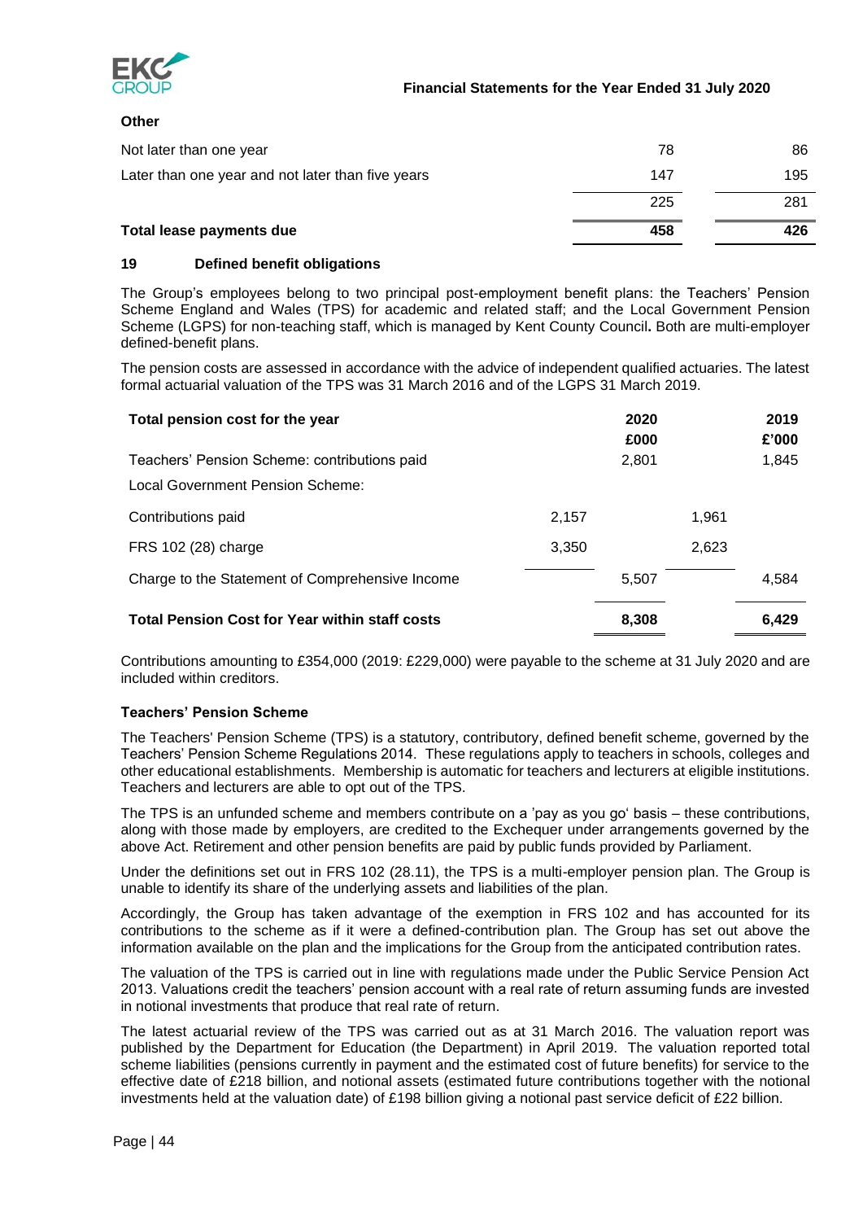**Other**

| | | |
|---|---|---|
| Not later than one year | 78 | 86 |
| Later than one year and not later than five years | 147 | 195 |
| | 225 | 281 |
| **Total lease payments due** | **458** | **426** |

## 19 Defined benefit obligations

The Group's employees belong to two principal post-employment benefit plans: the Teachers' Pension Scheme England and Wales (TPS) for academic and related staff; and the Local Government Pension Scheme (LGPS) for non-teaching staff, which is managed by Kent County Council**.** Both are multi-employer defined-benefit plans.

The pension costs are assessed in accordance with the advice of independent qualified actuaries. The latest formal actuarial valuation of the TPS was 31 March 2016 and of the LGPS 31 March 2019.

| **Total pension cost for the year** | | **2020 £000** | | **2019 £'000** |
|---|---|---|---|---|
| Teachers' Pension Scheme: contributions paid | | 2,801 | | 1,845 |
| Local Government Pension Scheme: | | | | |
| Contributions paid | 2,157 | | 1,961 | |
| FRS 102 (28) charge | 3,350 | | 2,623 | |
| Charge to the Statement of Comprehensive Income | | 5,507 | | 4,584 |
| **Total Pension Cost for Year within staff costs** | | **8,308** | | **6,429** |

Contributions amounting to £354,000 (2019: £229,000) were payable to the scheme at 31 July 2020 and are included within creditors.

**Teachers' Pension Scheme**

The Teachers' Pension Scheme (TPS) is a statutory, contributory, defined benefit scheme, governed by the Teachers' Pension Scheme Regulations 2014. These regulations apply to teachers in schools, colleges and other educational establishments. Membership is automatic for teachers and lecturers at eligible institutions. Teachers and lecturers are able to opt out of the TPS.

The TPS is an unfunded scheme and members contribute on a 'pay as you go' basis – these contributions, along with those made by employers, are credited to the Exchequer under arrangements governed by the above Act. Retirement and other pension benefits are paid by public funds provided by Parliament.

Under the definitions set out in FRS 102 (28.11), the TPS is a multi-employer pension plan. The Group is unable to identify its share of the underlying assets and liabilities of the plan.

Accordingly, the Group has taken advantage of the exemption in FRS 102 and has accounted for its contributions to the scheme as if it were a defined-contribution plan. The Group has set out above the information available on the plan and the implications for the Group from the anticipated contribution rates.

The valuation of the TPS is carried out in line with regulations made under the Public Service Pension Act 2013. Valuations credit the teachers' pension account with a real rate of return assuming funds are invested in notional investments that produce that real rate of return.

The latest actuarial review of the TPS was carried out as at 31 March 2016. The valuation report was published by the Department for Education (the Department) in April 2019. The valuation reported total scheme liabilities (pensions currently in payment and the estimated cost of future benefits) for service to the effective date of £218 billion, and notional assets (estimated future contributions together with the notional investments held at the valuation date) of £198 billion giving a notional past service deficit of £22 billion.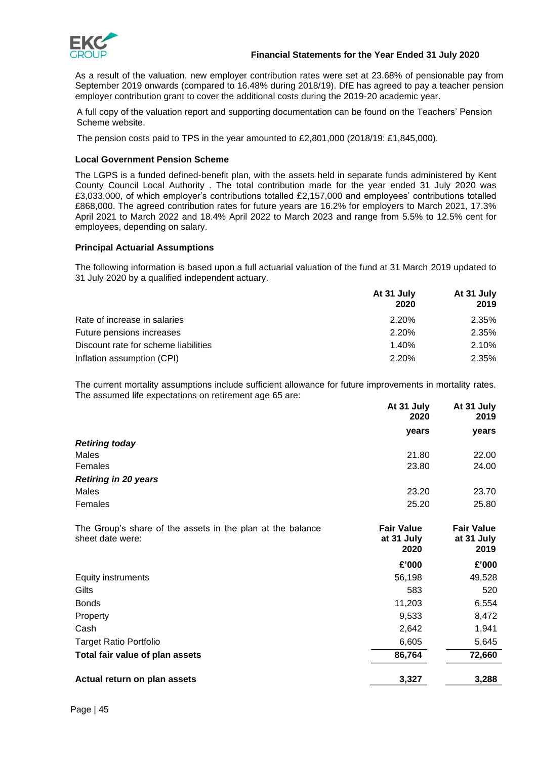As a result of the valuation, new employer contribution rates were set at 23.68% of pensionable pay from September 2019 onwards (compared to 16.48% during 2018/19). DfE has agreed to pay a teacher pension employer contribution grant to cover the additional costs during the 2019-20 academic year.

A full copy of the valuation report and supporting documentation can be found on the Teachers' Pension Scheme website.

The pension costs paid to TPS in the year amounted to £2,801,000 (2018/19: £1,845,000).

**Local Government Pension Scheme**

The LGPS is a funded defined-benefit plan, with the assets held in separate funds administered by Kent County Council Local Authority . The total contribution made for the year ended 31 July 2020 was £3,033,000, of which employer's contributions totalled £2,157,000 and employees' contributions totalled £868,000. The agreed contribution rates for future years are 16.2% for employers to March 2021, 17.3% April 2021 to March 2022 and 18.4% April 2022 to March 2023 and range from 5.5% to 12.5% cent for employees, depending on salary.

**Principal Actuarial Assumptions**

The following information is based upon a full actuarial valuation of the fund at 31 March 2019 updated to 31 July 2020 by a qualified independent actuary.

| | At 31 July 2020 | At 31 July 2019 |
|---|---|---|
| Rate of increase in salaries | 2.20% | 2.35% |
| Future pensions increases | 2.20% | 2.35% |
| Discount rate for scheme liabilities | 1.40% | 2.10% |
| Inflation assumption (CPI) | 2.20% | 2.35% |

The current mortality assumptions include sufficient allowance for future improvements in mortality rates. The assumed life expectations on retirement age 65 are:

| | At 31 July 2020 | At 31 July 2019 |
|---|---|---|
| | years | years |
| ***Retiring today*** | | |
| Males | 21.80 | 22.00 |
| Females | 23.80 | 24.00 |
| ***Retiring in 20 years*** | | |
| Males | 23.20 | 23.70 |
| Females | 25.20 | 25.80 |

| The Group's share of the assets in the plan at the balance sheet date were: | Fair Value at 31 July 2020 | Fair Value at 31 July 2019 |
|---|---|---|
| | £'000 | £'000 |
| Equity instruments | 56,198 | 49,528 |
| Gilts | 583 | 520 |
| Bonds | 11,203 | 6,554 |
| Property | 9,533 | 8,472 |
| Cash | 2,642 | 1,941 |
| Target Ratio Portfolio | 6,605 | 5,645 |
| **Total fair value of plan assets** | **86,764** | **72,660** |
| | | |
| **Actual return on plan assets** | **3,327** | **3,288** |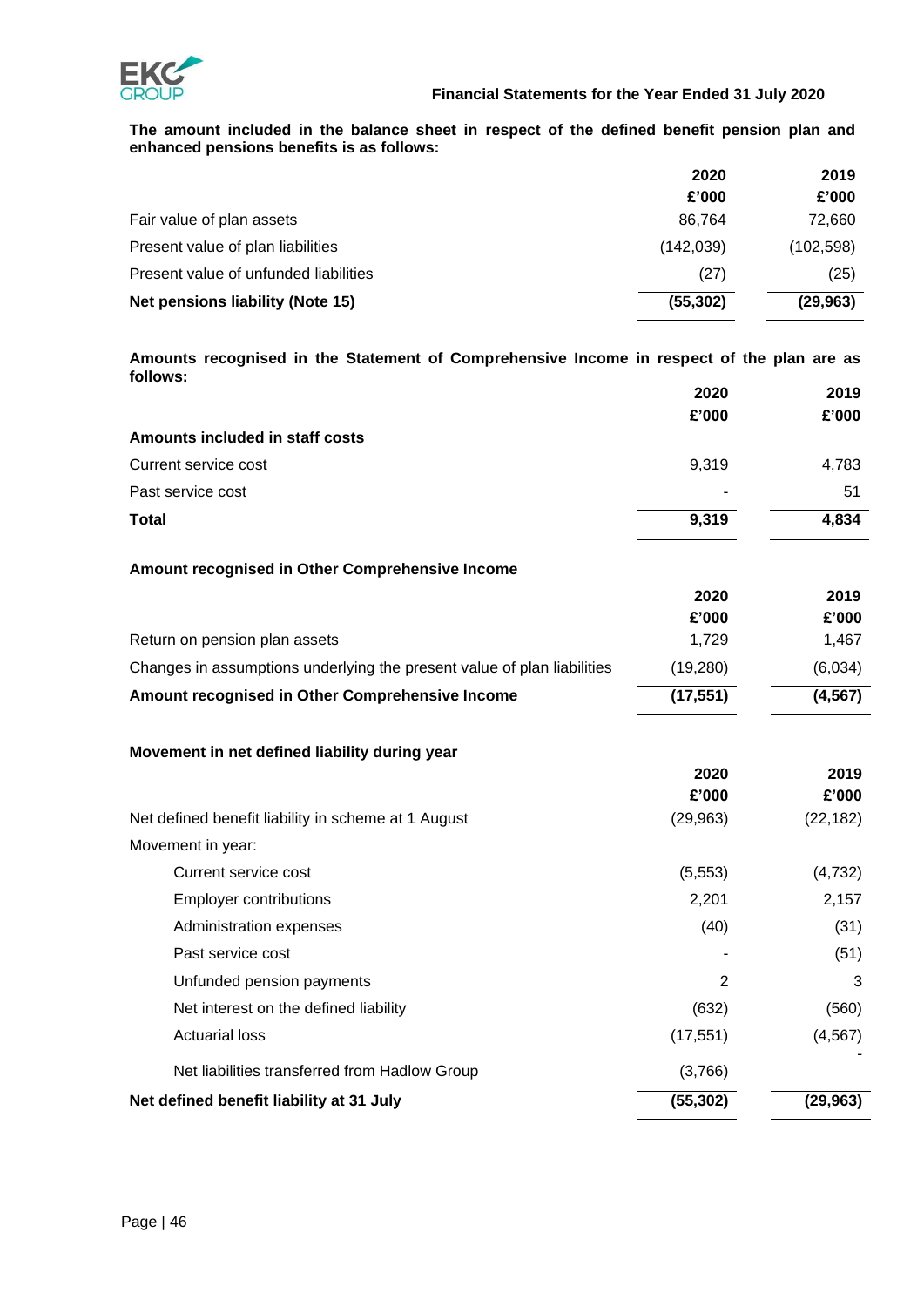**The amount included in the balance sheet in respect of the defined benefit pension plan and enhanced pensions benefits is as follows:**

| | 2020 | 2019 |
|---|---|---|
| | £'000 | £'000 |
| Fair value of plan assets | 86,764 | 72,660 |
| Present value of plan liabilities | (142,039) | (102,598) |
| Present value of unfunded liabilities | (27) | (25) |
| **Net pensions liability (Note 15)** | **(55,302)** | **(29,963)** |

**Amounts recognised in the Statement of Comprehensive Income in respect of the plan are as follows:**

| | 2020 | 2019 |
|---|---|---|
| | £'000 | £'000 |
| **Amounts included in staff costs** | | |
| Current service cost | 9,319 | 4,783 |
| Past service cost | - | 51 |
| **Total** | **9,319** | **4,834** |

**Amount recognised in Other Comprehensive Income**

| | 2020 | 2019 |
|---|---|---|
| | £'000 | £'000 |
| Return on pension plan assets | 1,729 | 1,467 |
| Changes in assumptions underlying the present value of plan liabilities | (19,280) | (6,034) |
| **Amount recognised in Other Comprehensive Income** | **(17,551)** | **(4,567)** |

**Movement in net defined liability during year**

| | 2020 | 2019 |
|---|---|---|
| | £'000 | £'000 |
| Net defined benefit liability in scheme at 1 August | (29,963) | (22,182) |
| Movement in year: | | |
| Current service cost | (5,553) | (4,732) |
| Employer contributions | 2,201 | 2,157 |
| Administration expenses | (40) | (31) |
| Past service cost | - | (51) |
| Unfunded pension payments | 2 | 3 |
| Net interest on the defined liability | (632) | (560) |
| Actuarial loss | (17,551) | (4,567) |
| Net liabilities transferred from Hadlow Group | (3,766) | - |
| **Net defined benefit liability at 31 July** | **(55,302)** | **(29,963)** |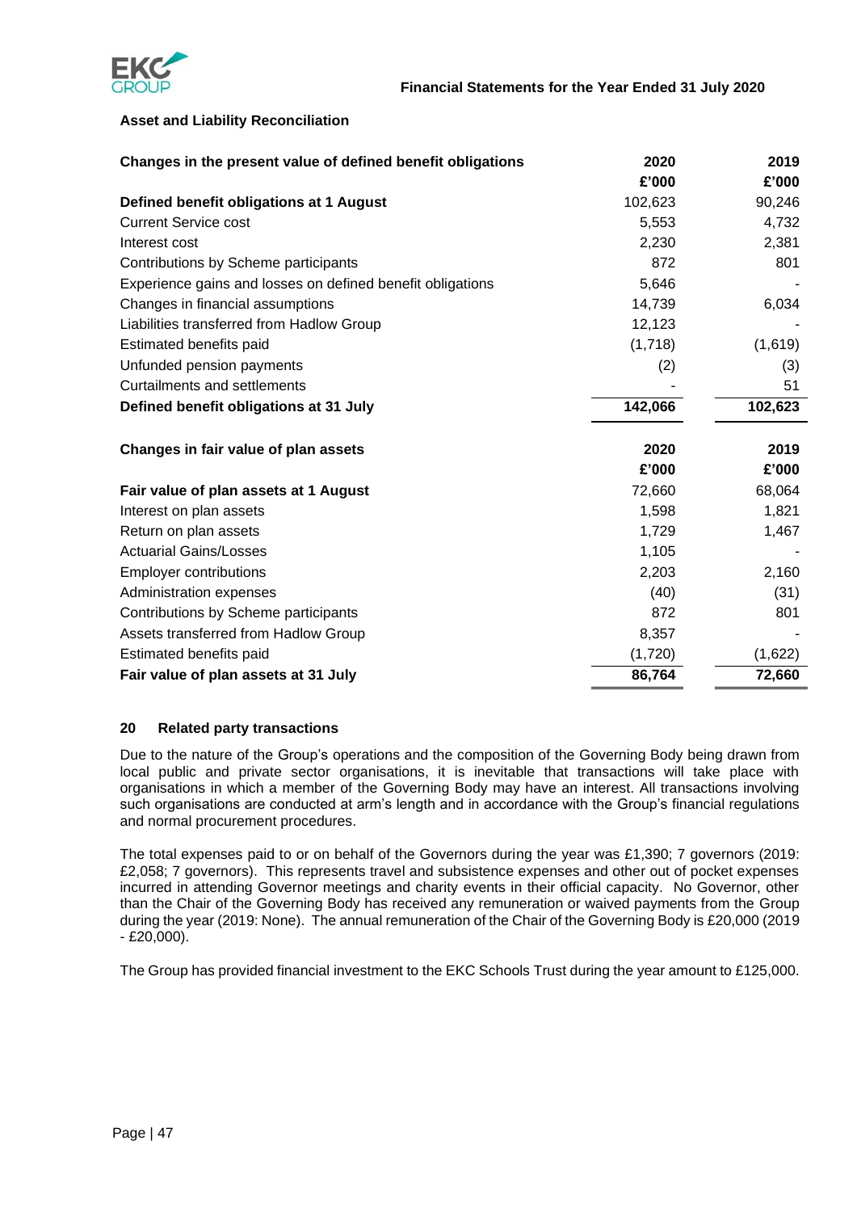**Asset and Liability Reconciliation**

| Changes in the present value of defined benefit obligations | 2020 | 2019 |
|---|---|---|
| | £'000 | £'000 |
| **Defined benefit obligations at 1 August** | 102,623 | 90,246 |
| Current Service cost | 5,553 | 4,732 |
| Interest cost | 2,230 | 2,381 |
| Contributions by Scheme participants | 872 | 801 |
| Experience gains and losses on defined benefit obligations | 5,646 | - |
| Changes in financial assumptions | 14,739 | 6,034 |
| Liabilities transferred from Hadlow Group | 12,123 | - |
| Estimated benefits paid | (1,718) | (1,619) |
| Unfunded pension payments | (2) | (3) |
| Curtailments and settlements | - | 51 |
| **Defined benefit obligations at 31 July** | **142,066** | **102,623** |

| Changes in fair value of plan assets | 2020 | 2019 |
|---|---|---|
| | £'000 | £'000 |
| **Fair value of plan assets at 1 August** | 72,660 | 68,064 |
| Interest on plan assets | 1,598 | 1,821 |
| Return on plan assets | 1,729 | 1,467 |
| Actuarial Gains/Losses | 1,105 | - |
| Employer contributions | 2,203 | 2,160 |
| Administration expenses | (40) | (31) |
| Contributions by Scheme participants | 872 | 801 |
| Assets transferred from Hadlow Group | 8,357 | - |
| Estimated benefits paid | (1,720) | (1,622) |
| **Fair value of plan assets at 31 July** | **86,764** | **72,660** |

## 20 Related party transactions

Due to the nature of the Group's operations and the composition of the Governing Body being drawn from local public and private sector organisations, it is inevitable that transactions will take place with organisations in which a member of the Governing Body may have an interest. All transactions involving such organisations are conducted at arm's length and in accordance with the Group's financial regulations and normal procurement procedures.

The total expenses paid to or on behalf of the Governors during the year was £1,390; 7 governors (2019: £2,058; 7 governors). This represents travel and subsistence expenses and other out of pocket expenses incurred in attending Governor meetings and charity events in their official capacity. No Governor, other than the Chair of the Governing Body has received any remuneration or waived payments from the Group during the year (2019: None). The annual remuneration of the Chair of the Governing Body is £20,000 (2019 - £20,000).

The Group has provided financial investment to the EKC Schools Trust during the year amount to £125,000.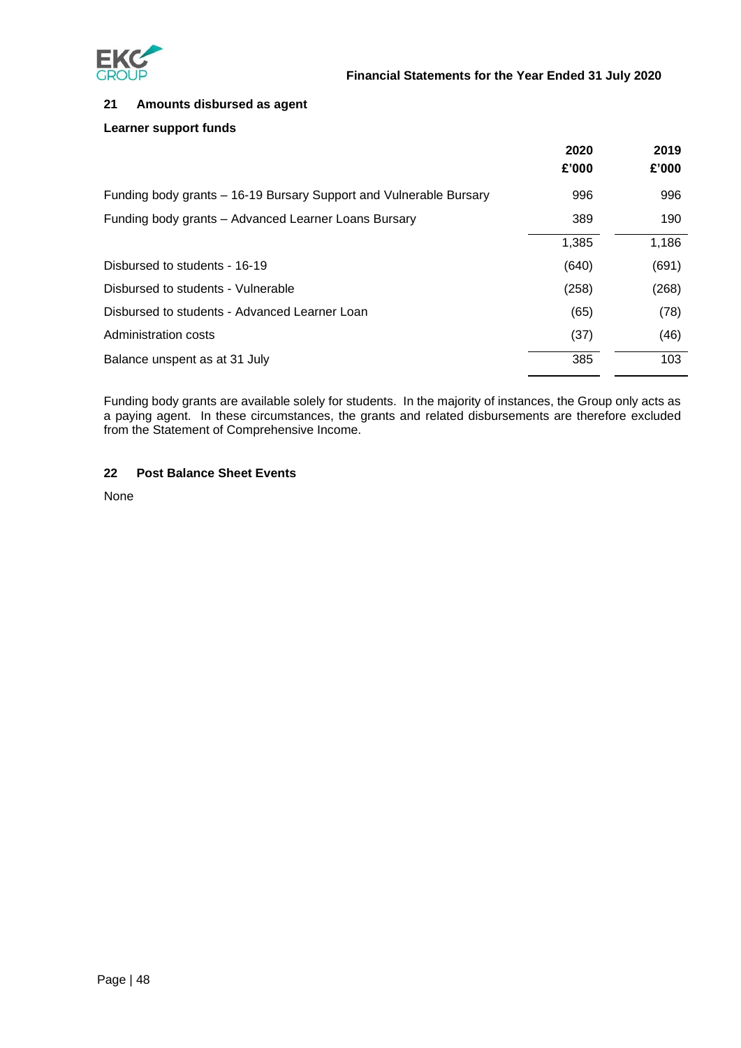## 21 Amounts disbursed as agent

**Learner support funds**

| | 2020 £'000 | 2019 £'000 |
|---|---|---|
| Funding body grants – 16-19 Bursary Support and Vulnerable Bursary | 996 | 996 |
| Funding body grants – Advanced Learner Loans Bursary | 389 | 190 |
| | 1,385 | 1,186 |
| Disbursed to students - 16-19 | (640) | (691) |
| Disbursed to students - Vulnerable | (258) | (268) |
| Disbursed to students - Advanced Learner Loan | (65) | (78) |
| Administration costs | (37) | (46) |
| Balance unspent as at 31 July | 385 | 103 |

Funding body grants are available solely for students. In the majority of instances, the Group only acts as a paying agent. In these circumstances, the grants and related disbursements are therefore excluded from the Statement of Comprehensive Income.

## 22 Post Balance Sheet Events

None